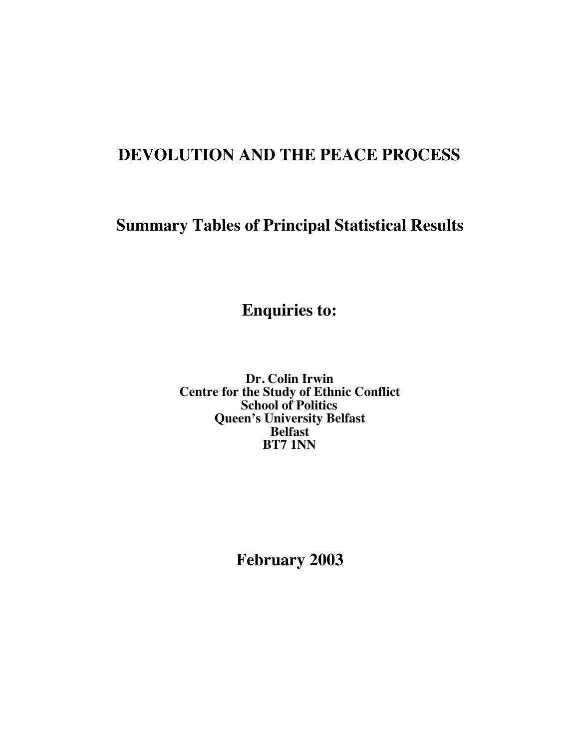# DEVOLUTION AND THE PEACE PROCESS

## Summary Tables of Principal Statistical Results

## Enquiries to:

**Dr. Colin Irwin**
**Centre for the Study of Ethnic Conflict**
**School of Politics**
**Queen's University Belfast**
**Belfast**
**BT7 1NN**

## February 2003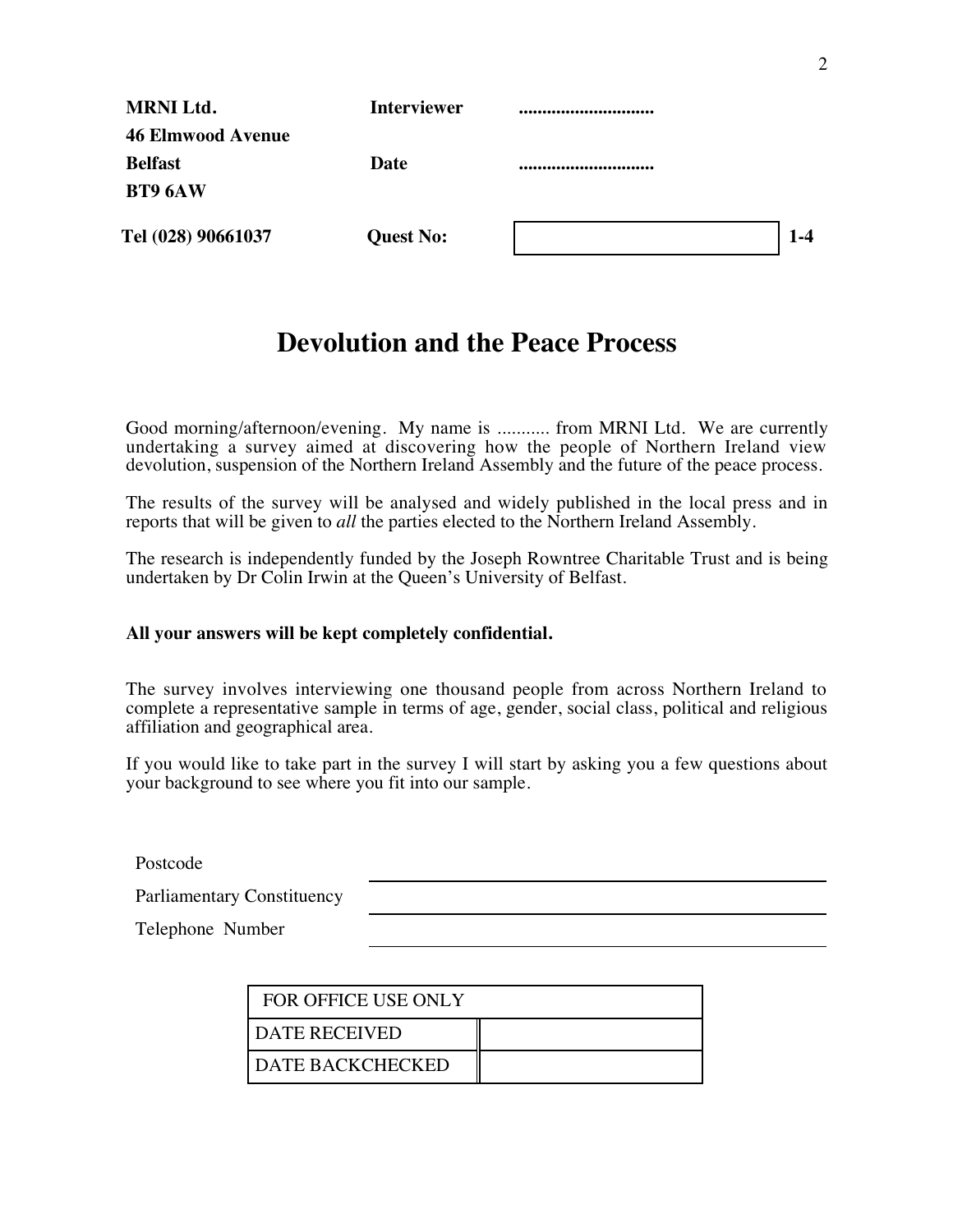| | | | |
|---|---|---|---|
| **MRNI Ltd.** | **Interviewer** | **............................** | |
| **46 Elmwood Avenue** | | | |
| **Belfast** | **Date** | **............................** | |
| **BT9 6AW** | | | |
| **Tel (028) 90661037** | **Quest No:** | | **1-4** |

# Devolution and the Peace Process

Good morning/afternoon/evening. My name is ........... from MRNI Ltd. We are currently undertaking a survey aimed at discovering how the people of Northern Ireland view devolution, suspension of the Northern Ireland Assembly and the future of the peace process.

The results of the survey will be analysed and widely published in the local press and in reports that will be given to *all* the parties elected to the Northern Ireland Assembly.

The research is independently funded by the Joseph Rowntree Charitable Trust and is being undertaken by Dr Colin Irwin at the Queen's University of Belfast.

**All your answers will be kept completely confidential.**

The survey involves interviewing one thousand people from across Northern Ireland to complete a representative sample in terms of age, gender, social class, political and religious affiliation and geographical area.

If you would like to take part in the survey I will start by asking you a few questions about your background to see where you fit into our sample.

Postcode ______________________________

Parliamentary Constituency ______________________________

Telephone Number ______________________________

| FOR OFFICE USE ONLY | |
|---|---|
| DATE RECEIVED | |
| DATE BACKCHECKED | |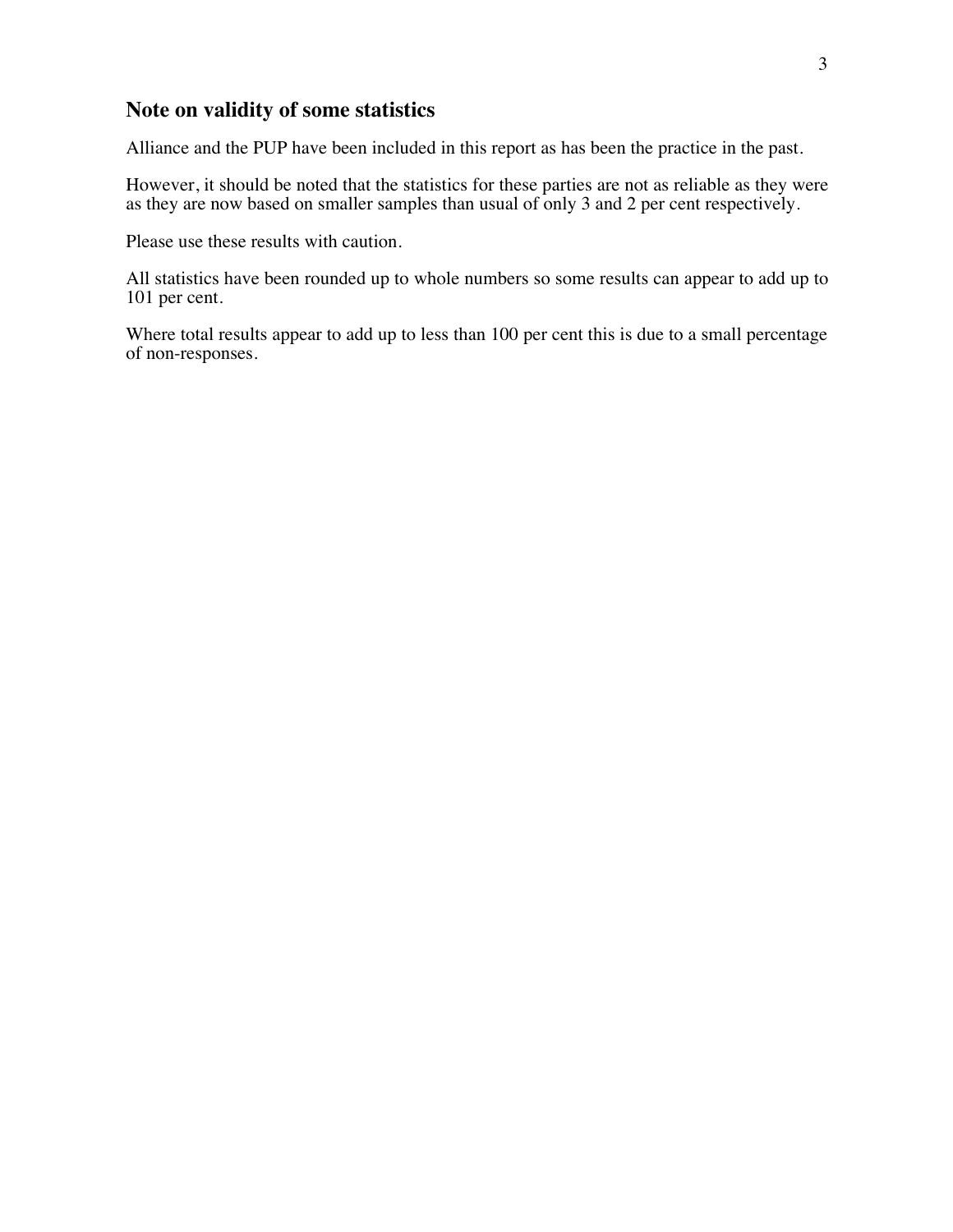## Note on validity of some statistics

Alliance and the PUP have been included in this report as has been the practice in the past.

However, it should be noted that the statistics for these parties are not as reliable as they were as they are now based on smaller samples than usual of only 3 and 2 per cent respectively.

Please use these results with caution.

All statistics have been rounded up to whole numbers so some results can appear to add up to 101 per cent.

Where total results appear to add up to less than 100 per cent this is due to a small percentage of non-responses.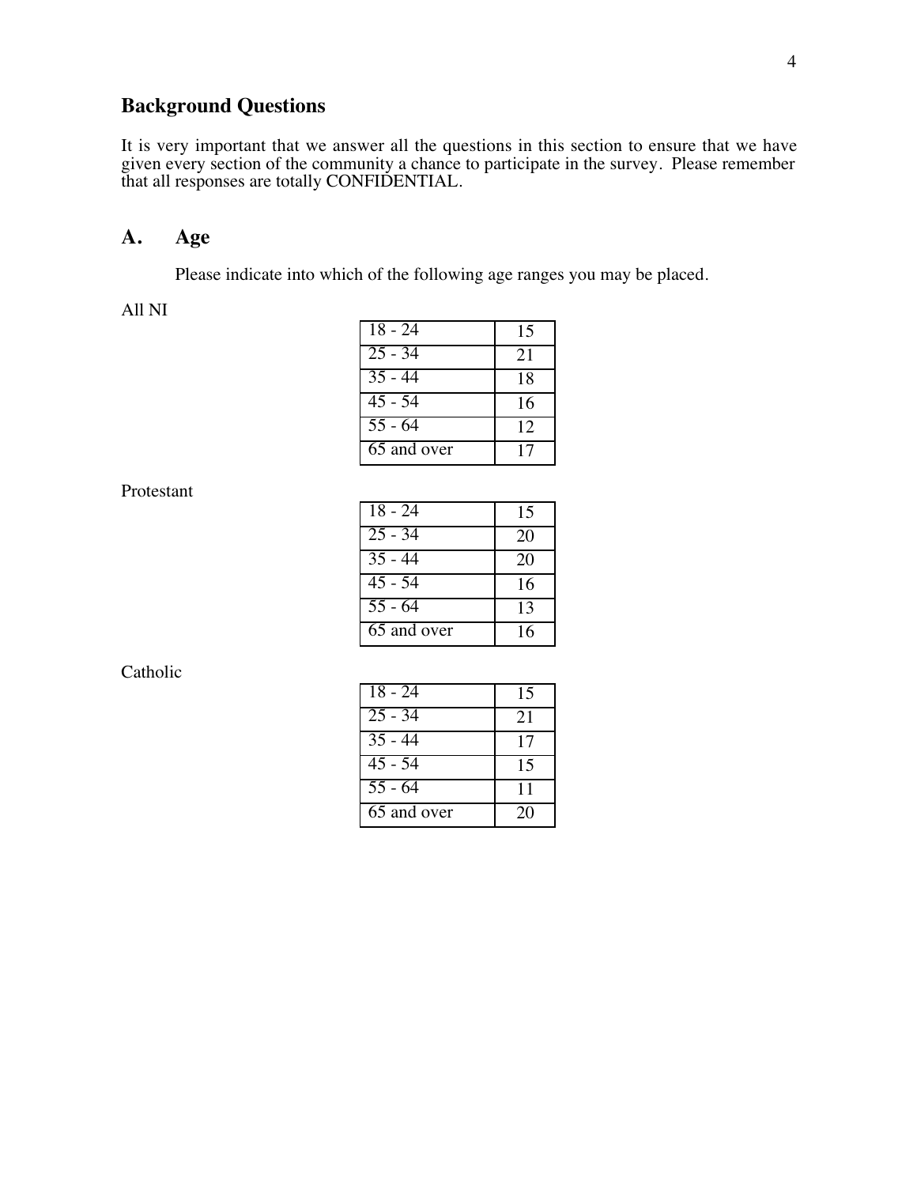## Background Questions

It is very important that we answer all the questions in this section to ensure that we have given every section of the community a chance to participate in the survey. Please remember that all responses are totally CONFIDENTIAL.

## A. Age

Please indicate into which of the following age ranges you may be placed.

All NI

| | |
|---|---|
| 18 - 24 | 15 |
| 25 - 34 | 21 |
| 35 - 44 | 18 |
| 45 - 54 | 16 |
| 55 - 64 | 12 |
| 65 and over | 17 |

Protestant

| | |
|---|---|
| 18 - 24 | 15 |
| 25 - 34 | 20 |
| 35 - 44 | 20 |
| 45 - 54 | 16 |
| 55 - 64 | 13 |
| 65 and over | 16 |

Catholic

| | |
|---|---|
| 18 - 24 | 15 |
| 25 - 34 | 21 |
| 35 - 44 | 17 |
| 45 - 54 | 15 |
| 55 - 64 | 11 |
| 65 and over | 20 |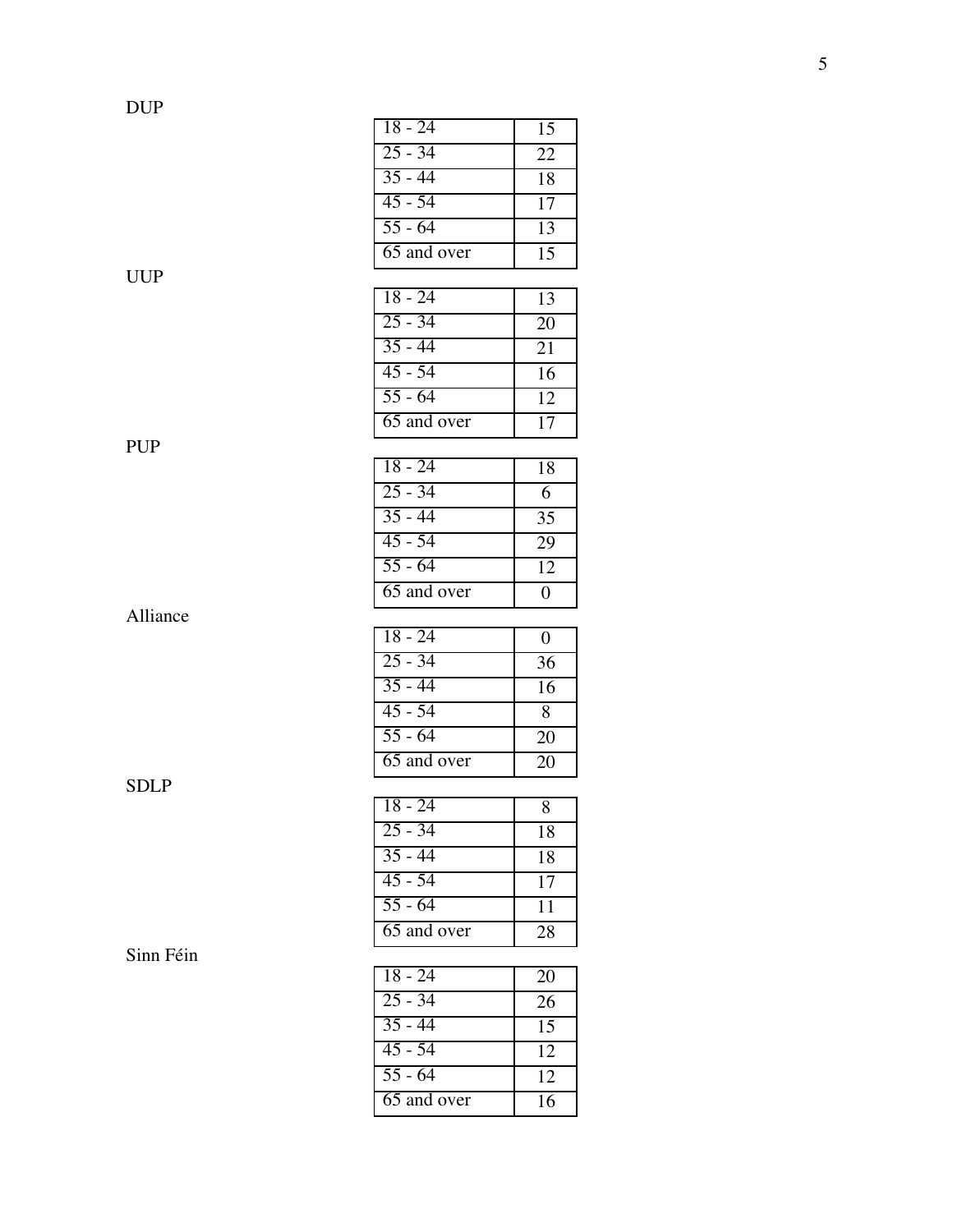DUP

| | |
|---|---|
| 18 - 24 | 15 |
| 25 - 34 | 22 |
| 35 - 44 | 18 |
| 45 - 54 | 17 |
| 55 - 64 | 13 |
| 65 and over | 15 |

UUP

| | |
|---|---|
| 18 - 24 | 13 |
| 25 - 34 | 20 |
| 35 - 44 | 21 |
| 45 - 54 | 16 |
| 55 - 64 | 12 |
| 65 and over | 17 |

PUP

| | |
|---|---|
| 18 - 24 | 18 |
| 25 - 34 | 6 |
| 35 - 44 | 35 |
| 45 - 54 | 29 |
| 55 - 64 | 12 |
| 65 and over | 0 |

Alliance

| | |
|---|---|
| 18 - 24 | 0 |
| 25 - 34 | 36 |
| 35 - 44 | 16 |
| 45 - 54 | 8 |
| 55 - 64 | 20 |
| 65 and over | 20 |

SDLP

| | |
|---|---|
| 18 - 24 | 8 |
| 25 - 34 | 18 |
| 35 - 44 | 18 |
| 45 - 54 | 17 |
| 55 - 64 | 11 |
| 65 and over | 28 |

Sinn Féin

| | |
|---|---|
| 18 - 24 | 20 |
| 25 - 34 | 26 |
| 35 - 44 | 15 |
| 45 - 54 | 12 |
| 55 - 64 | 12 |
| 65 and over | 16 |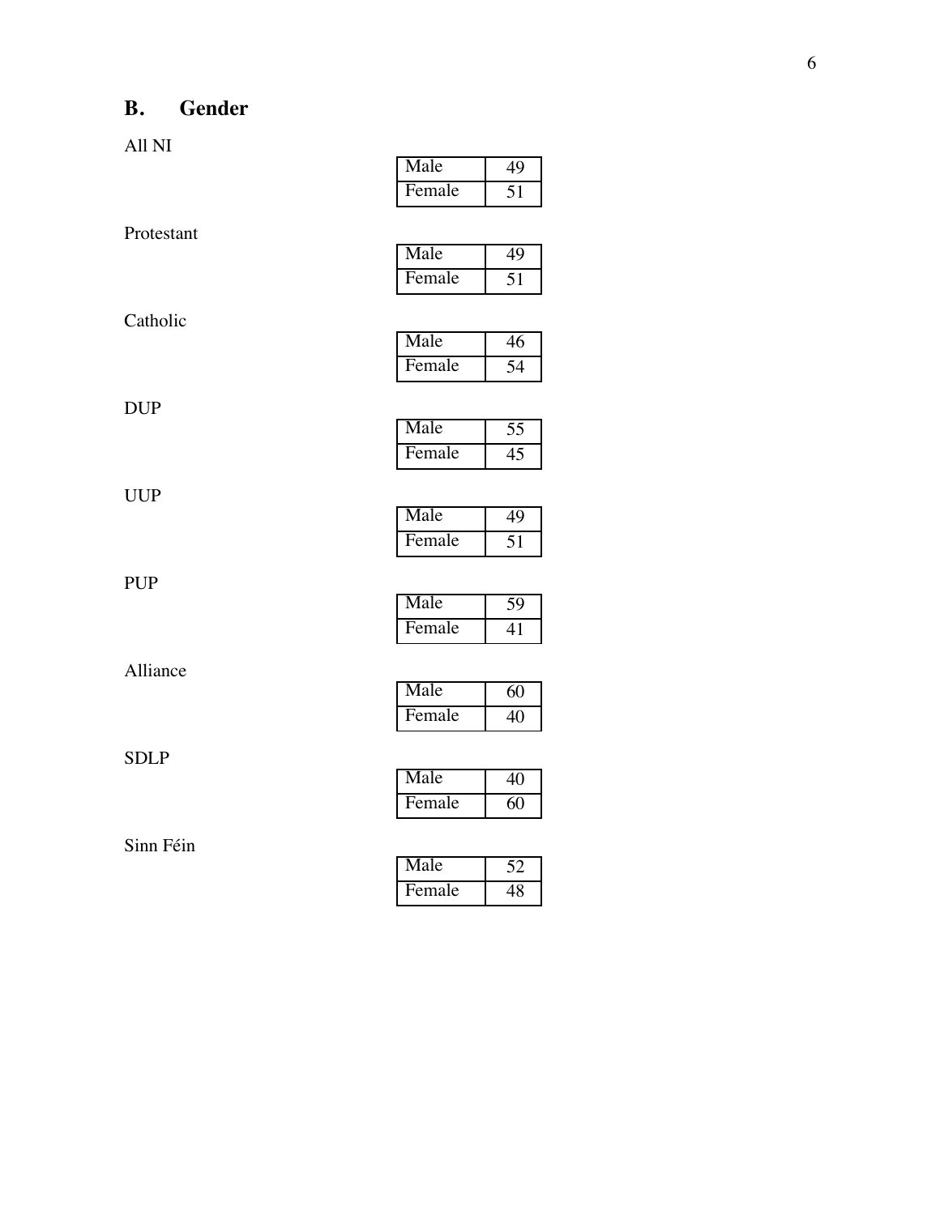## B. Gender

All NI

| Male | 49 |
|---|---|
| Female | 51 |

Protestant

| Male | 49 |
|---|---|
| Female | 51 |

Catholic

| Male | 46 |
|---|---|
| Female | 54 |

DUP

| Male | 55 |
|---|---|
| Female | 45 |

UUP

| Male | 49 |
|---|---|
| Female | 51 |

PUP

| Male | 59 |
|---|---|
| Female | 41 |

Alliance

| Male | 60 |
|---|---|
| Female | 40 |

SDLP

| Male | 40 |
|---|---|
| Female | 60 |

Sinn Féin

| Male | 52 |
|---|---|
| Female | 48 |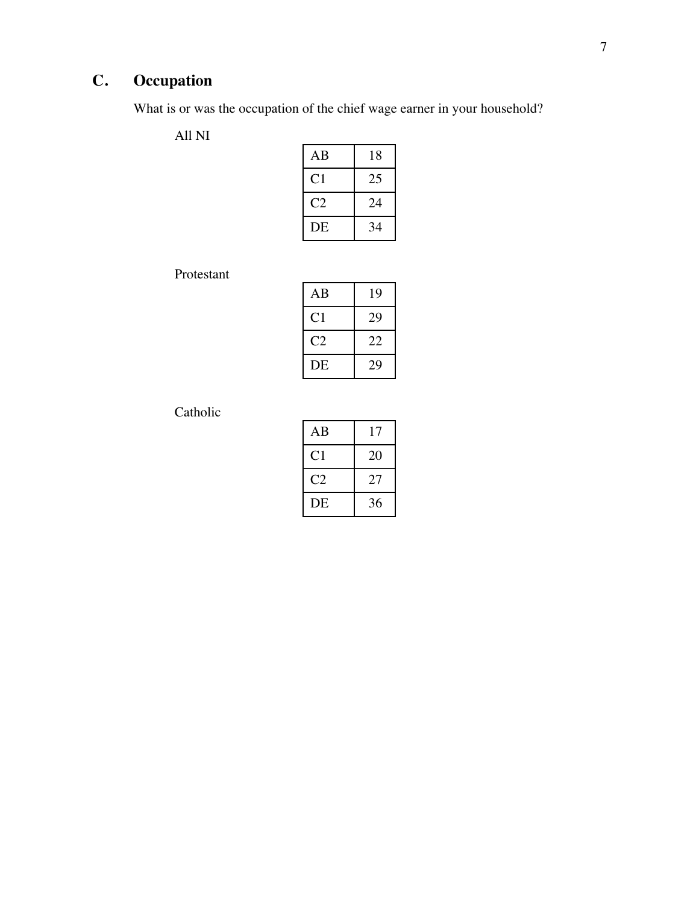## C. Occupation

What is or was the occupation of the chief wage earner in your household?

All NI

| | |
|---|---|
| AB | 18 |
| C1 | 25 |
| C2 | 24 |
| DE | 34 |

Protestant

| | |
|---|---|
| AB | 19 |
| C1 | 29 |
| C2 | 22 |
| DE | 29 |

Catholic

| | |
|---|---|
| AB | 17 |
| C1 | 20 |
| C2 | 27 |
| DE | 36 |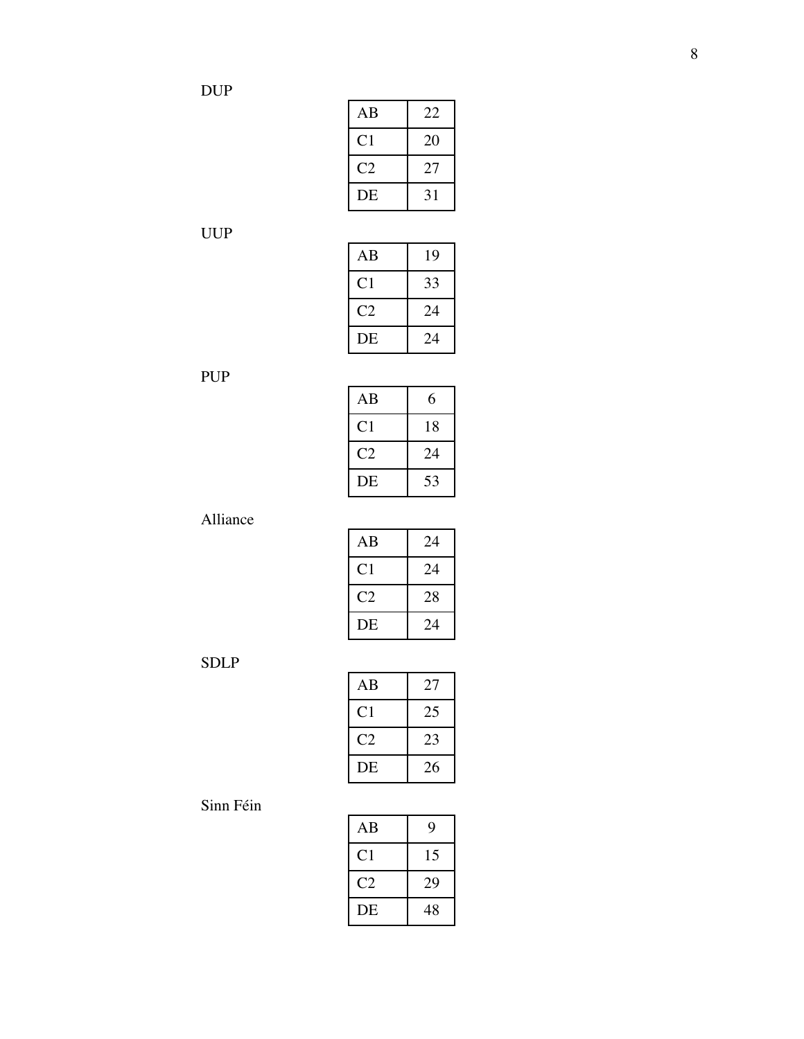DUP

| AB | 22 |
|---|---|
| C1 | 20 |
| C2 | 27 |
| DE | 31 |

UUP

| AB | 19 |
|---|---|
| C1 | 33 |
| C2 | 24 |
| DE | 24 |

PUP

| AB | 6 |
|---|---|
| C1 | 18 |
| C2 | 24 |
| DE | 53 |

Alliance

| AB | 24 |
|---|---|
| C1 | 24 |
| C2 | 28 |
| DE | 24 |

SDLP

| AB | 27 |
|---|---|
| C1 | 25 |
| C2 | 23 |
| DE | 26 |

Sinn Féin

| AB | 9 |
|---|---|
| C1 | 15 |
| C2 | 29 |
| DE | 48 |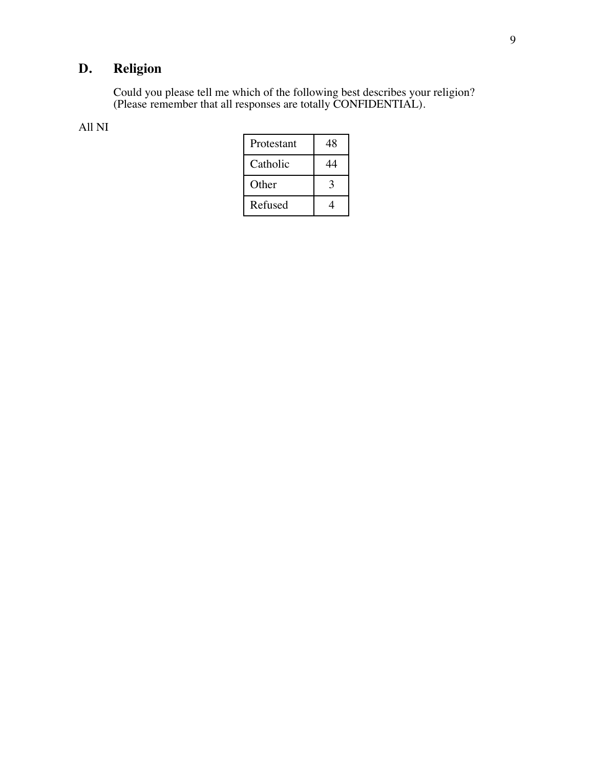## D. Religion

Could you please tell me which of the following best describes your religion? (Please remember that all responses are totally CONFIDENTIAL).

All NI

| | |
|---|---|
| Protestant | 48 |
| Catholic | 44 |
| Other | 3 |
| Refused | 4 |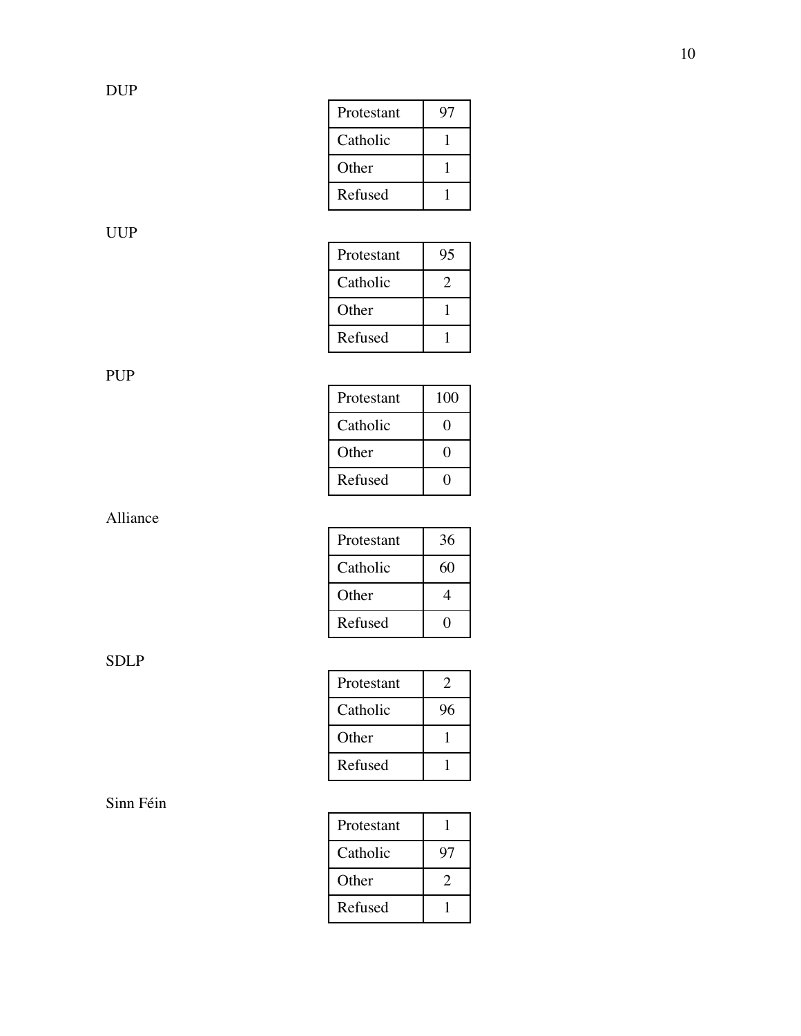DUP

| Protestant | 97 |
|---|---|
| Catholic | 1 |
| Other | 1 |
| Refused | 1 |

UUP

| Protestant | 95 |
|---|---|
| Catholic | 2 |
| Other | 1 |
| Refused | 1 |

PUP

| Protestant | 100 |
|---|---|
| Catholic | 0 |
| Other | 0 |
| Refused | 0 |

Alliance

| Protestant | 36 |
|---|---|
| Catholic | 60 |
| Other | 4 |
| Refused | 0 |

SDLP

| Protestant | 2 |
|---|---|
| Catholic | 96 |
| Other | 1 |
| Refused | 1 |

Sinn Féin

| Protestant | 1 |
|---|---|
| Catholic | 97 |
| Other | 2 |
| Refused | 1 |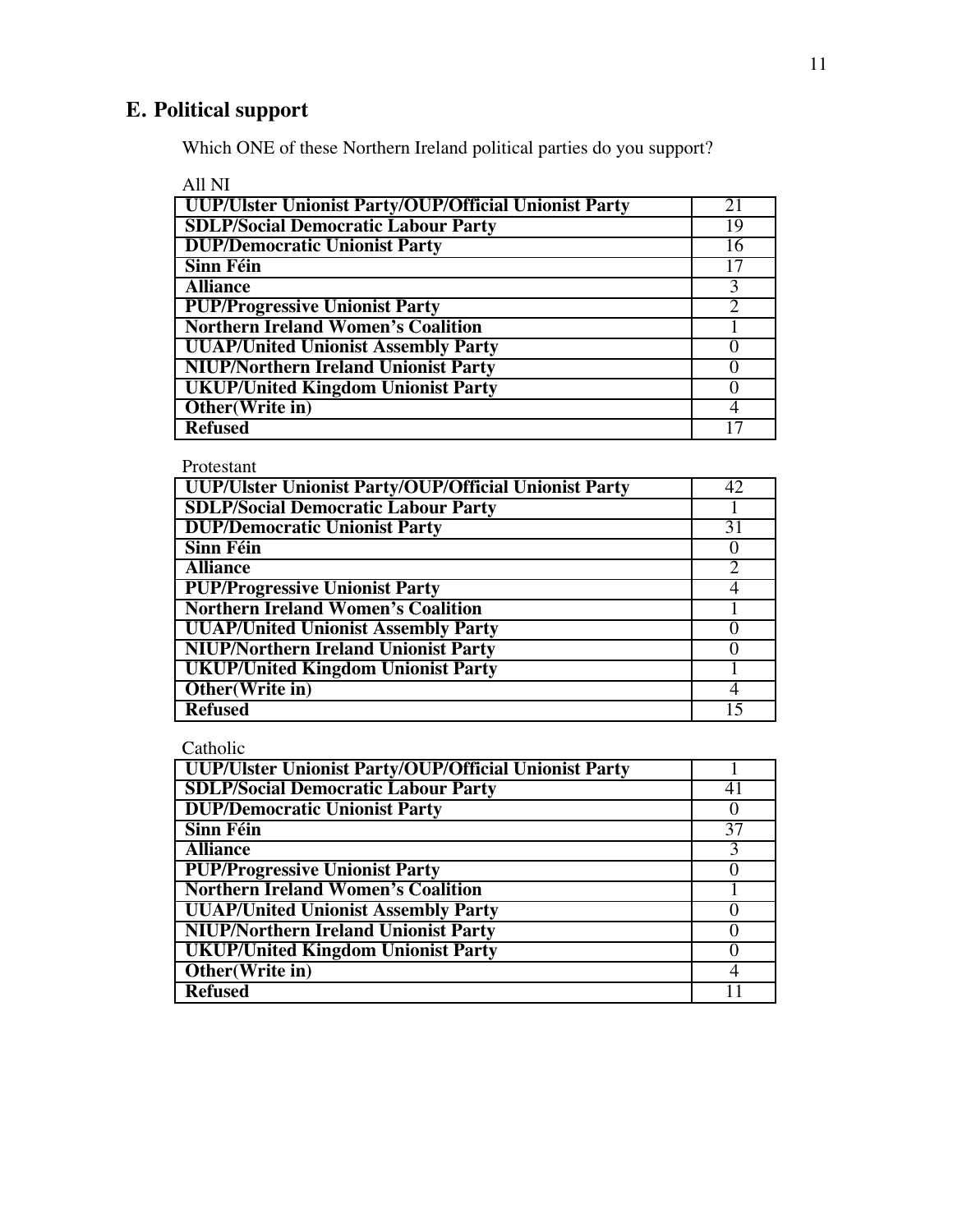## E. Political support

Which ONE of these Northern Ireland political parties do you support?

All NI

| UUP/Ulster Unionist Party/OUP/Official Unionist Party | 21 |
|---|---|
| SDLP/Social Democratic Labour Party | 19 |
| DUP/Democratic Unionist Party | 16 |
| Sinn Féin | 17 |
| Alliance | 3 |
| PUP/Progressive Unionist Party | 2 |
| Northern Ireland Women's Coalition | 1 |
| UUAP/United Unionist Assembly Party | 0 |
| NIUP/Northern Ireland Unionist Party | 0 |
| UKUP/United Kingdom Unionist Party | 0 |
| Other(Write in) | 4 |
| Refused | 17 |

Protestant

| UUP/Ulster Unionist Party/OUP/Official Unionist Party | 42 |
|---|---|
| SDLP/Social Democratic Labour Party | 1 |
| DUP/Democratic Unionist Party | 31 |
| Sinn Féin | 0 |
| Alliance | 2 |
| PUP/Progressive Unionist Party | 4 |
| Northern Ireland Women's Coalition | 1 |
| UUAP/United Unionist Assembly Party | 0 |
| NIUP/Northern Ireland Unionist Party | 0 |
| UKUP/United Kingdom Unionist Party | 1 |
| Other(Write in) | 4 |
| Refused | 15 |

Catholic

| UUP/Ulster Unionist Party/OUP/Official Unionist Party | 1 |
|---|---|
| SDLP/Social Democratic Labour Party | 41 |
| DUP/Democratic Unionist Party | 0 |
| Sinn Féin | 37 |
| Alliance | 3 |
| PUP/Progressive Unionist Party | 0 |
| Northern Ireland Women's Coalition | 1 |
| UUAP/United Unionist Assembly Party | 0 |
| NIUP/Northern Ireland Unionist Party | 0 |
| UKUP/United Kingdom Unionist Party | 0 |
| Other(Write in) | 4 |
| Refused | 11 |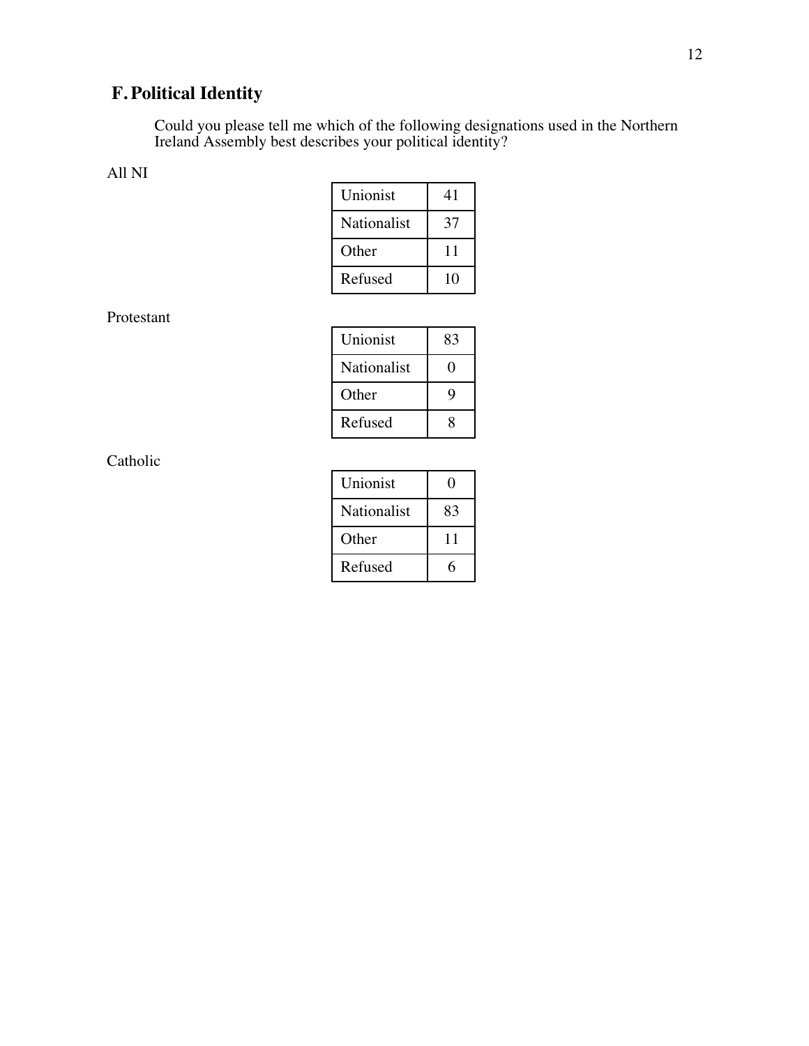## F. Political Identity

Could you please tell me which of the following designations used in the Northern Ireland Assembly best describes your political identity?

All NI

| | |
|---|---|
| Unionist | 41 |
| Nationalist | 37 |
| Other | 11 |
| Refused | 10 |

Protestant

| | |
|---|---|
| Unionist | 83 |
| Nationalist | 0 |
| Other | 9 |
| Refused | 8 |

Catholic

| | |
|---|---|
| Unionist | 0 |
| Nationalist | 83 |
| Other | 11 |
| Refused | 6 |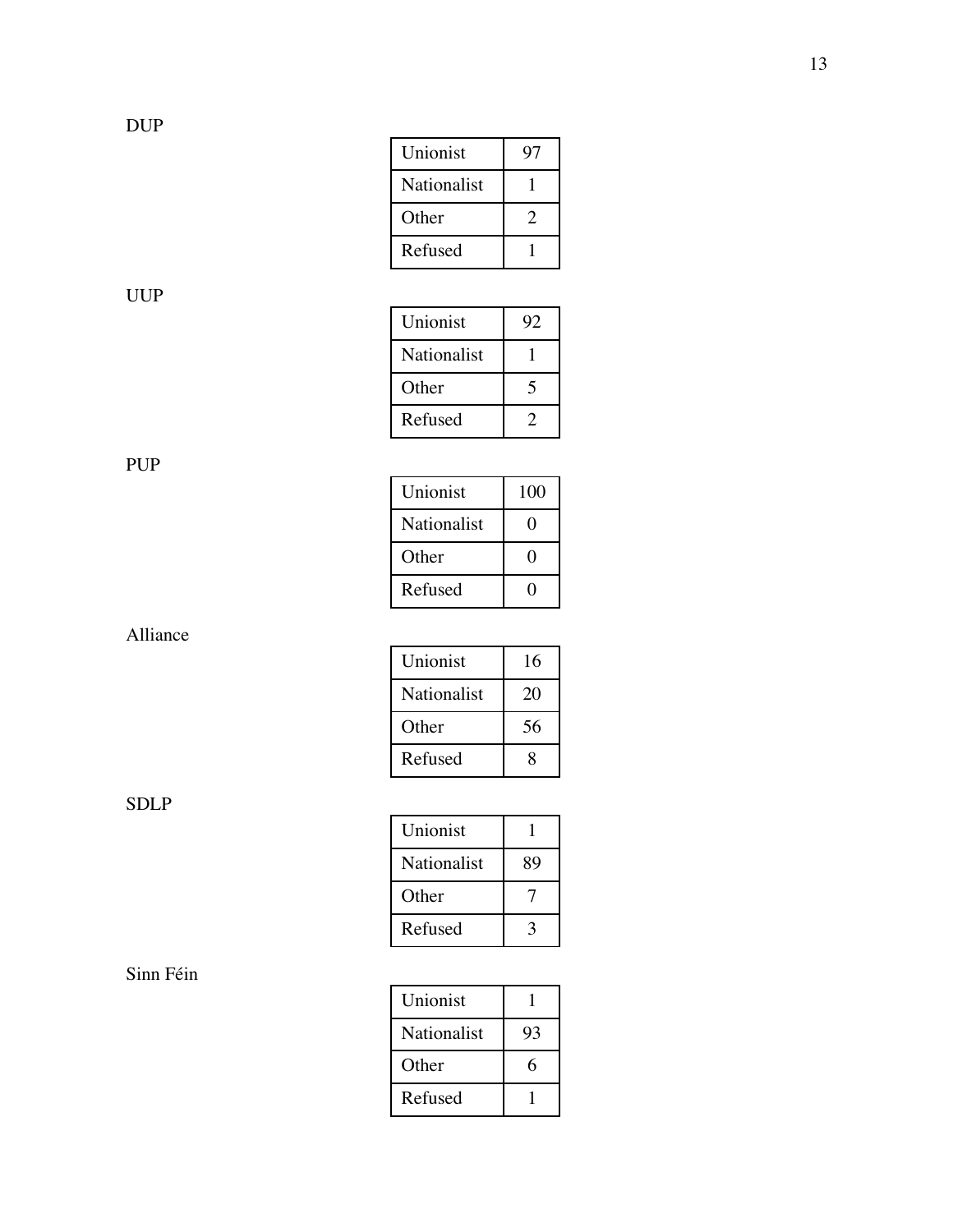DUP

| Unionist | 97 |
|---|---|
| Nationalist | 1 |
| Other | 2 |
| Refused | 1 |

UUP

| Unionist | 92 |
|---|---|
| Nationalist | 1 |
| Other | 5 |
| Refused | 2 |

PUP

| Unionist | 100 |
|---|---|
| Nationalist | 0 |
| Other | 0 |
| Refused | 0 |

Alliance

| Unionist | 16 |
|---|---|
| Nationalist | 20 |
| Other | 56 |
| Refused | 8 |

SDLP

| Unionist | 1 |
|---|---|
| Nationalist | 89 |
| Other | 7 |
| Refused | 3 |

Sinn Féin

| Unionist | 1 |
|---|---|
| Nationalist | 93 |
| Other | 6 |
| Refused | 1 |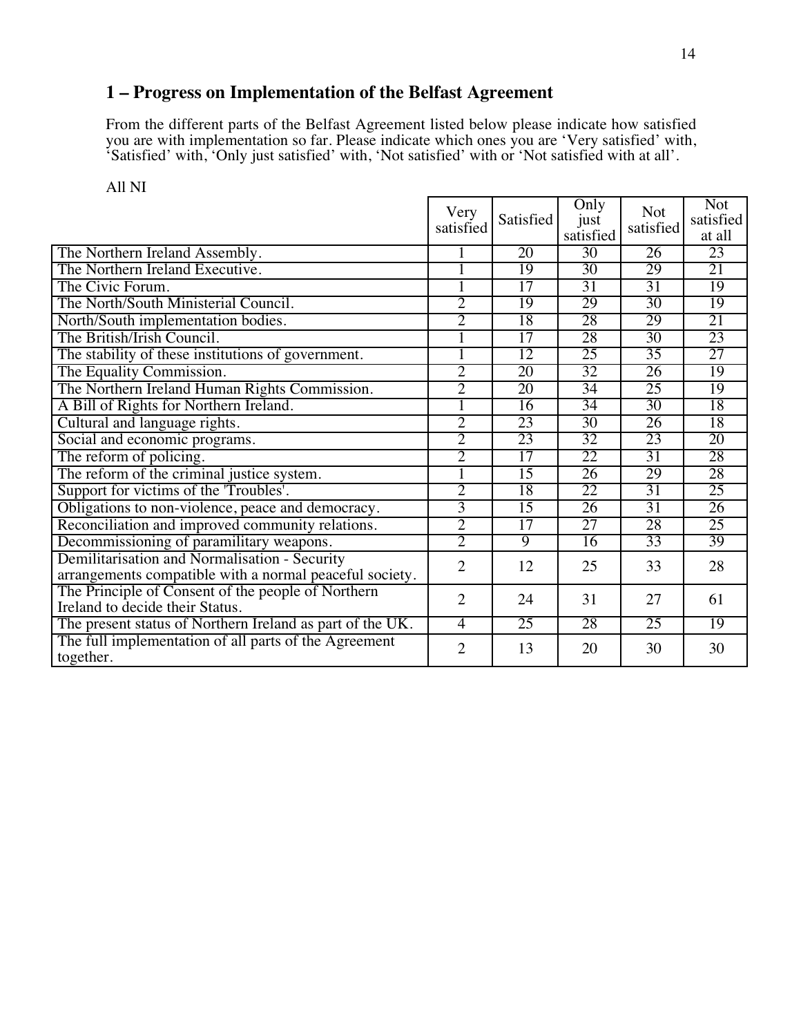## 1 – Progress on Implementation of the Belfast Agreement

From the different parts of the Belfast Agreement listed below please indicate how satisfied you are with implementation so far. Please indicate which ones you are 'Very satisfied' with, 'Satisfied' with, 'Only just satisfied' with, 'Not satisfied' with or 'Not satisfied with at all'.

All NI

| | Very satisfied | Satisfied | Only just satisfied | Not satisfied | Not satisfied at all |
|---|---|---|---|---|---|
| The Northern Ireland Assembly. | 1 | 20 | 30 | 26 | 23 |
| The Northern Ireland Executive. | 1 | 19 | 30 | 29 | 21 |
| The Civic Forum. | 1 | 17 | 31 | 31 | 19 |
| The North/South Ministerial Council. | 2 | 19 | 29 | 30 | 19 |
| North/South implementation bodies. | 2 | 18 | 28 | 29 | 21 |
| The British/Irish Council. | 1 | 17 | 28 | 30 | 23 |
| The stability of these institutions of government. | 1 | 12 | 25 | 35 | 27 |
| The Equality Commission. | 2 | 20 | 32 | 26 | 19 |
| The Northern Ireland Human Rights Commission. | 2 | 20 | 34 | 25 | 19 |
| A Bill of Rights for Northern Ireland. | 1 | 16 | 34 | 30 | 18 |
| Cultural and language rights. | 2 | 23 | 30 | 26 | 18 |
| Social and economic programs. | 2 | 23 | 32 | 23 | 20 |
| The reform of policing. | 2 | 17 | 22 | 31 | 28 |
| The reform of the criminal justice system. | 1 | 15 | 26 | 29 | 28 |
| Support for victims of the 'Troubles'. | 2 | 18 | 22 | 31 | 25 |
| Obligations to non-violence, peace and democracy. | 3 | 15 | 26 | 31 | 26 |
| Reconciliation and improved community relations. | 2 | 17 | 27 | 28 | 25 |
| Decommissioning of paramilitary weapons. | 2 | 9 | 16 | 33 | 39 |
| Demilitarisation and Normalisation - Security arrangements compatible with a normal peaceful society. | 2 | 12 | 25 | 33 | 28 |
| The Principle of Consent of the people of Northern Ireland to decide their Status. | 2 | 24 | 31 | 27 | 61 |
| The present status of Northern Ireland as part of the UK. | 4 | 25 | 28 | 25 | 19 |
| The full implementation of all parts of the Agreement together. | 2 | 13 | 20 | 30 | 30 |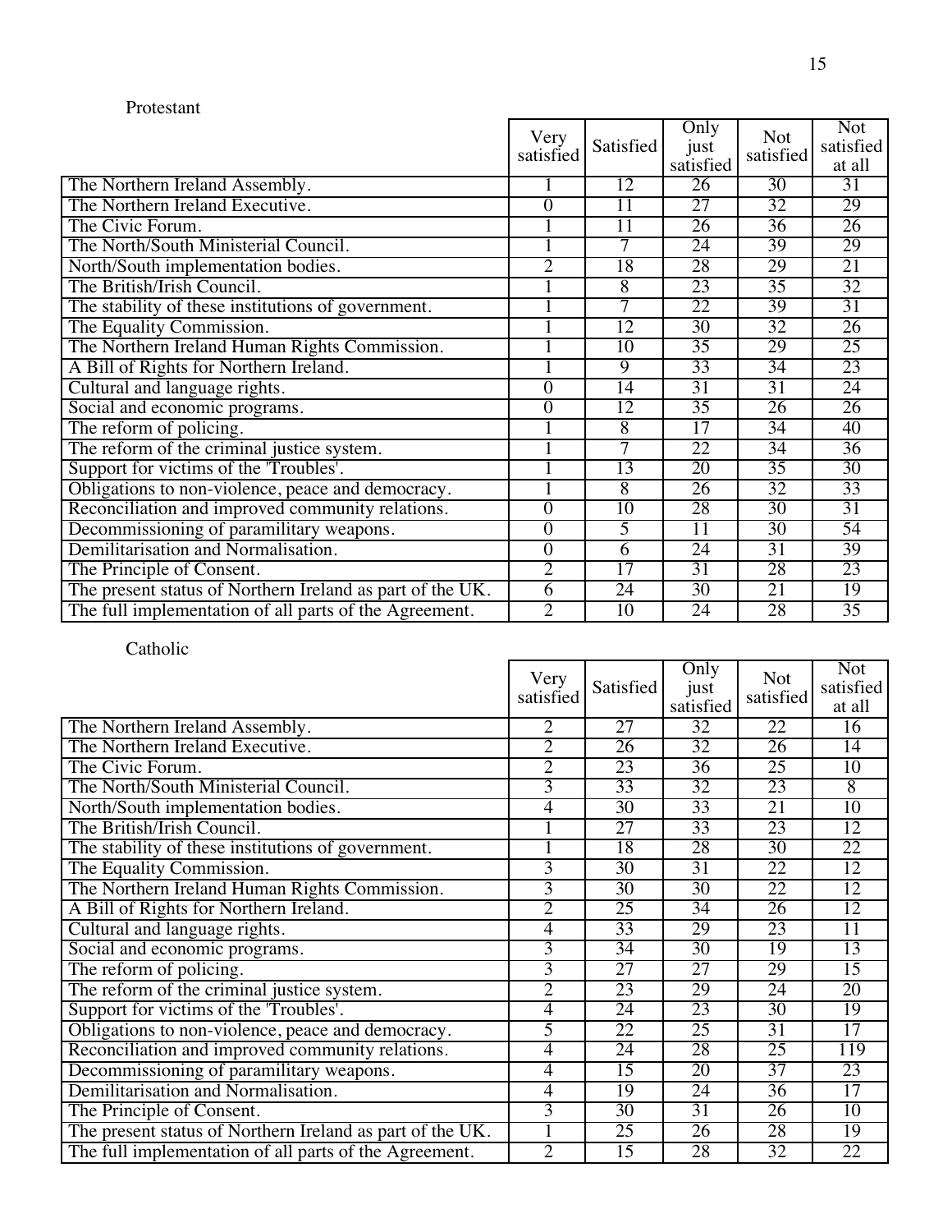Protestant

| | Very satisfied | Satisfied | Only just satisfied | Not satisfied | Not satisfied at all |
|---|---|---|---|---|---|
| The Northern Ireland Assembly. | 1 | 12 | 26 | 30 | 31 |
| The Northern Ireland Executive. | 0 | 11 | 27 | 32 | 29 |
| The Civic Forum. | 1 | 11 | 26 | 36 | 26 |
| The North/South Ministerial Council. | 1 | 7 | 24 | 39 | 29 |
| North/South implementation bodies. | 2 | 18 | 28 | 29 | 21 |
| The British/Irish Council. | 1 | 8 | 23 | 35 | 32 |
| The stability of these institutions of government. | 1 | 7 | 22 | 39 | 31 |
| The Equality Commission. | 1 | 12 | 30 | 32 | 26 |
| The Northern Ireland Human Rights Commission. | 1 | 10 | 35 | 29 | 25 |
| A Bill of Rights for Northern Ireland. | 1 | 9 | 33 | 34 | 23 |
| Cultural and language rights. | 0 | 14 | 31 | 31 | 24 |
| Social and economic programs. | 0 | 12 | 35 | 26 | 26 |
| The reform of policing. | 1 | 8 | 17 | 34 | 40 |
| The reform of the criminal justice system. | 1 | 7 | 22 | 34 | 36 |
| Support for victims of the 'Troubles'. | 1 | 13 | 20 | 35 | 30 |
| Obligations to non-violence, peace and democracy. | 1 | 8 | 26 | 32 | 33 |
| Reconciliation and improved community relations. | 0 | 10 | 28 | 30 | 31 |
| Decommissioning of paramilitary weapons. | 0 | 5 | 11 | 30 | 54 |
| Demilitarisation and Normalisation. | 0 | 6 | 24 | 31 | 39 |
| The Principle of Consent. | 2 | 17 | 31 | 28 | 23 |
| The present status of Northern Ireland as part of the UK. | 6 | 24 | 30 | 21 | 19 |
| The full implementation of all parts of the Agreement. | 2 | 10 | 24 | 28 | 35 |

Catholic

| | Very satisfied | Satisfied | Only just satisfied | Not satisfied | Not satisfied at all |
|---|---|---|---|---|---|
| The Northern Ireland Assembly. | 2 | 27 | 32 | 22 | 16 |
| The Northern Ireland Executive. | 2 | 26 | 32 | 26 | 14 |
| The Civic Forum. | 2 | 23 | 36 | 25 | 10 |
| The North/South Ministerial Council. | 3 | 33 | 32 | 23 | 8 |
| North/South implementation bodies. | 4 | 30 | 33 | 21 | 10 |
| The British/Irish Council. | 1 | 27 | 33 | 23 | 12 |
| The stability of these institutions of government. | 1 | 18 | 28 | 30 | 22 |
| The Equality Commission. | 3 | 30 | 31 | 22 | 12 |
| The Northern Ireland Human Rights Commission. | 3 | 30 | 30 | 22 | 12 |
| A Bill of Rights for Northern Ireland. | 2 | 25 | 34 | 26 | 12 |
| Cultural and language rights. | 4 | 33 | 29 | 23 | 11 |
| Social and economic programs. | 3 | 34 | 30 | 19 | 13 |
| The reform of policing. | 3 | 27 | 27 | 29 | 15 |
| The reform of the criminal justice system. | 2 | 23 | 29 | 24 | 20 |
| Support for victims of the 'Troubles'. | 4 | 24 | 23 | 30 | 19 |
| Obligations to non-violence, peace and democracy. | 5 | 22 | 25 | 31 | 17 |
| Reconciliation and improved community relations. | 4 | 24 | 28 | 25 | 119 |
| Decommissioning of paramilitary weapons. | 4 | 15 | 20 | 37 | 23 |
| Demilitarisation and Normalisation. | 4 | 19 | 24 | 36 | 17 |
| The Principle of Consent. | 3 | 30 | 31 | 26 | 10 |
| The present status of Northern Ireland as part of the UK. | 1 | 25 | 26 | 28 | 19 |
| The full implementation of all parts of the Agreement. | 2 | 15 | 28 | 32 | 22 |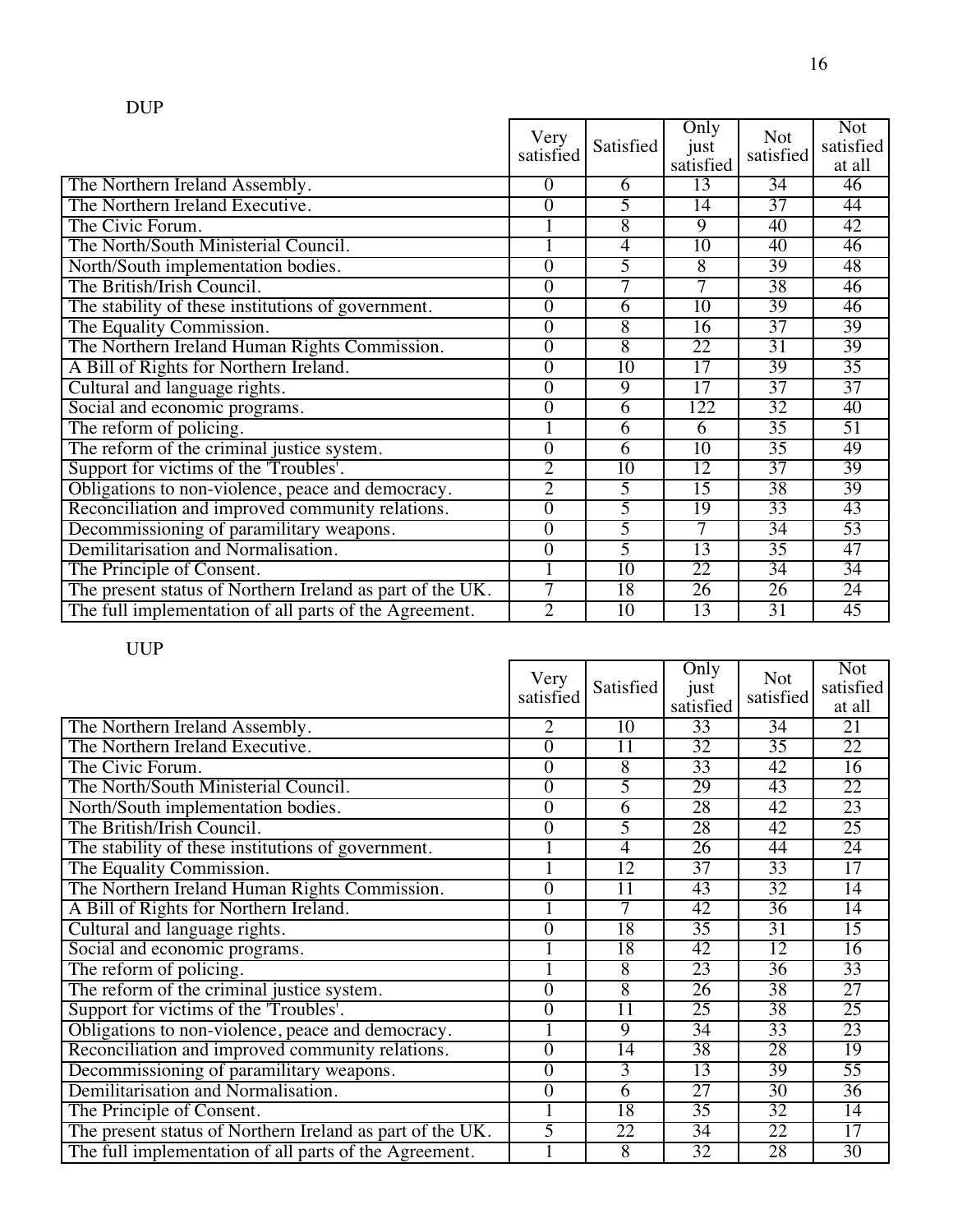DUP

| | Very satisfied | Satisfied | Only just satisfied | Not satisfied | Not satisfied at all |
|---|---|---|---|---|---|
| The Northern Ireland Assembly. | 0 | 6 | 13 | 34 | 46 |
| The Northern Ireland Executive. | 0 | 5 | 14 | 37 | 44 |
| The Civic Forum. | 1 | 8 | 9 | 40 | 42 |
| The North/South Ministerial Council. | 1 | 4 | 10 | 40 | 46 |
| North/South implementation bodies. | 0 | 5 | 8 | 39 | 48 |
| The British/Irish Council. | 0 | 7 | 7 | 38 | 46 |
| The stability of these institutions of government. | 0 | 6 | 10 | 39 | 46 |
| The Equality Commission. | 0 | 8 | 16 | 37 | 39 |
| The Northern Ireland Human Rights Commission. | 0 | 8 | 22 | 31 | 39 |
| A Bill of Rights for Northern Ireland. | 0 | 10 | 17 | 39 | 35 |
| Cultural and language rights. | 0 | 9 | 17 | 37 | 37 |
| Social and economic programs. | 0 | 6 | 122 | 32 | 40 |
| The reform of policing. | 1 | 6 | 6 | 35 | 51 |
| The reform of the criminal justice system. | 0 | 6 | 10 | 35 | 49 |
| Support for victims of the 'Troubles'. | 2 | 10 | 12 | 37 | 39 |
| Obligations to non-violence, peace and democracy. | 2 | 5 | 15 | 38 | 39 |
| Reconciliation and improved community relations. | 0 | 5 | 19 | 33 | 43 |
| Decommissioning of paramilitary weapons. | 0 | 5 | 7 | 34 | 53 |
| Demilitarisation and Normalisation. | 0 | 5 | 13 | 35 | 47 |
| The Principle of Consent. | 1 | 10 | 22 | 34 | 34 |
| The present status of Northern Ireland as part of the UK. | 7 | 18 | 26 | 26 | 24 |
| The full implementation of all parts of the Agreement. | 2 | 10 | 13 | 31 | 45 |

UUP

| | Very satisfied | Satisfied | Only just satisfied | Not satisfied | Not satisfied at all |
|---|---|---|---|---|---|
| The Northern Ireland Assembly. | 2 | 10 | 33 | 34 | 21 |
| The Northern Ireland Executive. | 0 | 11 | 32 | 35 | 22 |
| The Civic Forum. | 0 | 8 | 33 | 42 | 16 |
| The North/South Ministerial Council. | 0 | 5 | 29 | 43 | 22 |
| North/South implementation bodies. | 0 | 6 | 28 | 42 | 23 |
| The British/Irish Council. | 0 | 5 | 28 | 42 | 25 |
| The stability of these institutions of government. | 1 | 4 | 26 | 44 | 24 |
| The Equality Commission. | 1 | 12 | 37 | 33 | 17 |
| The Northern Ireland Human Rights Commission. | 0 | 11 | 43 | 32 | 14 |
| A Bill of Rights for Northern Ireland. | 1 | 7 | 42 | 36 | 14 |
| Cultural and language rights. | 0 | 18 | 35 | 31 | 15 |
| Social and economic programs. | 1 | 18 | 42 | 12 | 16 |
| The reform of policing. | 1 | 8 | 23 | 36 | 33 |
| The reform of the criminal justice system. | 0 | 8 | 26 | 38 | 27 |
| Support for victims of the 'Troubles'. | 0 | 11 | 25 | 38 | 25 |
| Obligations to non-violence, peace and democracy. | 1 | 9 | 34 | 33 | 23 |
| Reconciliation and improved community relations. | 0 | 14 | 38 | 28 | 19 |
| Decommissioning of paramilitary weapons. | 0 | 3 | 13 | 39 | 55 |
| Demilitarisation and Normalisation. | 0 | 6 | 27 | 30 | 36 |
| The Principle of Consent. | 1 | 18 | 35 | 32 | 14 |
| The present status of Northern Ireland as part of the UK. | 5 | 22 | 34 | 22 | 17 |
| The full implementation of all parts of the Agreement. | 1 | 8 | 32 | 28 | 30 |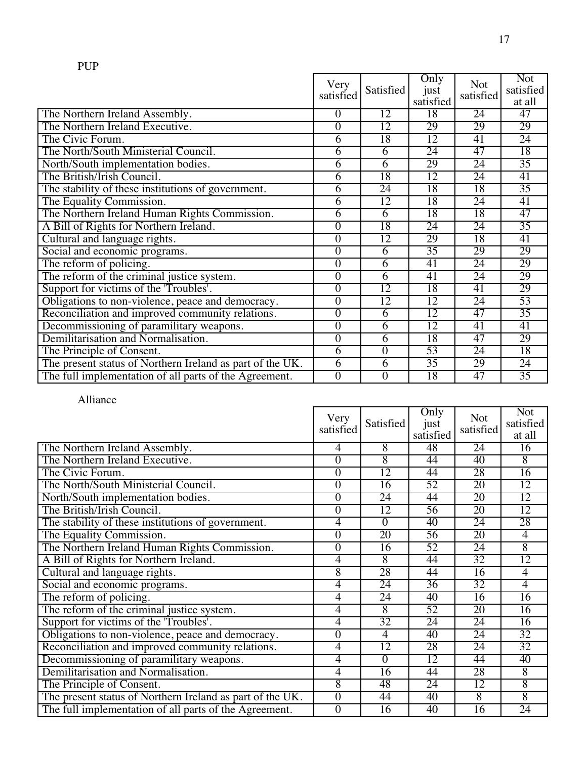PUP

| | Very satisfied | Satisfied | Only just satisfied | Not satisfied | Not satisfied at all |
|---|---|---|---|---|---|
| The Northern Ireland Assembly. | 0 | 12 | 18 | 24 | 47 |
| The Northern Ireland Executive. | 0 | 12 | 29 | 29 | 29 |
| The Civic Forum. | 6 | 18 | 12 | 41 | 24 |
| The North/South Ministerial Council. | 6 | 6 | 24 | 47 | 18 |
| North/South implementation bodies. | 6 | 6 | 29 | 24 | 35 |
| The British/Irish Council. | 6 | 18 | 12 | 24 | 41 |
| The stability of these institutions of government. | 6 | 24 | 18 | 18 | 35 |
| The Equality Commission. | 6 | 12 | 18 | 24 | 41 |
| The Northern Ireland Human Rights Commission. | 6 | 6 | 18 | 18 | 47 |
| A Bill of Rights for Northern Ireland. | 0 | 18 | 24 | 24 | 35 |
| Cultural and language rights. | 0 | 12 | 29 | 18 | 41 |
| Social and economic programs. | 0 | 6 | 35 | 29 | 29 |
| The reform of policing. | 0 | 6 | 41 | 24 | 29 |
| The reform of the criminal justice system. | 0 | 6 | 41 | 24 | 29 |
| Support for victims of the 'Troubles'. | 0 | 12 | 18 | 41 | 29 |
| Obligations to non-violence, peace and democracy. | 0 | 12 | 12 | 24 | 53 |
| Reconciliation and improved community relations. | 0 | 6 | 12 | 47 | 35 |
| Decommissioning of paramilitary weapons. | 0 | 6 | 12 | 41 | 41 |
| Demilitarisation and Normalisation. | 0 | 6 | 18 | 47 | 29 |
| The Principle of Consent. | 6 | 0 | 53 | 24 | 18 |
| The present status of Northern Ireland as part of the UK. | 6 | 6 | 35 | 29 | 24 |
| The full implementation of all parts of the Agreement. | 0 | 0 | 18 | 47 | 35 |

Alliance

| | Very satisfied | Satisfied | Only just satisfied | Not satisfied | Not satisfied at all |
|---|---|---|---|---|---|
| The Northern Ireland Assembly. | 4 | 8 | 48 | 24 | 16 |
| The Northern Ireland Executive. | 0 | 8 | 44 | 40 | 8 |
| The Civic Forum. | 0 | 12 | 44 | 28 | 16 |
| The North/South Ministerial Council. | 0 | 16 | 52 | 20 | 12 |
| North/South implementation bodies. | 0 | 24 | 44 | 20 | 12 |
| The British/Irish Council. | 0 | 12 | 56 | 20 | 12 |
| The stability of these institutions of government. | 4 | 0 | 40 | 24 | 28 |
| The Equality Commission. | 0 | 20 | 56 | 20 | 4 |
| The Northern Ireland Human Rights Commission. | 0 | 16 | 52 | 24 | 8 |
| A Bill of Rights for Northern Ireland. | 4 | 8 | 44 | 32 | 12 |
| Cultural and language rights. | 8 | 28 | 44 | 16 | 4 |
| Social and economic programs. | 4 | 24 | 36 | 32 | 4 |
| The reform of policing. | 4 | 24 | 40 | 16 | 16 |
| The reform of the criminal justice system. | 4 | 8 | 52 | 20 | 16 |
| Support for victims of the 'Troubles'. | 4 | 32 | 24 | 24 | 16 |
| Obligations to non-violence, peace and democracy. | 0 | 4 | 40 | 24 | 32 |
| Reconciliation and improved community relations. | 4 | 12 | 28 | 24 | 32 |
| Decommissioning of paramilitary weapons. | 4 | 0 | 12 | 44 | 40 |
| Demilitarisation and Normalisation. | 4 | 16 | 44 | 28 | 8 |
| The Principle of Consent. | 8 | 48 | 24 | 12 | 8 |
| The present status of Northern Ireland as part of the UK. | 0 | 44 | 40 | 8 | 8 |
| The full implementation of all parts of the Agreement. | 0 | 16 | 40 | 16 | 24 |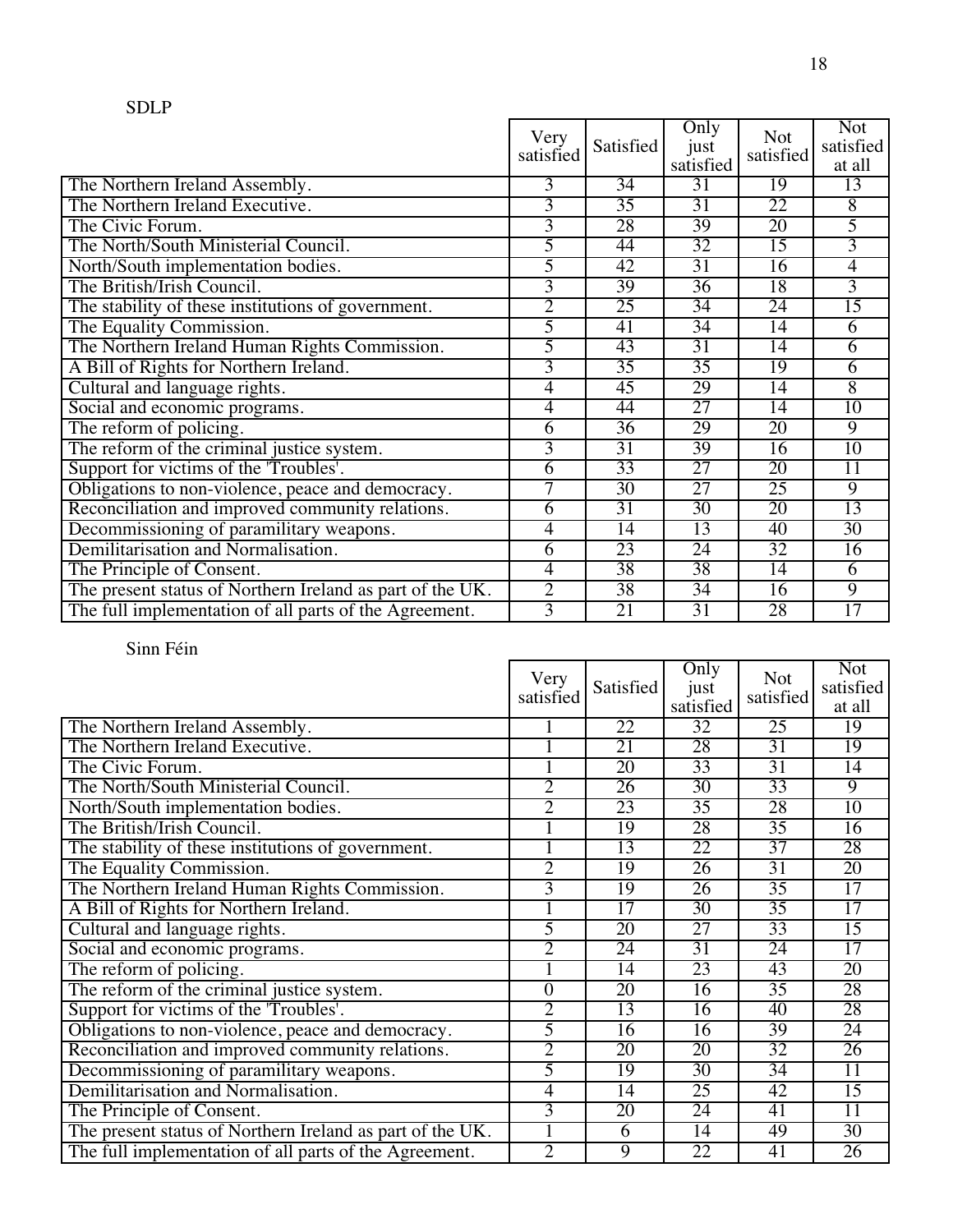SDLP

| | Very satisfied | Satisfied | Only just satisfied | Not satisfied | Not satisfied at all |
|---|---|---|---|---|---|
| The Northern Ireland Assembly. | 3 | 34 | 31 | 19 | 13 |
| The Northern Ireland Executive. | 3 | 35 | 31 | 22 | 8 |
| The Civic Forum. | 3 | 28 | 39 | 20 | 5 |
| The North/South Ministerial Council. | 5 | 44 | 32 | 15 | 3 |
| North/South implementation bodies. | 5 | 42 | 31 | 16 | 4 |
| The British/Irish Council. | 3 | 39 | 36 | 18 | 3 |
| The stability of these institutions of government. | 2 | 25 | 34 | 24 | 15 |
| The Equality Commission. | 5 | 41 | 34 | 14 | 6 |
| The Northern Ireland Human Rights Commission. | 5 | 43 | 31 | 14 | 6 |
| A Bill of Rights for Northern Ireland. | 3 | 35 | 35 | 19 | 6 |
| Cultural and language rights. | 4 | 45 | 29 | 14 | 8 |
| Social and economic programs. | 4 | 44 | 27 | 14 | 10 |
| The reform of policing. | 6 | 36 | 29 | 20 | 9 |
| The reform of the criminal justice system. | 3 | 31 | 39 | 16 | 10 |
| Support for victims of the 'Troubles'. | 6 | 33 | 27 | 20 | 11 |
| Obligations to non-violence, peace and democracy. | 7 | 30 | 27 | 25 | 9 |
| Reconciliation and improved community relations. | 6 | 31 | 30 | 20 | 13 |
| Decommissioning of paramilitary weapons. | 4 | 14 | 13 | 40 | 30 |
| Demilitarisation and Normalisation. | 6 | 23 | 24 | 32 | 16 |
| The Principle of Consent. | 4 | 38 | 38 | 14 | 6 |
| The present status of Northern Ireland as part of the UK. | 2 | 38 | 34 | 16 | 9 |
| The full implementation of all parts of the Agreement. | 3 | 21 | 31 | 28 | 17 |

Sinn Féin

| | Very satisfied | Satisfied | Only just satisfied | Not satisfied | Not satisfied at all |
|---|---|---|---|---|---|
| The Northern Ireland Assembly. | 1 | 22 | 32 | 25 | 19 |
| The Northern Ireland Executive. | 1 | 21 | 28 | 31 | 19 |
| The Civic Forum. | 1 | 20 | 33 | 31 | 14 |
| The North/South Ministerial Council. | 2 | 26 | 30 | 33 | 9 |
| North/South implementation bodies. | 2 | 23 | 35 | 28 | 10 |
| The British/Irish Council. | 1 | 19 | 28 | 35 | 16 |
| The stability of these institutions of government. | 1 | 13 | 22 | 37 | 28 |
| The Equality Commission. | 2 | 19 | 26 | 31 | 20 |
| The Northern Ireland Human Rights Commission. | 3 | 19 | 26 | 35 | 17 |
| A Bill of Rights for Northern Ireland. | 1 | 17 | 30 | 35 | 17 |
| Cultural and language rights. | 5 | 20 | 27 | 33 | 15 |
| Social and economic programs. | 2 | 24 | 31 | 24 | 17 |
| The reform of policing. | 1 | 14 | 23 | 43 | 20 |
| The reform of the criminal justice system. | 0 | 20 | 16 | 35 | 28 |
| Support for victims of the 'Troubles'. | 2 | 13 | 16 | 40 | 28 |
| Obligations to non-violence, peace and democracy. | 5 | 16 | 16 | 39 | 24 |
| Reconciliation and improved community relations. | 2 | 20 | 20 | 32 | 26 |
| Decommissioning of paramilitary weapons. | 5 | 19 | 30 | 34 | 11 |
| Demilitarisation and Normalisation. | 4 | 14 | 25 | 42 | 15 |
| The Principle of Consent. | 3 | 20 | 24 | 41 | 11 |
| The present status of Northern Ireland as part of the UK. | 1 | 6 | 14 | 49 | 30 |
| The full implementation of all parts of the Agreement. | 2 | 9 | 22 | 41 | 26 |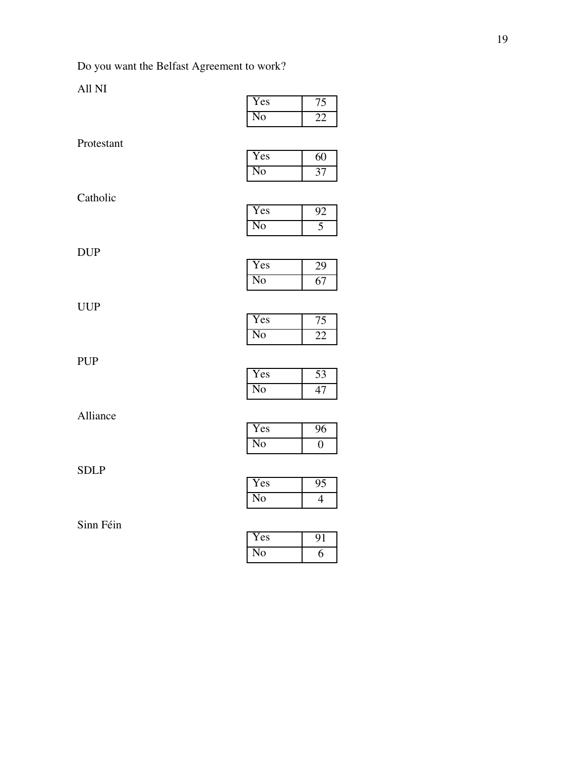Do you want the Belfast Agreement to work?

All NI

| | |
|---|---|
| Yes | 75 |
| No | 22 |

Protestant

| | |
|---|---|
| Yes | 60 |
| No | 37 |

Catholic

| | |
|---|---|
| Yes | 92 |
| No | 5 |

DUP

| | |
|---|---|
| Yes | 29 |
| No | 67 |

UUP

| | |
|---|---|
| Yes | 75 |
| No | 22 |

PUP

| | |
|---|---|
| Yes | 53 |
| No | 47 |

Alliance

| | |
|---|---|
| Yes | 96 |
| No | 0 |

SDLP

| | |
|---|---|
| Yes | 95 |
| No | 4 |

Sinn Féin

| | |
|---|---|
| Yes | 91 |
| No | 6 |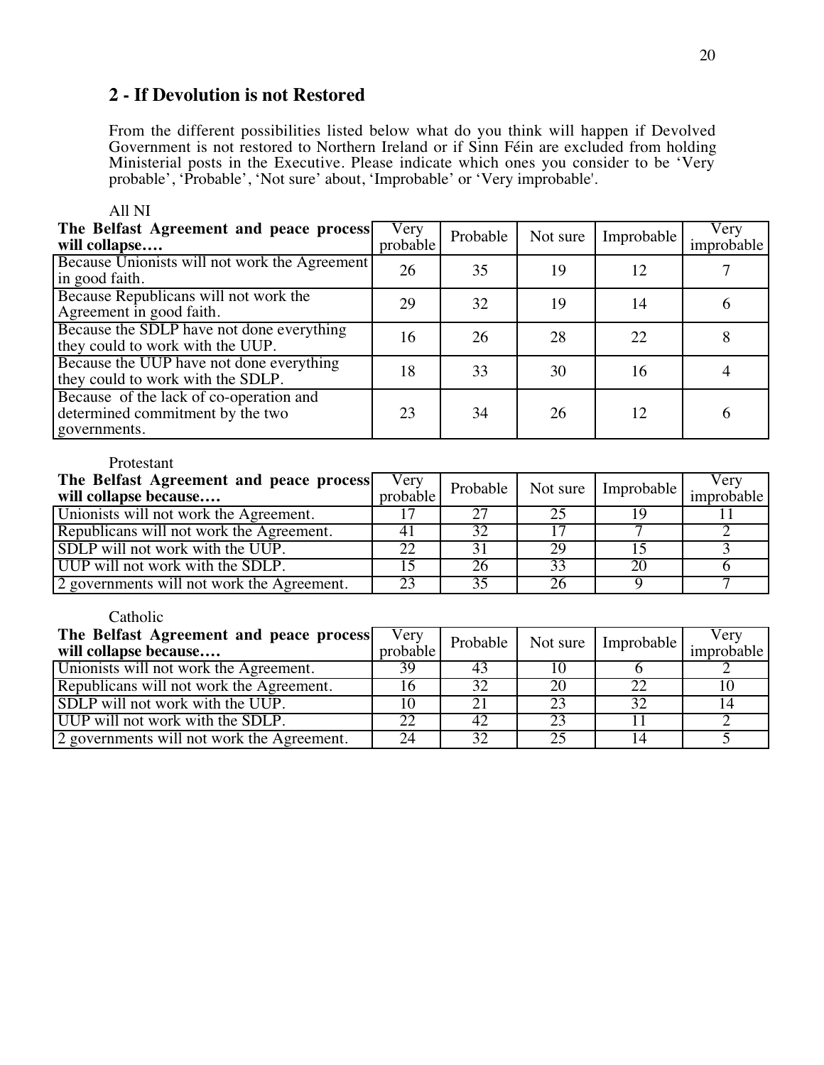## 2 - If Devolution is not Restored

From the different possibilities listed below what do you think will happen if Devolved Government is not restored to Northern Ireland or if Sinn Féin are excluded from holding Ministerial posts in the Executive. Please indicate which ones you consider to be 'Very probable', 'Probable', 'Not sure' about, 'Improbable' or 'Very improbable'.

All NI

| **The Belfast Agreement and peace process will collapse….** | Very probable | Probable | Not sure | Improbable | Very improbable |
|---|---|---|---|---|---|
| Because Unionists will not work the Agreement in good faith. | 26 | 35 | 19 | 12 | 7 |
| Because Republicans will not work the Agreement in good faith. | 29 | 32 | 19 | 14 | 6 |
| Because the SDLP have not done everything they could to work with the UUP. | 16 | 26 | 28 | 22 | 8 |
| Because the UUP have not done everything they could to work with the SDLP. | 18 | 33 | 30 | 16 | 4 |
| Because of the lack of co-operation and determined commitment by the two governments. | 23 | 34 | 26 | 12 | 6 |

Protestant

| **The Belfast Agreement and peace process will collapse because….** | Very probable | Probable | Not sure | Improbable | Very improbable |
|---|---|---|---|---|---|
| Unionists will not work the Agreement. | 17 | 27 | 25 | 19 | 11 |
| Republicans will not work the Agreement. | 41 | 32 | 17 | 7 | 2 |
| SDLP will not work with the UUP. | 22 | 31 | 29 | 15 | 3 |
| UUP will not work with the SDLP. | 15 | 26 | 33 | 20 | 6 |
| 2 governments will not work the Agreement. | 23 | 35 | 26 | 9 | 7 |

Catholic

| **The Belfast Agreement and peace process will collapse because….** | Very probable | Probable | Not sure | Improbable | Very improbable |
|---|---|---|---|---|---|
| Unionists will not work the Agreement. | 39 | 43 | 10 | 6 | 2 |
| Republicans will not work the Agreement. | 16 | 32 | 20 | 22 | 10 |
| SDLP will not work with the UUP. | 10 | 21 | 23 | 32 | 14 |
| UUP will not work with the SDLP. | 22 | 42 | 23 | 11 | 2 |
| 2 governments will not work the Agreement. | 24 | 32 | 25 | 14 | 5 |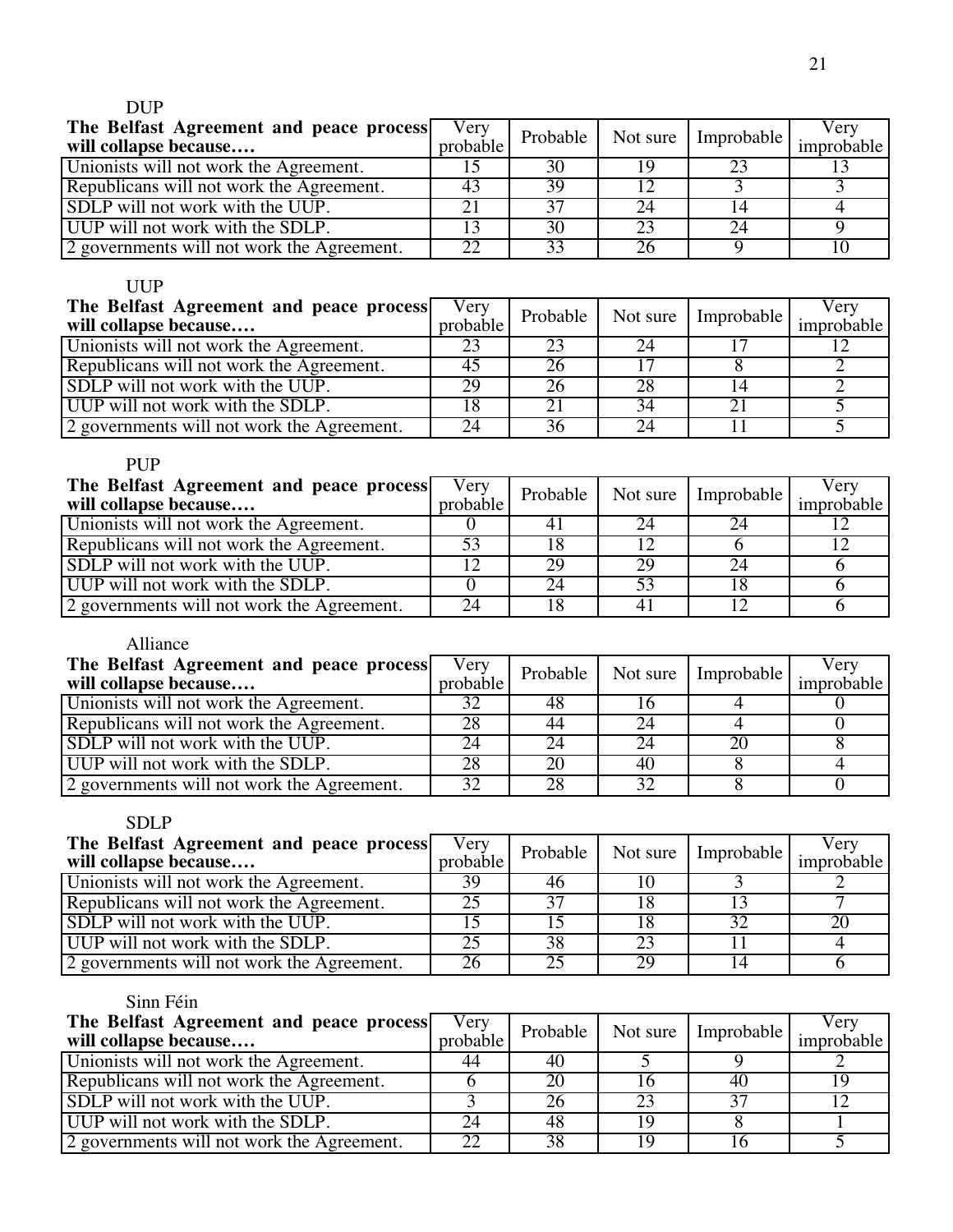DUP

| **The Belfast Agreement and peace process will collapse because….** | Very probable | Probable | Not sure | Improbable | Very improbable |
|---|---|---|---|---|---|
| Unionists will not work the Agreement. | 15 | 30 | 19 | 23 | 13 |
| Republicans will not work the Agreement. | 43 | 39 | 12 | 3 | 3 |
| SDLP will not work with the UUP. | 21 | 37 | 24 | 14 | 4 |
| UUP will not work with the SDLP. | 13 | 30 | 23 | 24 | 9 |
| 2 governments will not work the Agreement. | 22 | 33 | 26 | 9 | 10 |

UUP

| **The Belfast Agreement and peace process will collapse because….** | Very probable | Probable | Not sure | Improbable | Very improbable |
|---|---|---|---|---|---|
| Unionists will not work the Agreement. | 23 | 23 | 24 | 17 | 12 |
| Republicans will not work the Agreement. | 45 | 26 | 17 | 8 | 2 |
| SDLP will not work with the UUP. | 29 | 26 | 28 | 14 | 2 |
| UUP will not work with the SDLP. | 18 | 21 | 34 | 21 | 5 |
| 2 governments will not work the Agreement. | 24 | 36 | 24 | 11 | 5 |

PUP

| **The Belfast Agreement and peace process will collapse because….** | Very probable | Probable | Not sure | Improbable | Very improbable |
|---|---|---|---|---|---|
| Unionists will not work the Agreement. | 0 | 41 | 24 | 24 | 12 |
| Republicans will not work the Agreement. | 53 | 18 | 12 | 6 | 12 |
| SDLP will not work with the UUP. | 12 | 29 | 29 | 24 | 6 |
| UUP will not work with the SDLP. | 0 | 24 | 53 | 18 | 6 |
| 2 governments will not work the Agreement. | 24 | 18 | 41 | 12 | 6 |

Alliance

| **The Belfast Agreement and peace process will collapse because….** | Very probable | Probable | Not sure | Improbable | Very improbable |
|---|---|---|---|---|---|
| Unionists will not work the Agreement. | 32 | 48 | 16 | 4 | 0 |
| Republicans will not work the Agreement. | 28 | 44 | 24 | 4 | 0 |
| SDLP will not work with the UUP. | 24 | 24 | 24 | 20 | 8 |
| UUP will not work with the SDLP. | 28 | 20 | 40 | 8 | 4 |
| 2 governments will not work the Agreement. | 32 | 28 | 32 | 8 | 0 |

SDLP

| **The Belfast Agreement and peace process will collapse because….** | Very probable | Probable | Not sure | Improbable | Very improbable |
|---|---|---|---|---|---|
| Unionists will not work the Agreement. | 39 | 46 | 10 | 3 | 2 |
| Republicans will not work the Agreement. | 25 | 37 | 18 | 13 | 7 |
| SDLP will not work with the UUP. | 15 | 15 | 18 | 32 | 20 |
| UUP will not work with the SDLP. | 25 | 38 | 23 | 11 | 4 |
| 2 governments will not work the Agreement. | 26 | 25 | 29 | 14 | 6 |

Sinn Féin

| **The Belfast Agreement and peace process will collapse because….** | Very probable | Probable | Not sure | Improbable | Very improbable |
|---|---|---|---|---|---|
| Unionists will not work the Agreement. | 44 | 40 | 5 | 9 | 2 |
| Republicans will not work the Agreement. | 6 | 20 | 16 | 40 | 19 |
| SDLP will not work with the UUP. | 3 | 26 | 23 | 37 | 12 |
| UUP will not work with the SDLP. | 24 | 48 | 19 | 8 | 1 |
| 2 governments will not work the Agreement. | 22 | 38 | 19 | 16 | 5 |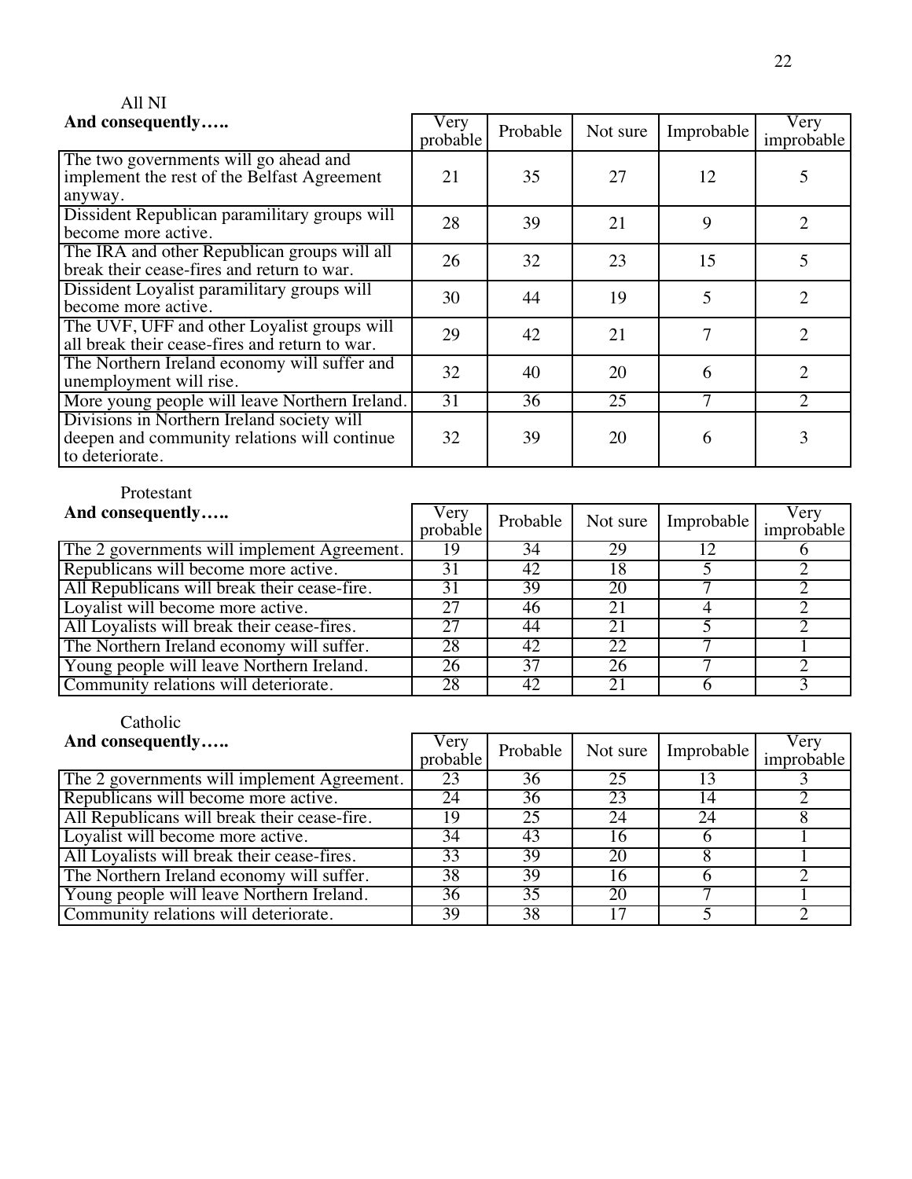All NI

| **And consequently…..** | Very probable | Probable | Not sure | Improbable | Very improbable |
|---|---|---|---|---|---|
| The two governments will go ahead and implement the rest of the Belfast Agreement anyway. | 21 | 35 | 27 | 12 | 5 |
| Dissident Republican paramilitary groups will become more active. | 28 | 39 | 21 | 9 | 2 |
| The IRA and other Republican groups will all break their cease-fires and return to war. | 26 | 32 | 23 | 15 | 5 |
| Dissident Loyalist paramilitary groups will become more active. | 30 | 44 | 19 | 5 | 2 |
| The UVF, UFF and other Loyalist groups will all break their cease-fires and return to war. | 29 | 42 | 21 | 7 | 2 |
| The Northern Ireland economy will suffer and unemployment will rise. | 32 | 40 | 20 | 6 | 2 |
| More young people will leave Northern Ireland. | 31 | 36 | 25 | 7 | 2 |
| Divisions in Northern Ireland society will deepen and community relations will continue to deteriorate. | 32 | 39 | 20 | 6 | 3 |

Protestant

| **And consequently…..** | Very probable | Probable | Not sure | Improbable | Very improbable |
|---|---|---|---|---|---|
| The 2 governments will implement Agreement. | 19 | 34 | 29 | 12 | 6 |
| Republicans will become more active. | 31 | 42 | 18 | 5 | 2 |
| All Republicans will break their cease-fire. | 31 | 39 | 20 | 7 | 2 |
| Loyalist will become more active. | 27 | 46 | 21 | 4 | 2 |
| All Loyalists will break their cease-fires. | 27 | 44 | 21 | 5 | 2 |
| The Northern Ireland economy will suffer. | 28 | 42 | 22 | 7 | 1 |
| Young people will leave Northern Ireland. | 26 | 37 | 26 | 7 | 2 |
| Community relations will deteriorate. | 28 | 42 | 21 | 6 | 3 |

Catholic

| **And consequently…..** | Very probable | Probable | Not sure | Improbable | Very improbable |
|---|---|---|---|---|---|
| The 2 governments will implement Agreement. | 23 | 36 | 25 | 13 | 3 |
| Republicans will become more active. | 24 | 36 | 23 | 14 | 2 |
| All Republicans will break their cease-fire. | 19 | 25 | 24 | 24 | 8 |
| Loyalist will become more active. | 34 | 43 | 16 | 6 | 1 |
| All Loyalists will break their cease-fires. | 33 | 39 | 20 | 8 | 1 |
| The Northern Ireland economy will suffer. | 38 | 39 | 16 | 6 | 2 |
| Young people will leave Northern Ireland. | 36 | 35 | 20 | 7 | 1 |
| Community relations will deteriorate. | 39 | 38 | 17 | 5 | 2 |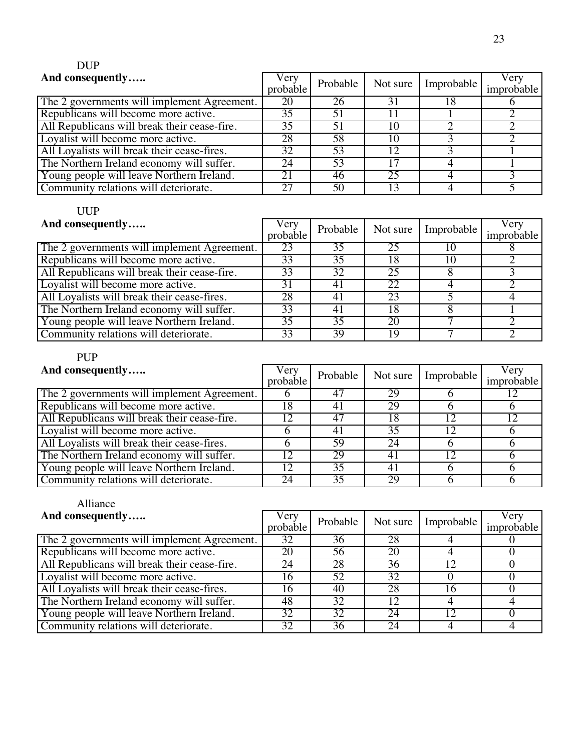DUP

| And consequently….. | Very probable | Probable | Not sure | Improbable | Very improbable |
|---|---|---|---|---|---|
| The 2 governments will implement Agreement. | 20 | 26 | 31 | 18 | 6 |
| Republicans will become more active. | 35 | 51 | 11 | 1 | 2 |
| All Republicans will break their cease-fire. | 35 | 51 | 10 | 2 | 2 |
| Loyalist will become more active. | 28 | 58 | 10 | 3 | 2 |
| All Loyalists will break their cease-fires. | 32 | 53 | 12 | 3 | 1 |
| The Northern Ireland economy will suffer. | 24 | 53 | 17 | 4 | 1 |
| Young people will leave Northern Ireland. | 21 | 46 | 25 | 4 | 3 |
| Community relations will deteriorate. | 27 | 50 | 13 | 4 | 5 |

UUP

| And consequently….. | Very probable | Probable | Not sure | Improbable | Very improbable |
|---|---|---|---|---|---|
| The 2 governments will implement Agreement. | 23 | 35 | 25 | 10 | 8 |
| Republicans will become more active. | 33 | 35 | 18 | 10 | 2 |
| All Republicans will break their cease-fire. | 33 | 32 | 25 | 8 | 3 |
| Loyalist will become more active. | 31 | 41 | 22 | 4 | 2 |
| All Loyalists will break their cease-fires. | 28 | 41 | 23 | 5 | 4 |
| The Northern Ireland economy will suffer. | 33 | 41 | 18 | 8 | 1 |
| Young people will leave Northern Ireland. | 35 | 35 | 20 | 7 | 2 |
| Community relations will deteriorate. | 33 | 39 | 19 | 7 | 2 |

PUP

| And consequently….. | Very probable | Probable | Not sure | Improbable | Very improbable |
|---|---|---|---|---|---|
| The 2 governments will implement Agreement. | 6 | 47 | 29 | 6 | 12 |
| Republicans will become more active. | 18 | 41 | 29 | 6 | 6 |
| All Republicans will break their cease-fire. | 12 | 47 | 18 | 12 | 12 |
| Loyalist will become more active. | 6 | 41 | 35 | 12 | 6 |
| All Loyalists will break their cease-fires. | 6 | 59 | 24 | 6 | 6 |
| The Northern Ireland economy will suffer. | 12 | 29 | 41 | 12 | 6 |
| Young people will leave Northern Ireland. | 12 | 35 | 41 | 6 | 6 |
| Community relations will deteriorate. | 24 | 35 | 29 | 6 | 6 |

Alliance

| And consequently….. | Very probable | Probable | Not sure | Improbable | Very improbable |
|---|---|---|---|---|---|
| The 2 governments will implement Agreement. | 32 | 36 | 28 | 4 | 0 |
| Republicans will become more active. | 20 | 56 | 20 | 4 | 0 |
| All Republicans will break their cease-fire. | 24 | 28 | 36 | 12 | 0 |
| Loyalist will become more active. | 16 | 52 | 32 | 0 | 0 |
| All Loyalists will break their cease-fires. | 16 | 40 | 28 | 16 | 0 |
| The Northern Ireland economy will suffer. | 48 | 32 | 12 | 4 | 4 |
| Young people will leave Northern Ireland. | 32 | 32 | 24 | 12 | 0 |
| Community relations will deteriorate. | 32 | 36 | 24 | 4 | 4 |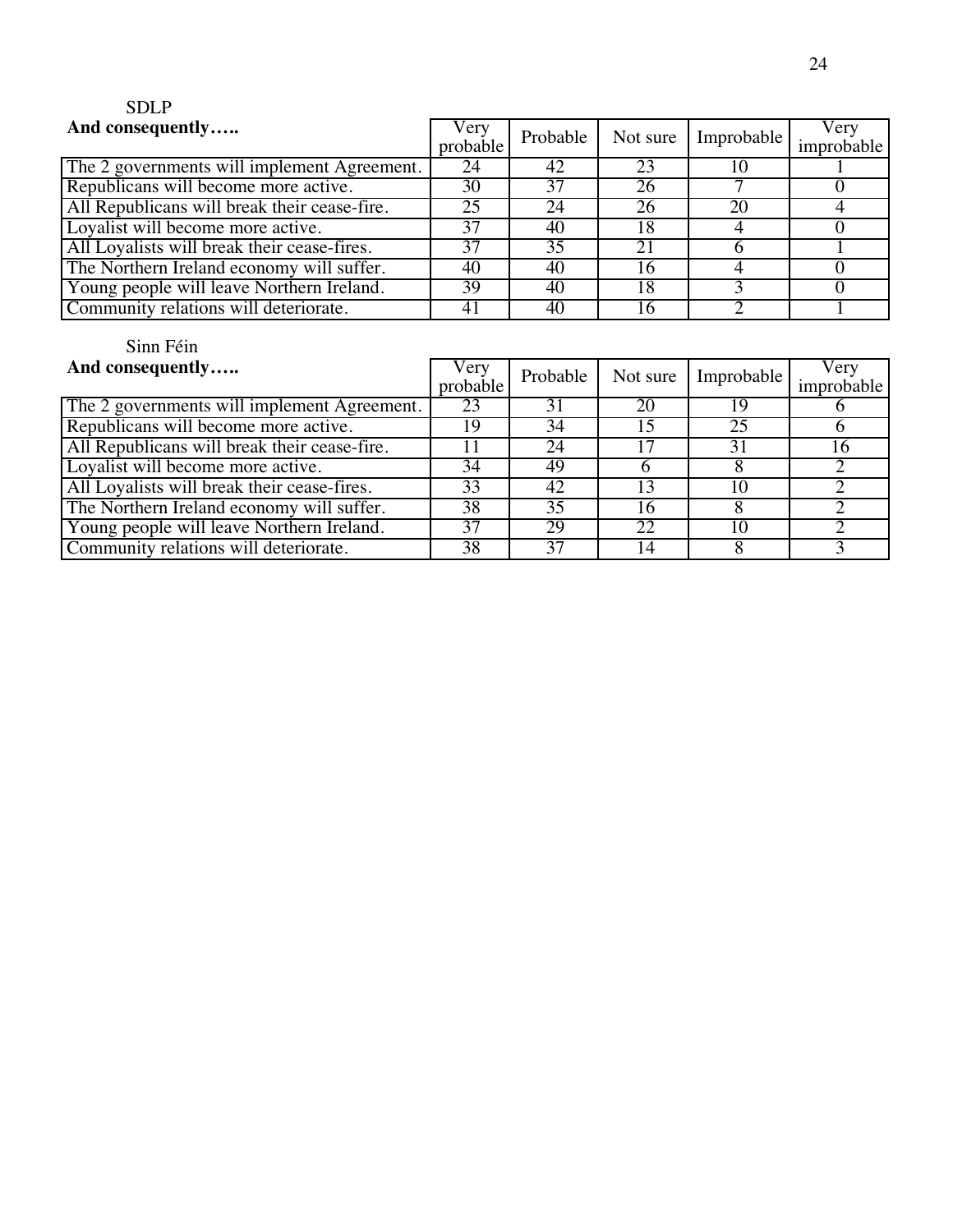SDLP

| **And consequently…..** | Very probable | Probable | Not sure | Improbable | Very improbable |
|---|---|---|---|---|---|
| The 2 governments will implement Agreement. | 24 | 42 | 23 | 10 | 1 |
| Republicans will become more active. | 30 | 37 | 26 | 7 | 0 |
| All Republicans will break their cease-fire. | 25 | 24 | 26 | 20 | 4 |
| Loyalist will become more active. | 37 | 40 | 18 | 4 | 0 |
| All Loyalists will break their cease-fires. | 37 | 35 | 21 | 6 | 1 |
| The Northern Ireland economy will suffer. | 40 | 40 | 16 | 4 | 0 |
| Young people will leave Northern Ireland. | 39 | 40 | 18 | 3 | 0 |
| Community relations will deteriorate. | 41 | 40 | 16 | 2 | 1 |

Sinn Féin

| **And consequently…..** | Very probable | Probable | Not sure | Improbable | Very improbable |
|---|---|---|---|---|---|
| The 2 governments will implement Agreement. | 23 | 31 | 20 | 19 | 6 |
| Republicans will become more active. | 19 | 34 | 15 | 25 | 6 |
| All Republicans will break their cease-fire. | 11 | 24 | 17 | 31 | 16 |
| Loyalist will become more active. | 34 | 49 | 6 | 8 | 2 |
| All Loyalists will break their cease-fires. | 33 | 42 | 13 | 10 | 2 |
| The Northern Ireland economy will suffer. | 38 | 35 | 16 | 8 | 2 |
| Young people will leave Northern Ireland. | 37 | 29 | 22 | 10 | 2 |
| Community relations will deteriorate. | 38 | 37 | 14 | 8 | 3 |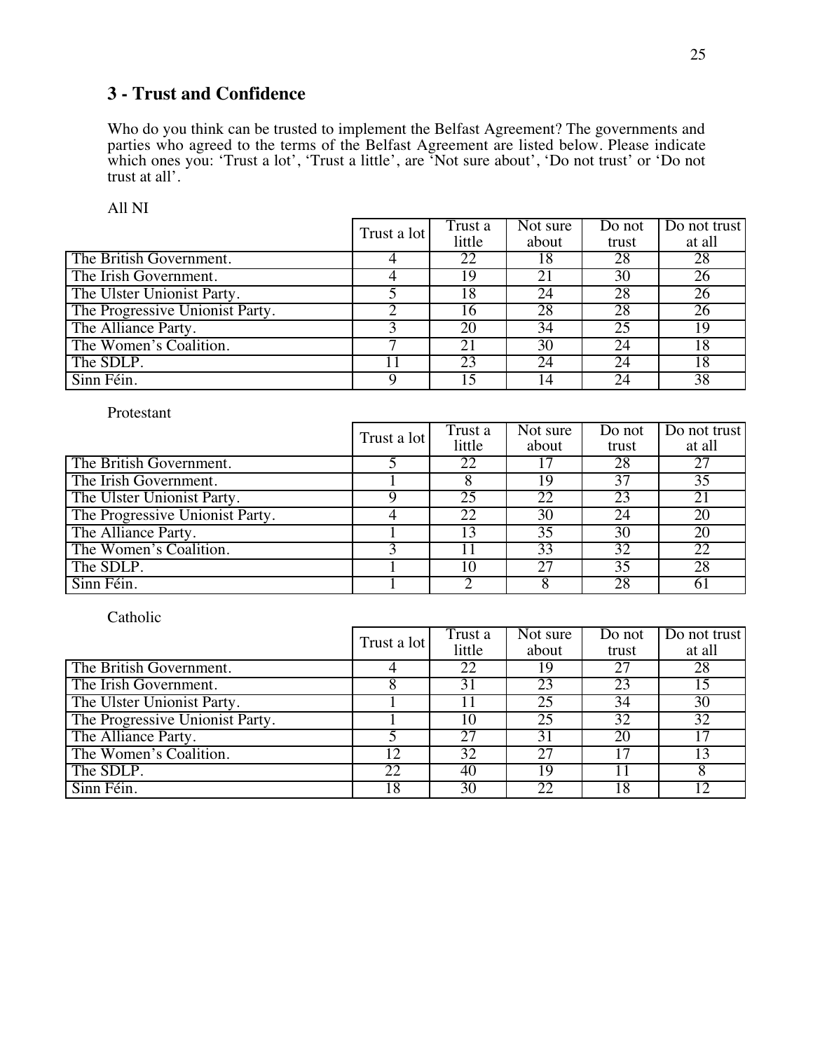## 3 - Trust and Confidence

Who do you think can be trusted to implement the Belfast Agreement? The governments and parties who agreed to the terms of the Belfast Agreement are listed below. Please indicate which ones you: 'Trust a lot', 'Trust a little', are 'Not sure about', 'Do not trust' or 'Do not trust at all'.

All NI

| | Trust a lot | Trust a little | Not sure about | Do not trust | Do not trust at all |
|---|---|---|---|---|---|
| The British Government. | 4 | 22 | 18 | 28 | 28 |
| The Irish Government. | 4 | 19 | 21 | 30 | 26 |
| The Ulster Unionist Party. | 5 | 18 | 24 | 28 | 26 |
| The Progressive Unionist Party. | 2 | 16 | 28 | 28 | 26 |
| The Alliance Party. | 3 | 20 | 34 | 25 | 19 |
| The Women's Coalition. | 7 | 21 | 30 | 24 | 18 |
| The SDLP. | 11 | 23 | 24 | 24 | 18 |
| Sinn Féin. | 9 | 15 | 14 | 24 | 38 |

Protestant

| | Trust a lot | Trust a little | Not sure about | Do not trust | Do not trust at all |
|---|---|---|---|---|---|
| The British Government. | 5 | 22 | 17 | 28 | 27 |
| The Irish Government. | 1 | 8 | 19 | 37 | 35 |
| The Ulster Unionist Party. | 9 | 25 | 22 | 23 | 21 |
| The Progressive Unionist Party. | 4 | 22 | 30 | 24 | 20 |
| The Alliance Party. | 1 | 13 | 35 | 30 | 20 |
| The Women's Coalition. | 3 | 11 | 33 | 32 | 22 |
| The SDLP. | 1 | 10 | 27 | 35 | 28 |
| Sinn Féin. | 1 | 2 | 8 | 28 | 61 |

Catholic

| | Trust a lot | Trust a little | Not sure about | Do not trust | Do not trust at all |
|---|---|---|---|---|---|
| The British Government. | 4 | 22 | 19 | 27 | 28 |
| The Irish Government. | 8 | 31 | 23 | 23 | 15 |
| The Ulster Unionist Party. | 1 | 11 | 25 | 34 | 30 |
| The Progressive Unionist Party. | 1 | 10 | 25 | 32 | 32 |
| The Alliance Party. | 5 | 27 | 31 | 20 | 17 |
| The Women's Coalition. | 12 | 32 | 27 | 17 | 13 |
| The SDLP. | 22 | 40 | 19 | 11 | 8 |
| Sinn Féin. | 18 | 30 | 22 | 18 | 12 |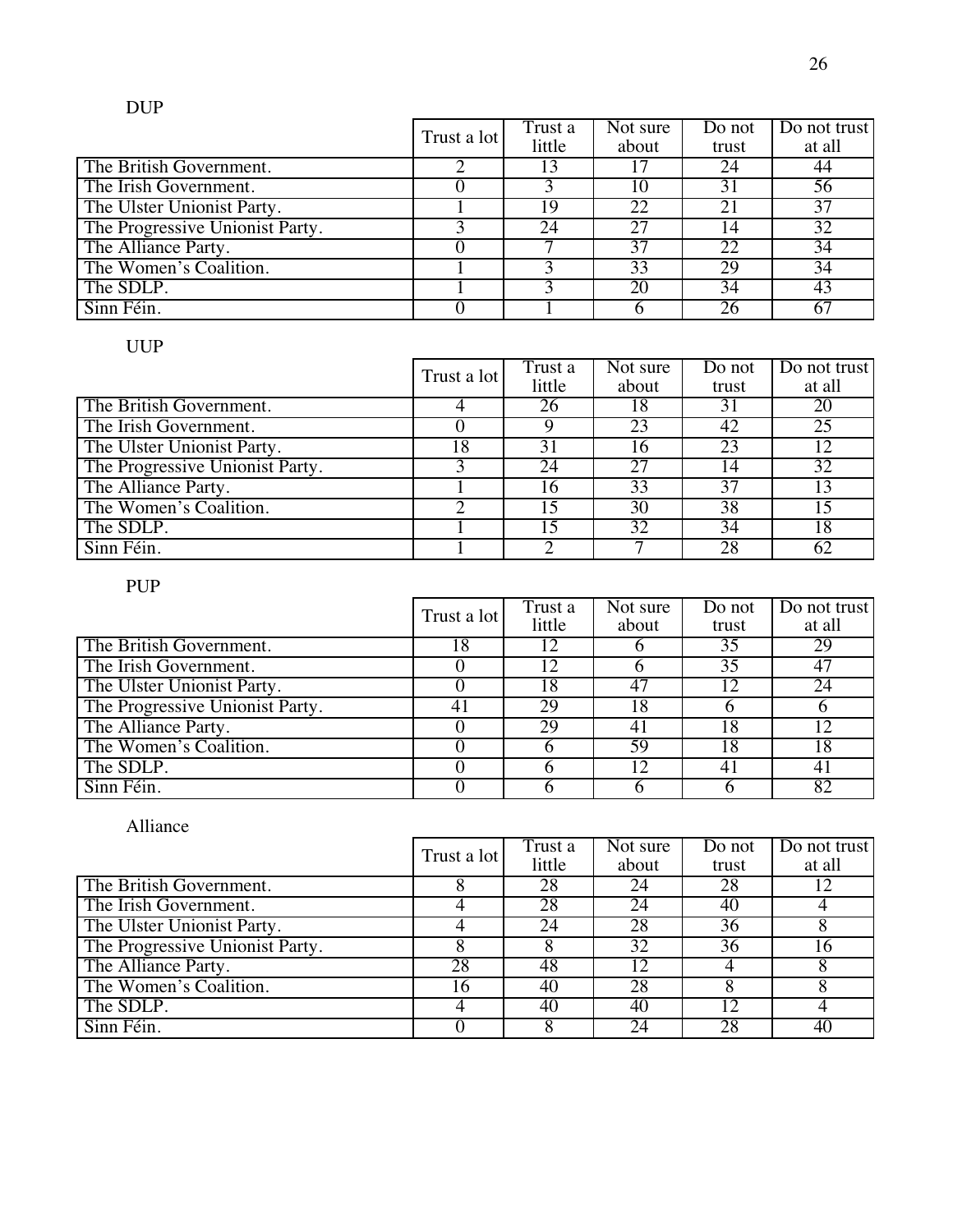DUP

| | Trust a lot | Trust a little | Not sure about | Do not trust | Do not trust at all |
|---|---|---|---|---|---|
| The British Government. | 2 | 13 | 17 | 24 | 44 |
| The Irish Government. | 0 | 3 | 10 | 31 | 56 |
| The Ulster Unionist Party. | 1 | 19 | 22 | 21 | 37 |
| The Progressive Unionist Party. | 3 | 24 | 27 | 14 | 32 |
| The Alliance Party. | 0 | 7 | 37 | 22 | 34 |
| The Women's Coalition. | 1 | 3 | 33 | 29 | 34 |
| The SDLP. | 1 | 3 | 20 | 34 | 43 |
| Sinn Féin. | 0 | 1 | 6 | 26 | 67 |

UUP

| | Trust a lot | Trust a little | Not sure about | Do not trust | Do not trust at all |
|---|---|---|---|---|---|
| The British Government. | 4 | 26 | 18 | 31 | 20 |
| The Irish Government. | 0 | 9 | 23 | 42 | 25 |
| The Ulster Unionist Party. | 18 | 31 | 16 | 23 | 12 |
| The Progressive Unionist Party. | 3 | 24 | 27 | 14 | 32 |
| The Alliance Party. | 1 | 16 | 33 | 37 | 13 |
| The Women's Coalition. | 2 | 15 | 30 | 38 | 15 |
| The SDLP. | 1 | 15 | 32 | 34 | 18 |
| Sinn Féin. | 1 | 2 | 7 | 28 | 62 |

PUP

| | Trust a lot | Trust a little | Not sure about | Do not trust | Do not trust at all |
|---|---|---|---|---|---|
| The British Government. | 18 | 12 | 6 | 35 | 29 |
| The Irish Government. | 0 | 12 | 6 | 35 | 47 |
| The Ulster Unionist Party. | 0 | 18 | 47 | 12 | 24 |
| The Progressive Unionist Party. | 41 | 29 | 18 | 6 | 6 |
| The Alliance Party. | 0 | 29 | 41 | 18 | 12 |
| The Women's Coalition. | 0 | 6 | 59 | 18 | 18 |
| The SDLP. | 0 | 6 | 12 | 41 | 41 |
| Sinn Féin. | 0 | 6 | 6 | 6 | 82 |

Alliance

| | Trust a lot | Trust a little | Not sure about | Do not trust | Do not trust at all |
|---|---|---|---|---|---|
| The British Government. | 8 | 28 | 24 | 28 | 12 |
| The Irish Government. | 4 | 28 | 24 | 40 | 4 |
| The Ulster Unionist Party. | 4 | 24 | 28 | 36 | 8 |
| The Progressive Unionist Party. | 8 | 8 | 32 | 36 | 16 |
| The Alliance Party. | 28 | 48 | 12 | 4 | 8 |
| The Women's Coalition. | 16 | 40 | 28 | 8 | 8 |
| The SDLP. | 4 | 40 | 40 | 12 | 4 |
| Sinn Féin. | 0 | 8 | 24 | 28 | 40 |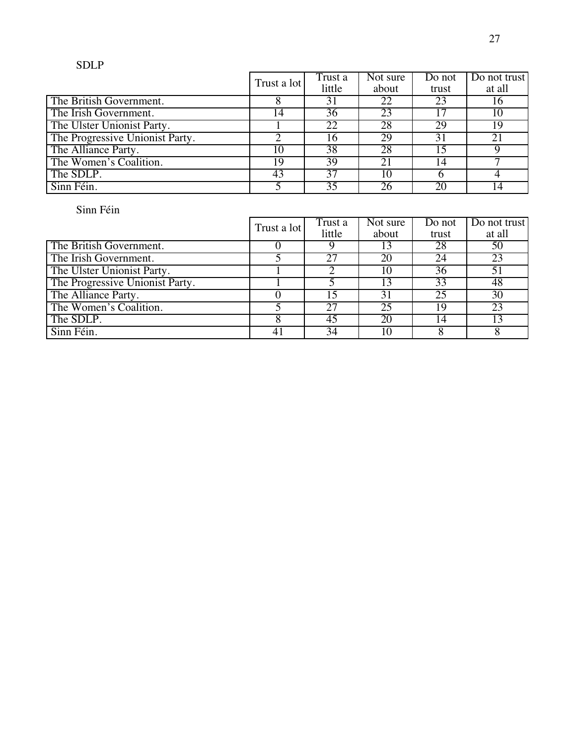SDLP

| | Trust a lot | Trust a little | Not sure about | Do not trust | Do not trust at all |
|---|---|---|---|---|---|
| The British Government. | 8 | 31 | 22 | 23 | 16 |
| The Irish Government. | 14 | 36 | 23 | 17 | 10 |
| The Ulster Unionist Party. | 1 | 22 | 28 | 29 | 19 |
| The Progressive Unionist Party. | 2 | 16 | 29 | 31 | 21 |
| The Alliance Party. | 10 | 38 | 28 | 15 | 9 |
| The Women's Coalition. | 19 | 39 | 21 | 14 | 7 |
| The SDLP. | 43 | 37 | 10 | 6 | 4 |
| Sinn Féin. | 5 | 35 | 26 | 20 | 14 |

Sinn Féin

| | Trust a lot | Trust a little | Not sure about | Do not trust | Do not trust at all |
|---|---|---|---|---|---|
| The British Government. | 0 | 9 | 13 | 28 | 50 |
| The Irish Government. | 5 | 27 | 20 | 24 | 23 |
| The Ulster Unionist Party. | 1 | 2 | 10 | 36 | 51 |
| The Progressive Unionist Party. | 1 | 5 | 13 | 33 | 48 |
| The Alliance Party. | 0 | 15 | 31 | 25 | 30 |
| The Women's Coalition. | 5 | 27 | 25 | 19 | 23 |
| The SDLP. | 8 | 45 | 20 | 14 | 13 |
| Sinn Féin. | 41 | 34 | 10 | 8 | 8 |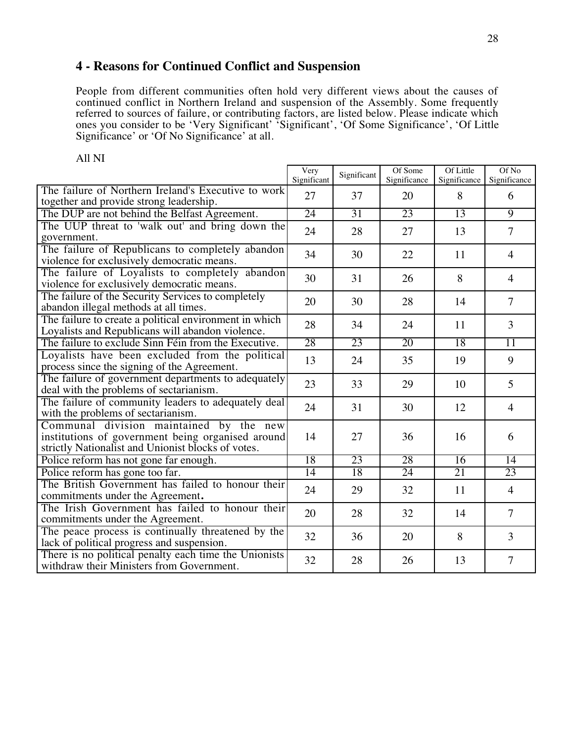## 4 - Reasons for Continued Conflict and Suspension

People from different communities often hold very different views about the causes of continued conflict in Northern Ireland and suspension of the Assembly. Some frequently referred to sources of failure, or contributing factors, are listed below. Please indicate which ones you consider to be 'Very Significant' 'Significant', 'Of Some Significance', 'Of Little Significance' or 'Of No Significance' at all.

All NI

| | Very Significant | Significant | Of Some Significance | Of Little Significance | Of No Significance |
|---|---|---|---|---|---|
| The failure of Northern Ireland's Executive to work together and provide strong leadership. | 27 | 37 | 20 | 8 | 6 |
| The DUP are not behind the Belfast Agreement. | 24 | 31 | 23 | 13 | 9 |
| The UUP threat to 'walk out' and bring down the government. | 24 | 28 | 27 | 13 | 7 |
| The failure of Republicans to completely abandon violence for exclusively democratic means. | 34 | 30 | 22 | 11 | 4 |
| The failure of Loyalists to completely abandon violence for exclusively democratic means. | 30 | 31 | 26 | 8 | 4 |
| The failure of the Security Services to completely abandon illegal methods at all times. | 20 | 30 | 28 | 14 | 7 |
| The failure to create a political environment in which Loyalists and Republicans will abandon violence. | 28 | 34 | 24 | 11 | 3 |
| The failure to exclude Sinn Féin from the Executive. | 28 | 23 | 20 | 18 | 11 |
| Loyalists have been excluded from the political process since the signing of the Agreement. | 13 | 24 | 35 | 19 | 9 |
| The failure of government departments to adequately deal with the problems of sectarianism. | 23 | 33 | 29 | 10 | 5 |
| The failure of community leaders to adequately deal with the problems of sectarianism. | 24 | 31 | 30 | 12 | 4 |
| Communal division maintained by the new institutions of government being organised around strictly Nationalist and Unionist blocks of votes. | 14 | 27 | 36 | 16 | 6 |
| Police reform has not gone far enough. | 18 | 23 | 28 | 16 | 14 |
| Police reform has gone too far. | 14 | 18 | 24 | 21 | 23 |
| The British Government has failed to honour their commitments under the Agreement. | 24 | 29 | 32 | 11 | 4 |
| The Irish Government has failed to honour their commitments under the Agreement. | 20 | 28 | 32 | 14 | 7 |
| The peace process is continually threatened by the lack of political progress and suspension. | 32 | 36 | 20 | 8 | 3 |
| There is no political penalty each time the Unionists withdraw their Ministers from Government. | 32 | 28 | 26 | 13 | 7 |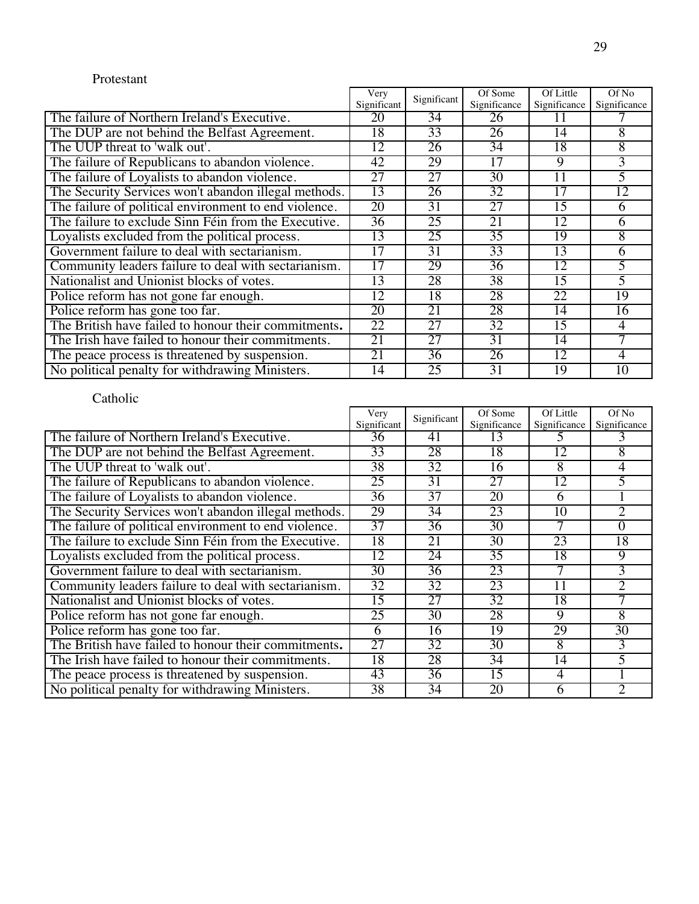Protestant

| | Very Significant | Significant | Of Some Significance | Of Little Significance | Of No Significance |
|---|---|---|---|---|---|
| The failure of Northern Ireland's Executive. | 20 | 34 | 26 | 11 | 7 |
| The DUP are not behind the Belfast Agreement. | 18 | 33 | 26 | 14 | 8 |
| The UUP threat to 'walk out'. | 12 | 26 | 34 | 18 | 8 |
| The failure of Republicans to abandon violence. | 42 | 29 | 17 | 9 | 3 |
| The failure of Loyalists to abandon violence. | 27 | 27 | 30 | 11 | 5 |
| The Security Services won't abandon illegal methods. | 13 | 26 | 32 | 17 | 12 |
| The failure of political environment to end violence. | 20 | 31 | 27 | 15 | 6 |
| The failure to exclude Sinn Féin from the Executive. | 36 | 25 | 21 | 12 | 6 |
| Loyalists excluded from the political process. | 13 | 25 | 35 | 19 | 8 |
| Government failure to deal with sectarianism. | 17 | 31 | 33 | 13 | 6 |
| Community leaders failure to deal with sectarianism. | 17 | 29 | 36 | 12 | 5 |
| Nationalist and Unionist blocks of votes. | 13 | 28 | 38 | 15 | 5 |
| Police reform has not gone far enough. | 12 | 18 | 28 | 22 | 19 |
| Police reform has gone too far. | 20 | 21 | 28 | 14 | 16 |
| The British have failed to honour their commitments**.** | 22 | 27 | 32 | 15 | 4 |
| The Irish have failed to honour their commitments. | 21 | 27 | 31 | 14 | 7 |
| The peace process is threatened by suspension. | 21 | 36 | 26 | 12 | 4 |
| No political penalty for withdrawing Ministers. | 14 | 25 | 31 | 19 | 10 |

Catholic

| | Very Significant | Significant | Of Some Significance | Of Little Significance | Of No Significance |
|---|---|---|---|---|---|
| The failure of Northern Ireland's Executive. | 36 | 41 | 13 | 5 | 3 |
| The DUP are not behind the Belfast Agreement. | 33 | 28 | 18 | 12 | 8 |
| The UUP threat to 'walk out'. | 38 | 32 | 16 | 8 | 4 |
| The failure of Republicans to abandon violence. | 25 | 31 | 27 | 12 | 5 |
| The failure of Loyalists to abandon violence. | 36 | 37 | 20 | 6 | 1 |
| The Security Services won't abandon illegal methods. | 29 | 34 | 23 | 10 | 2 |
| The failure of political environment to end violence. | 37 | 36 | 30 | 7 | 0 |
| The failure to exclude Sinn Féin from the Executive. | 18 | 21 | 30 | 23 | 18 |
| Loyalists excluded from the political process. | 12 | 24 | 35 | 18 | 9 |
| Government failure to deal with sectarianism. | 30 | 36 | 23 | 7 | 3 |
| Community leaders failure to deal with sectarianism. | 32 | 32 | 23 | 11 | 2 |
| Nationalist and Unionist blocks of votes. | 15 | 27 | 32 | 18 | 7 |
| Police reform has not gone far enough. | 25 | 30 | 28 | 9 | 8 |
| Police reform has gone too far. | 6 | 16 | 19 | 29 | 30 |
| The British have failed to honour their commitments**.** | 27 | 32 | 30 | 8 | 3 |
| The Irish have failed to honour their commitments. | 18 | 28 | 34 | 14 | 5 |
| The peace process is threatened by suspension. | 43 | 36 | 15 | 4 | 1 |
| No political penalty for withdrawing Ministers. | 38 | 34 | 20 | 6 | 2 |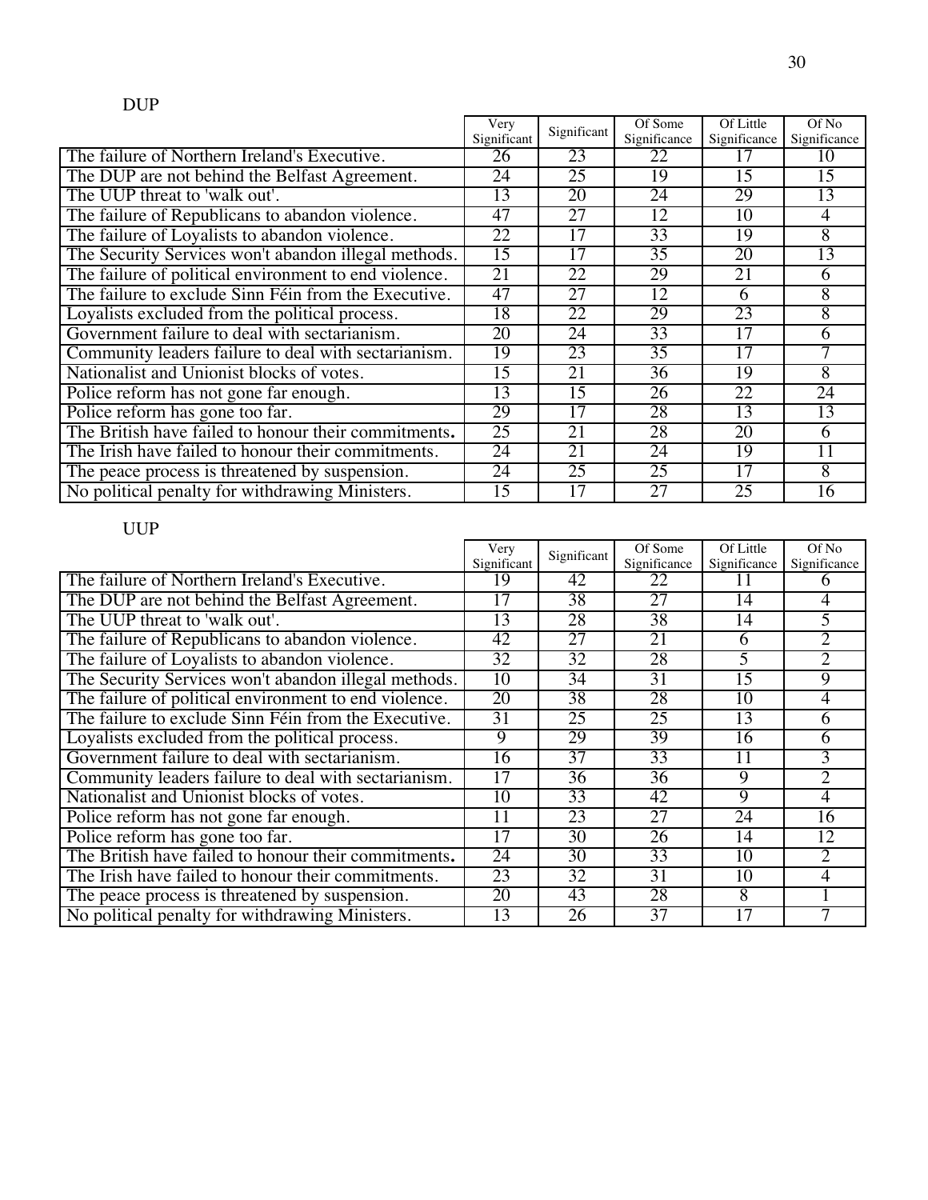DUP

| | Very Significant | Significant | Of Some Significance | Of Little Significance | Of No Significance |
|---|---|---|---|---|---|
| The failure of Northern Ireland's Executive. | 26 | 23 | 22 | 17 | 10 |
| The DUP are not behind the Belfast Agreement. | 24 | 25 | 19 | 15 | 15 |
| The UUP threat to 'walk out'. | 13 | 20 | 24 | 29 | 13 |
| The failure of Republicans to abandon violence. | 47 | 27 | 12 | 10 | 4 |
| The failure of Loyalists to abandon violence. | 22 | 17 | 33 | 19 | 8 |
| The Security Services won't abandon illegal methods. | 15 | 17 | 35 | 20 | 13 |
| The failure of political environment to end violence. | 21 | 22 | 29 | 21 | 6 |
| The failure to exclude Sinn Féin from the Executive. | 47 | 27 | 12 | 6 | 8 |
| Loyalists excluded from the political process. | 18 | 22 | 29 | 23 | 8 |
| Government failure to deal with sectarianism. | 20 | 24 | 33 | 17 | 6 |
| Community leaders failure to deal with sectarianism. | 19 | 23 | 35 | 17 | 7 |
| Nationalist and Unionist blocks of votes. | 15 | 21 | 36 | 19 | 8 |
| Police reform has not gone far enough. | 13 | 15 | 26 | 22 | 24 |
| Police reform has gone too far. | 29 | 17 | 28 | 13 | 13 |
| The British have failed to honour their commitments. | 25 | 21 | 28 | 20 | 6 |
| The Irish have failed to honour their commitments. | 24 | 21 | 24 | 19 | 11 |
| The peace process is threatened by suspension. | 24 | 25 | 25 | 17 | 8 |
| No political penalty for withdrawing Ministers. | 15 | 17 | 27 | 25 | 16 |

UUP

| | Very Significant | Significant | Of Some Significance | Of Little Significance | Of No Significance |
|---|---|---|---|---|---|
| The failure of Northern Ireland's Executive. | 19 | 42 | 22 | 11 | 6 |
| The DUP are not behind the Belfast Agreement. | 17 | 38 | 27 | 14 | 4 |
| The UUP threat to 'walk out'. | 13 | 28 | 38 | 14 | 5 |
| The failure of Republicans to abandon violence. | 42 | 27 | 21 | 6 | 2 |
| The failure of Loyalists to abandon violence. | 32 | 32 | 28 | 5 | 2 |
| The Security Services won't abandon illegal methods. | 10 | 34 | 31 | 15 | 9 |
| The failure of political environment to end violence. | 20 | 38 | 28 | 10 | 4 |
| The failure to exclude Sinn Féin from the Executive. | 31 | 25 | 25 | 13 | 6 |
| Loyalists excluded from the political process. | 9 | 29 | 39 | 16 | 6 |
| Government failure to deal with sectarianism. | 16 | 37 | 33 | 11 | 3 |
| Community leaders failure to deal with sectarianism. | 17 | 36 | 36 | 9 | 2 |
| Nationalist and Unionist blocks of votes. | 10 | 33 | 42 | 9 | 4 |
| Police reform has not gone far enough. | 11 | 23 | 27 | 24 | 16 |
| Police reform has gone too far. | 17 | 30 | 26 | 14 | 12 |
| The British have failed to honour their commitments. | 24 | 30 | 33 | 10 | 2 |
| The Irish have failed to honour their commitments. | 23 | 32 | 31 | 10 | 4 |
| The peace process is threatened by suspension. | 20 | 43 | 28 | 8 | 1 |
| No political penalty for withdrawing Ministers. | 13 | 26 | 37 | 17 | 7 |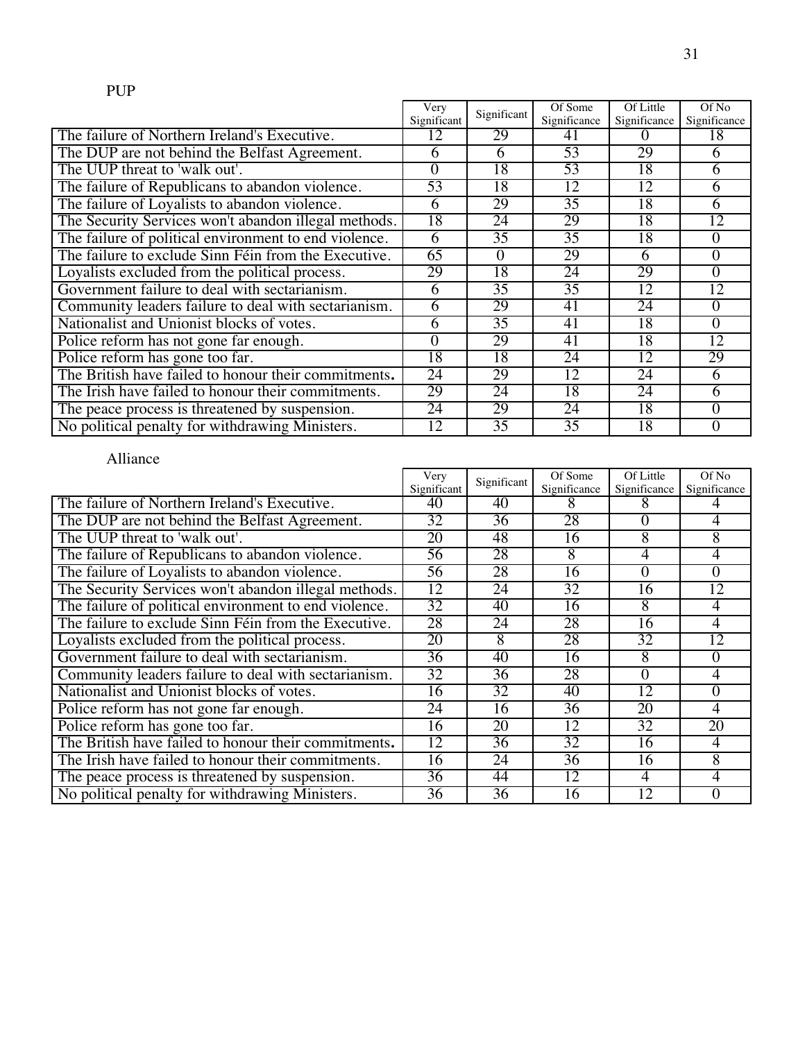PUP

| | Very Significant | Significant | Of Some Significance | Of Little Significance | Of No Significance |
|---|---|---|---|---|---|
| The failure of Northern Ireland's Executive. | 12 | 29 | 41 | 0 | 18 |
| The DUP are not behind the Belfast Agreement. | 6 | 6 | 53 | 29 | 6 |
| The UUP threat to 'walk out'. | 0 | 18 | 53 | 18 | 6 |
| The failure of Republicans to abandon violence. | 53 | 18 | 12 | 12 | 6 |
| The failure of Loyalists to abandon violence. | 6 | 29 | 35 | 18 | 6 |
| The Security Services won't abandon illegal methods. | 18 | 24 | 29 | 18 | 12 |
| The failure of political environment to end violence. | 6 | 35 | 35 | 18 | 0 |
| The failure to exclude Sinn Féin from the Executive. | 65 | 0 | 29 | 6 | 0 |
| Loyalists excluded from the political process. | 29 | 18 | 24 | 29 | 0 |
| Government failure to deal with sectarianism. | 6 | 35 | 35 | 12 | 12 |
| Community leaders failure to deal with sectarianism. | 6 | 29 | 41 | 24 | 0 |
| Nationalist and Unionist blocks of votes. | 6 | 35 | 41 | 18 | 0 |
| Police reform has not gone far enough. | 0 | 29 | 41 | 18 | 12 |
| Police reform has gone too far. | 18 | 18 | 24 | 12 | 29 |
| The British have failed to honour their commitments**.** | 24 | 29 | 12 | 24 | 6 |
| The Irish have failed to honour their commitments. | 29 | 24 | 18 | 24 | 6 |
| The peace process is threatened by suspension. | 24 | 29 | 24 | 18 | 0 |
| No political penalty for withdrawing Ministers. | 12 | 35 | 35 | 18 | 0 |

Alliance

| | Very Significant | Significant | Of Some Significance | Of Little Significance | Of No Significance |
|---|---|---|---|---|---|
| The failure of Northern Ireland's Executive. | 40 | 40 | 8 | 8 | 4 |
| The DUP are not behind the Belfast Agreement. | 32 | 36 | 28 | 0 | 4 |
| The UUP threat to 'walk out'. | 20 | 48 | 16 | 8 | 8 |
| The failure of Republicans to abandon violence. | 56 | 28 | 8 | 4 | 4 |
| The failure of Loyalists to abandon violence. | 56 | 28 | 16 | 0 | 0 |
| The Security Services won't abandon illegal methods. | 12 | 24 | 32 | 16 | 12 |
| The failure of political environment to end violence. | 32 | 40 | 16 | 8 | 4 |
| The failure to exclude Sinn Féin from the Executive. | 28 | 24 | 28 | 16 | 4 |
| Loyalists excluded from the political process. | 20 | 8 | 28 | 32 | 12 |
| Government failure to deal with sectarianism. | 36 | 40 | 16 | 8 | 0 |
| Community leaders failure to deal with sectarianism. | 32 | 36 | 28 | 0 | 4 |
| Nationalist and Unionist blocks of votes. | 16 | 32 | 40 | 12 | 0 |
| Police reform has not gone far enough. | 24 | 16 | 36 | 20 | 4 |
| Police reform has gone too far. | 16 | 20 | 12 | 32 | 20 |
| The British have failed to honour their commitments**.** | 12 | 36 | 32 | 16 | 4 |
| The Irish have failed to honour their commitments. | 16 | 24 | 36 | 16 | 8 |
| The peace process is threatened by suspension. | 36 | 44 | 12 | 4 | 4 |
| No political penalty for withdrawing Ministers. | 36 | 36 | 16 | 12 | 0 |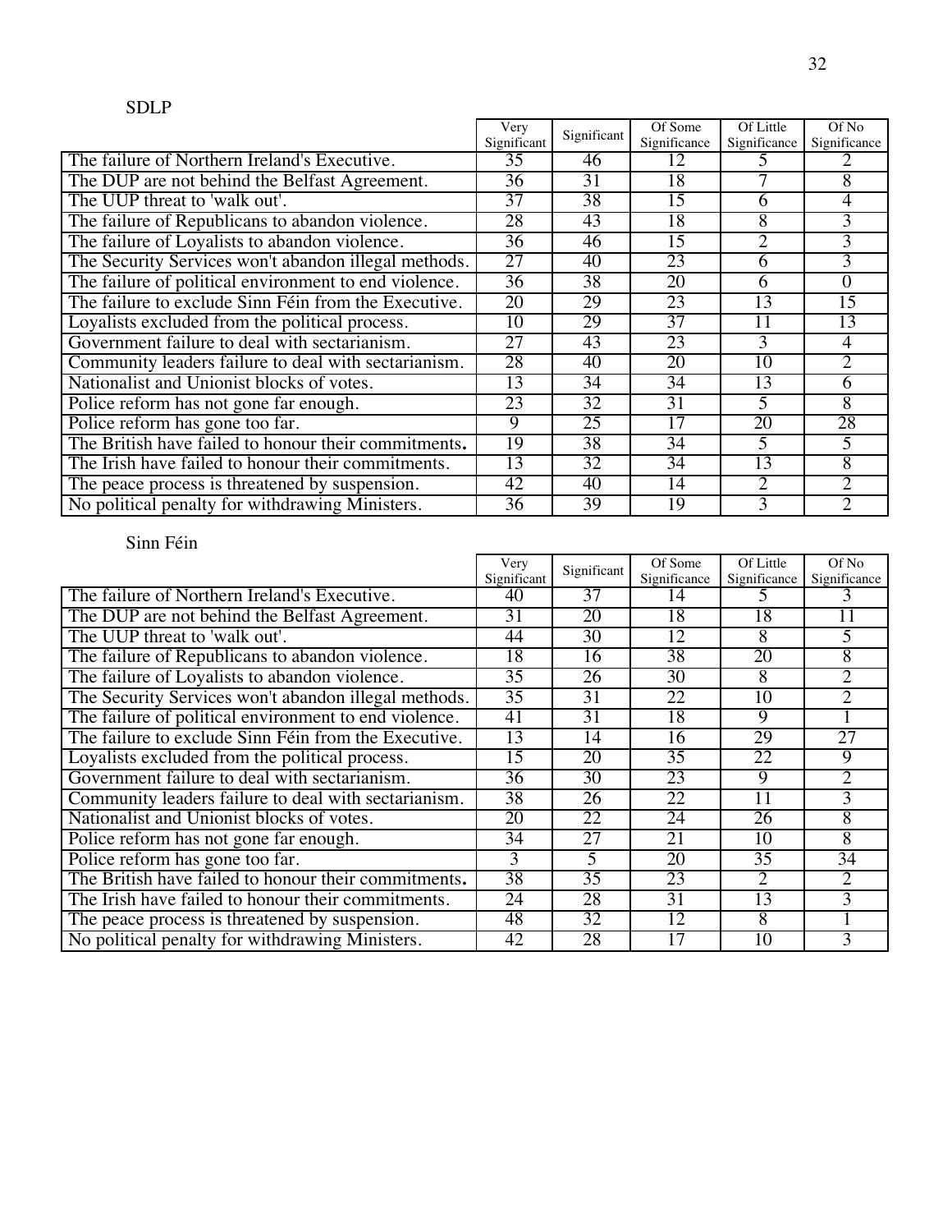SDLP

| | Very Significant | Significant | Of Some Significance | Of Little Significance | Of No Significance |
|---|---|---|---|---|---|
| The failure of Northern Ireland's Executive. | 35 | 46 | 12 | 5 | 2 |
| The DUP are not behind the Belfast Agreement. | 36 | 31 | 18 | 7 | 8 |
| The UUP threat to 'walk out'. | 37 | 38 | 15 | 6 | 4 |
| The failure of Republicans to abandon violence. | 28 | 43 | 18 | 8 | 3 |
| The failure of Loyalists to abandon violence. | 36 | 46 | 15 | 2 | 3 |
| The Security Services won't abandon illegal methods. | 27 | 40 | 23 | 6 | 3 |
| The failure of political environment to end violence. | 36 | 38 | 20 | 6 | 0 |
| The failure to exclude Sinn Féin from the Executive. | 20 | 29 | 23 | 13 | 15 |
| Loyalists excluded from the political process. | 10 | 29 | 37 | 11 | 13 |
| Government failure to deal with sectarianism. | 27 | 43 | 23 | 3 | 4 |
| Community leaders failure to deal with sectarianism. | 28 | 40 | 20 | 10 | 2 |
| Nationalist and Unionist blocks of votes. | 13 | 34 | 34 | 13 | 6 |
| Police reform has not gone far enough. | 23 | 32 | 31 | 5 | 8 |
| Police reform has gone too far. | 9 | 25 | 17 | 20 | 28 |
| The British have failed to honour their commitments. | 19 | 38 | 34 | 5 | 5 |
| The Irish have failed to honour their commitments. | 13 | 32 | 34 | 13 | 8 |
| The peace process is threatened by suspension. | 42 | 40 | 14 | 2 | 2 |
| No political penalty for withdrawing Ministers. | 36 | 39 | 19 | 3 | 2 |

Sinn Féin

| | Very Significant | Significant | Of Some Significance | Of Little Significance | Of No Significance |
|---|---|---|---|---|---|
| The failure of Northern Ireland's Executive. | 40 | 37 | 14 | 5 | 3 |
| The DUP are not behind the Belfast Agreement. | 31 | 20 | 18 | 18 | 11 |
| The UUP threat to 'walk out'. | 44 | 30 | 12 | 8 | 5 |
| The failure of Republicans to abandon violence. | 18 | 16 | 38 | 20 | 8 |
| The failure of Loyalists to abandon violence. | 35 | 26 | 30 | 8 | 2 |
| The Security Services won't abandon illegal methods. | 35 | 31 | 22 | 10 | 2 |
| The failure of political environment to end violence. | 41 | 31 | 18 | 9 | 1 |
| The failure to exclude Sinn Féin from the Executive. | 13 | 14 | 16 | 29 | 27 |
| Loyalists excluded from the political process. | 15 | 20 | 35 | 22 | 9 |
| Government failure to deal with sectarianism. | 36 | 30 | 23 | 9 | 2 |
| Community leaders failure to deal with sectarianism. | 38 | 26 | 22 | 11 | 3 |
| Nationalist and Unionist blocks of votes. | 20 | 22 | 24 | 26 | 8 |
| Police reform has not gone far enough. | 34 | 27 | 21 | 10 | 8 |
| Police reform has gone too far. | 3 | 5 | 20 | 35 | 34 |
| The British have failed to honour their commitments. | 38 | 35 | 23 | 2 | 2 |
| The Irish have failed to honour their commitments. | 24 | 28 | 31 | 13 | 3 |
| The peace process is threatened by suspension. | 48 | 32 | 12 | 8 | 1 |
| No political penalty for withdrawing Ministers. | 42 | 28 | 17 | 10 | 3 |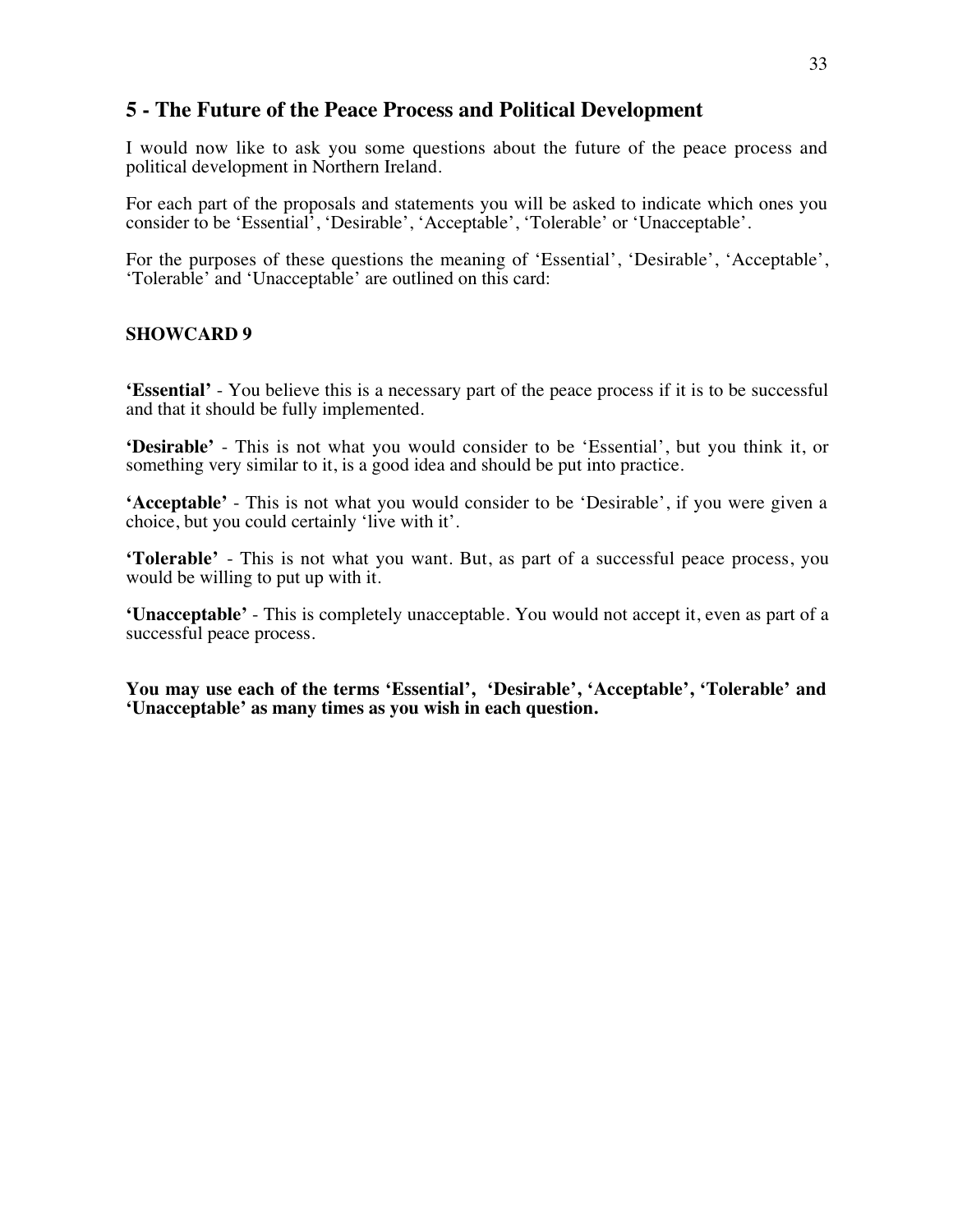## 5 - The Future of the Peace Process and Political Development

I would now like to ask you some questions about the future of the peace process and political development in Northern Ireland.

For each part of the proposals and statements you will be asked to indicate which ones you consider to be 'Essential', 'Desirable', 'Acceptable', 'Tolerable' or 'Unacceptable'.

For the purposes of these questions the meaning of 'Essential', 'Desirable', 'Acceptable', 'Tolerable' and 'Unacceptable' are outlined on this card:

**SHOWCARD 9**

**'Essential'** - You believe this is a necessary part of the peace process if it is to be successful and that it should be fully implemented.

**'Desirable'** - This is not what you would consider to be 'Essential', but you think it, or something very similar to it, is a good idea and should be put into practice.

**'Acceptable'** - This is not what you would consider to be 'Desirable', if you were given a choice, but you could certainly 'live with it'.

**'Tolerable'** - This is not what you want. But, as part of a successful peace process, you would be willing to put up with it.

**'Unacceptable'** - This is completely unacceptable. You would not accept it, even as part of a successful peace process.

**You may use each of the terms 'Essential', 'Desirable', 'Acceptable', 'Tolerable' and 'Unacceptable' as many times as you wish in each question.**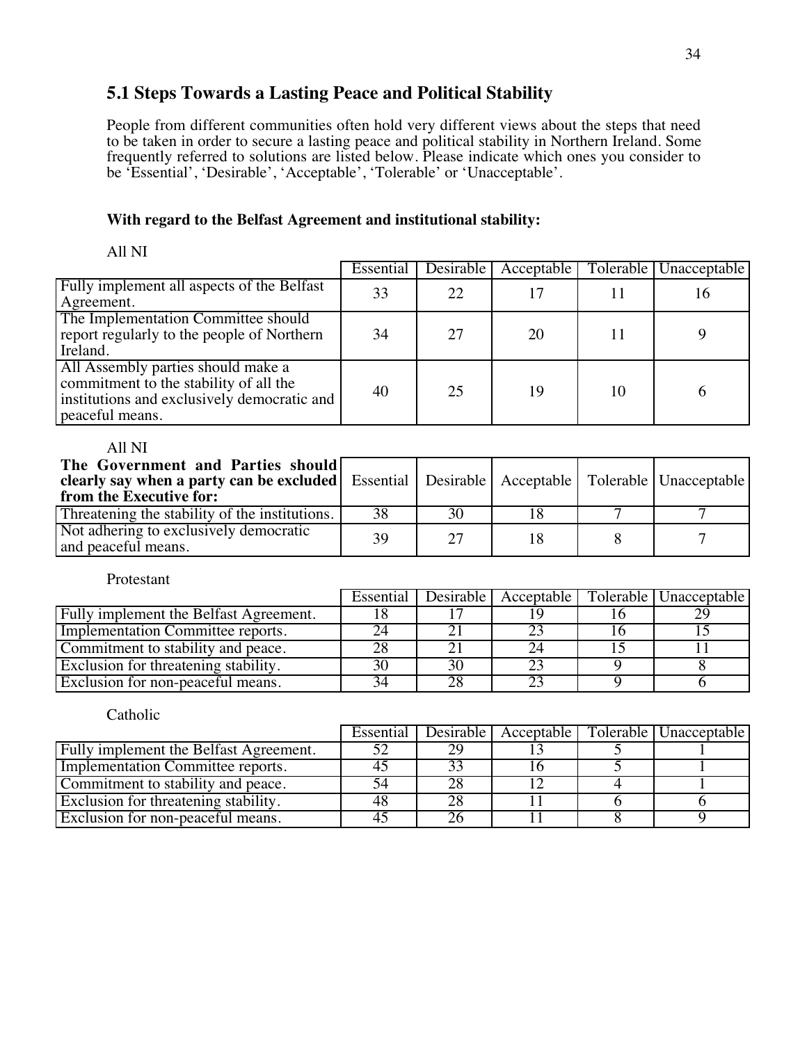## 5.1 Steps Towards a Lasting Peace and Political Stability

People from different communities often hold very different views about the steps that need to be taken in order to secure a lasting peace and political stability in Northern Ireland. Some frequently referred to solutions are listed below. Please indicate which ones you consider to be 'Essential', 'Desirable', 'Acceptable', 'Tolerable' or 'Unacceptable'.

**With regard to the Belfast Agreement and institutional stability:**

All NI

| | Essential | Desirable | Acceptable | Tolerable | Unacceptable |
|---|---|---|---|---|---|
| Fully implement all aspects of the Belfast Agreement. | 33 | 22 | 17 | 11 | 16 |
| The Implementation Committee should report regularly to the people of Northern Ireland. | 34 | 27 | 20 | 11 | 9 |
| All Assembly parties should make a commitment to the stability of all the institutions and exclusively democratic and peaceful means. | 40 | 25 | 19 | 10 | 6 |

All NI

| **The Government and Parties should clearly say when a party can be excluded from the Executive for:** | Essential | Desirable | Acceptable | Tolerable | Unacceptable |
|---|---|---|---|---|---|
| Threatening the stability of the institutions. | 38 | 30 | 18 | 7 | 7 |
| Not adhering to exclusively democratic and peaceful means. | 39 | 27 | 18 | 8 | 7 |

Protestant

| | Essential | Desirable | Acceptable | Tolerable | Unacceptable |
|---|---|---|---|---|---|
| Fully implement the Belfast Agreement. | 18 | 17 | 19 | 16 | 29 |
| Implementation Committee reports. | 24 | 21 | 23 | 16 | 15 |
| Commitment to stability and peace. | 28 | 21 | 24 | 15 | 11 |
| Exclusion for threatening stability. | 30 | 30 | 23 | 9 | 8 |
| Exclusion for non-peaceful means. | 34 | 28 | 23 | 9 | 6 |

Catholic

| | Essential | Desirable | Acceptable | Tolerable | Unacceptable |
|---|---|---|---|---|---|
| Fully implement the Belfast Agreement. | 52 | 29 | 13 | 5 | 1 |
| Implementation Committee reports. | 45 | 33 | 16 | 5 | 1 |
| Commitment to stability and peace. | 54 | 28 | 12 | 4 | 1 |
| Exclusion for threatening stability. | 48 | 28 | 11 | 6 | 6 |
| Exclusion for non-peaceful means. | 45 | 26 | 11 | 8 | 9 |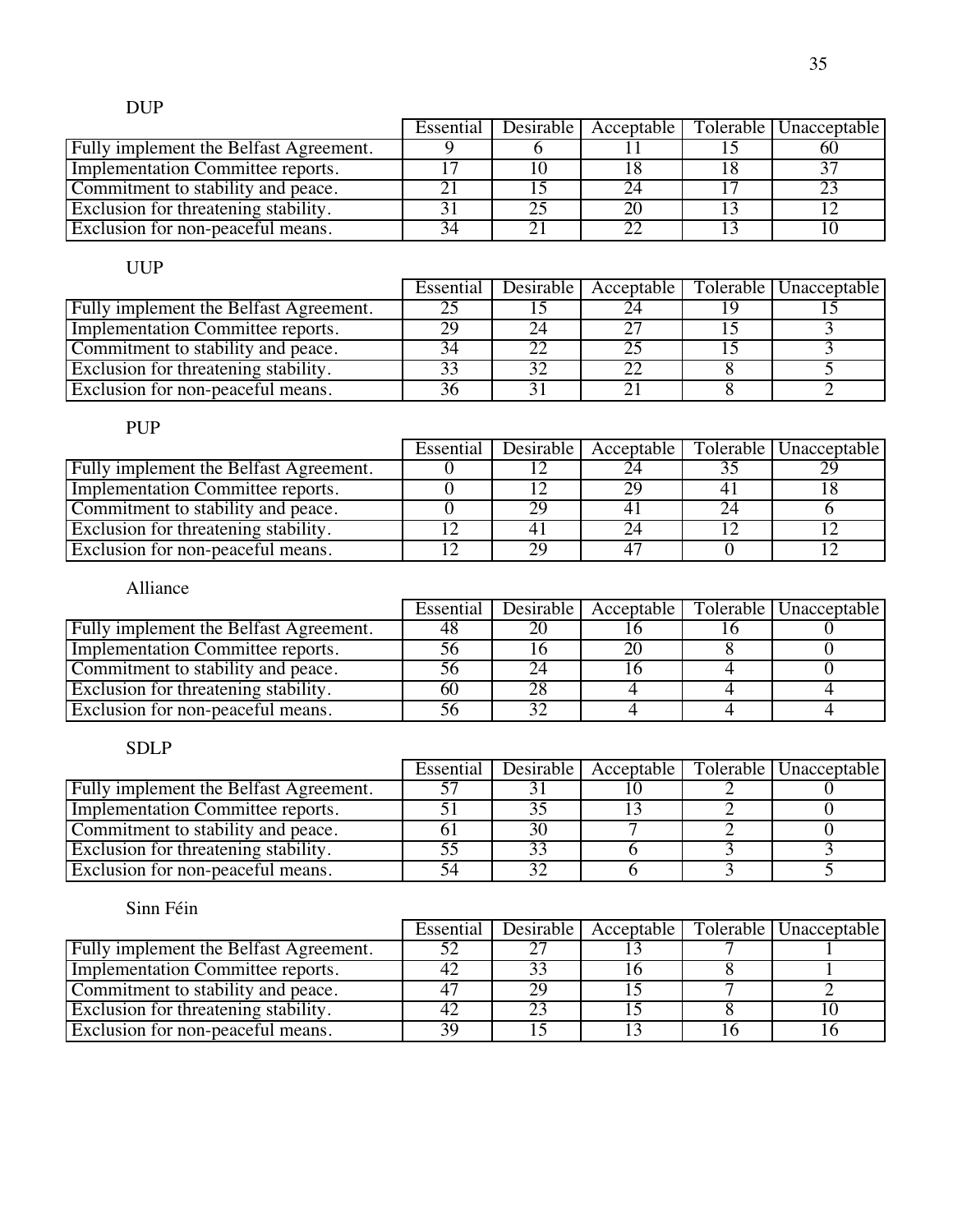DUP

| | Essential | Desirable | Acceptable | Tolerable | Unacceptable |
|---|---|---|---|---|---|
| Fully implement the Belfast Agreement. | 9 | 6 | 11 | 15 | 60 |
| Implementation Committee reports. | 17 | 10 | 18 | 18 | 37 |
| Commitment to stability and peace. | 21 | 15 | 24 | 17 | 23 |
| Exclusion for threatening stability. | 31 | 25 | 20 | 13 | 12 |
| Exclusion for non-peaceful means. | 34 | 21 | 22 | 13 | 10 |

UUP

| | Essential | Desirable | Acceptable | Tolerable | Unacceptable |
|---|---|---|---|---|---|
| Fully implement the Belfast Agreement. | 25 | 15 | 24 | 19 | 15 |
| Implementation Committee reports. | 29 | 24 | 27 | 15 | 3 |
| Commitment to stability and peace. | 34 | 22 | 25 | 15 | 3 |
| Exclusion for threatening stability. | 33 | 32 | 22 | 8 | 5 |
| Exclusion for non-peaceful means. | 36 | 31 | 21 | 8 | 2 |

PUP

| | Essential | Desirable | Acceptable | Tolerable | Unacceptable |
|---|---|---|---|---|---|
| Fully implement the Belfast Agreement. | 0 | 12 | 24 | 35 | 29 |
| Implementation Committee reports. | 0 | 12 | 29 | 41 | 18 |
| Commitment to stability and peace. | 0 | 29 | 41 | 24 | 6 |
| Exclusion for threatening stability. | 12 | 41 | 24 | 12 | 12 |
| Exclusion for non-peaceful means. | 12 | 29 | 47 | 0 | 12 |

Alliance

| | Essential | Desirable | Acceptable | Tolerable | Unacceptable |
|---|---|---|---|---|---|
| Fully implement the Belfast Agreement. | 48 | 20 | 16 | 16 | 0 |
| Implementation Committee reports. | 56 | 16 | 20 | 8 | 0 |
| Commitment to stability and peace. | 56 | 24 | 16 | 4 | 0 |
| Exclusion for threatening stability. | 60 | 28 | 4 | 4 | 4 |
| Exclusion for non-peaceful means. | 56 | 32 | 4 | 4 | 4 |

SDLP

| | Essential | Desirable | Acceptable | Tolerable | Unacceptable |
|---|---|---|---|---|---|
| Fully implement the Belfast Agreement. | 57 | 31 | 10 | 2 | 0 |
| Implementation Committee reports. | 51 | 35 | 13 | 2 | 0 |
| Commitment to stability and peace. | 61 | 30 | 7 | 2 | 0 |
| Exclusion for threatening stability. | 55 | 33 | 6 | 3 | 3 |
| Exclusion for non-peaceful means. | 54 | 32 | 6 | 3 | 5 |

Sinn Féin

| | Essential | Desirable | Acceptable | Tolerable | Unacceptable |
|---|---|---|---|---|---|
| Fully implement the Belfast Agreement. | 52 | 27 | 13 | 7 | 1 |
| Implementation Committee reports. | 42 | 33 | 16 | 8 | 1 |
| Commitment to stability and peace. | 47 | 29 | 15 | 7 | 2 |
| Exclusion for threatening stability. | 42 | 23 | 15 | 8 | 10 |
| Exclusion for non-peaceful means. | 39 | 15 | 13 | 16 | 16 |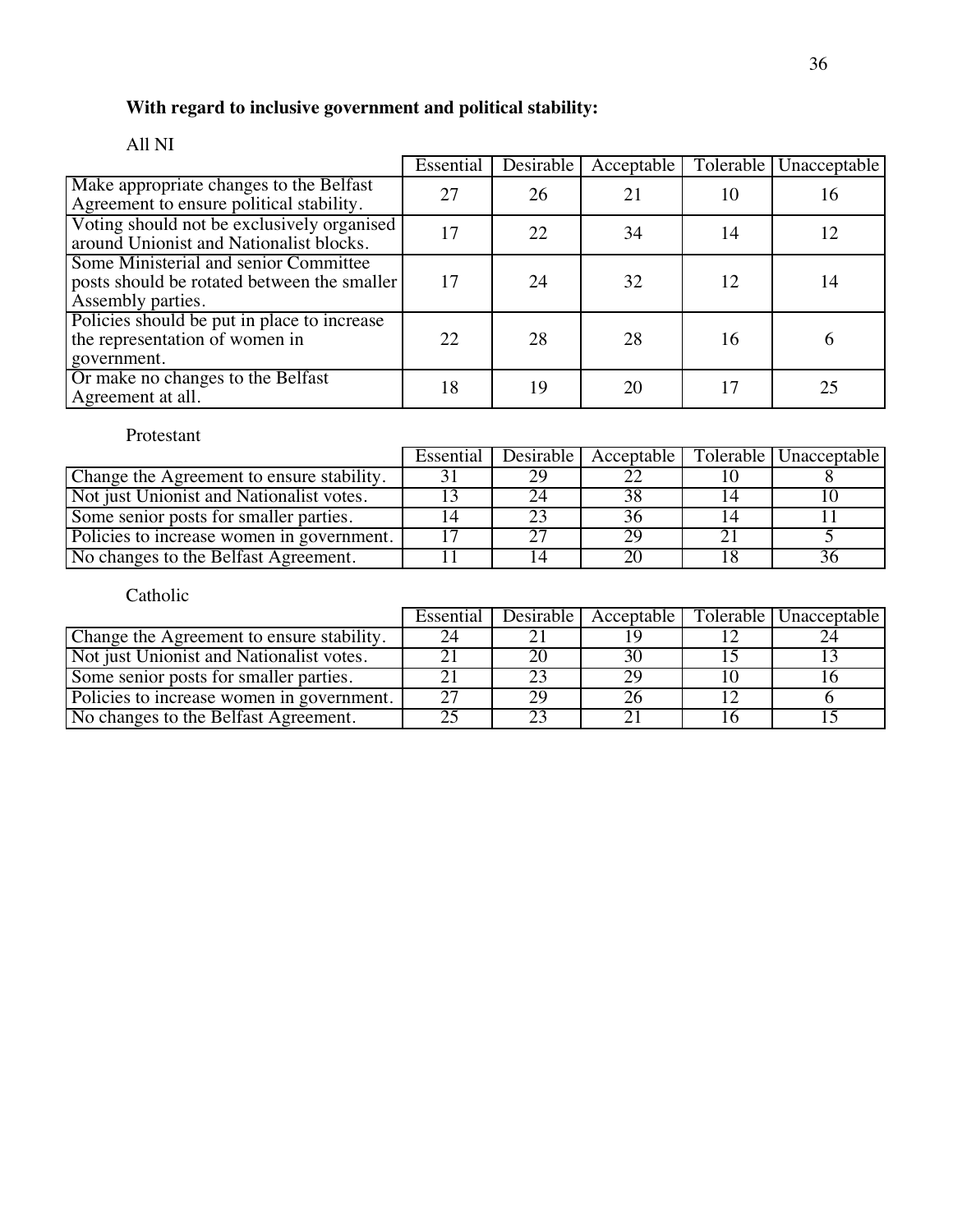**With regard to inclusive government and political stability:**

All NI

| | Essential | Desirable | Acceptable | Tolerable | Unacceptable |
|---|---|---|---|---|---|
| Make appropriate changes to the Belfast Agreement to ensure political stability. | 27 | 26 | 21 | 10 | 16 |
| Voting should not be exclusively organised around Unionist and Nationalist blocks. | 17 | 22 | 34 | 14 | 12 |
| Some Ministerial and senior Committee posts should be rotated between the smaller Assembly parties. | 17 | 24 | 32 | 12 | 14 |
| Policies should be put in place to increase the representation of women in government. | 22 | 28 | 28 | 16 | 6 |
| Or make no changes to the Belfast Agreement at all. | 18 | 19 | 20 | 17 | 25 |

Protestant

| | Essential | Desirable | Acceptable | Tolerable | Unacceptable |
|---|---|---|---|---|---|
| Change the Agreement to ensure stability. | 31 | 29 | 22 | 10 | 8 |
| Not just Unionist and Nationalist votes. | 13 | 24 | 38 | 14 | 10 |
| Some senior posts for smaller parties. | 14 | 23 | 36 | 14 | 11 |
| Policies to increase women in government. | 17 | 27 | 29 | 21 | 5 |
| No changes to the Belfast Agreement. | 11 | 14 | 20 | 18 | 36 |

Catholic

| | Essential | Desirable | Acceptable | Tolerable | Unacceptable |
|---|---|---|---|---|---|
| Change the Agreement to ensure stability. | 24 | 21 | 19 | 12 | 24 |
| Not just Unionist and Nationalist votes. | 21 | 20 | 30 | 15 | 13 |
| Some senior posts for smaller parties. | 21 | 23 | 29 | 10 | 16 |
| Policies to increase women in government. | 27 | 29 | 26 | 12 | 6 |
| No changes to the Belfast Agreement. | 25 | 23 | 21 | 16 | 15 |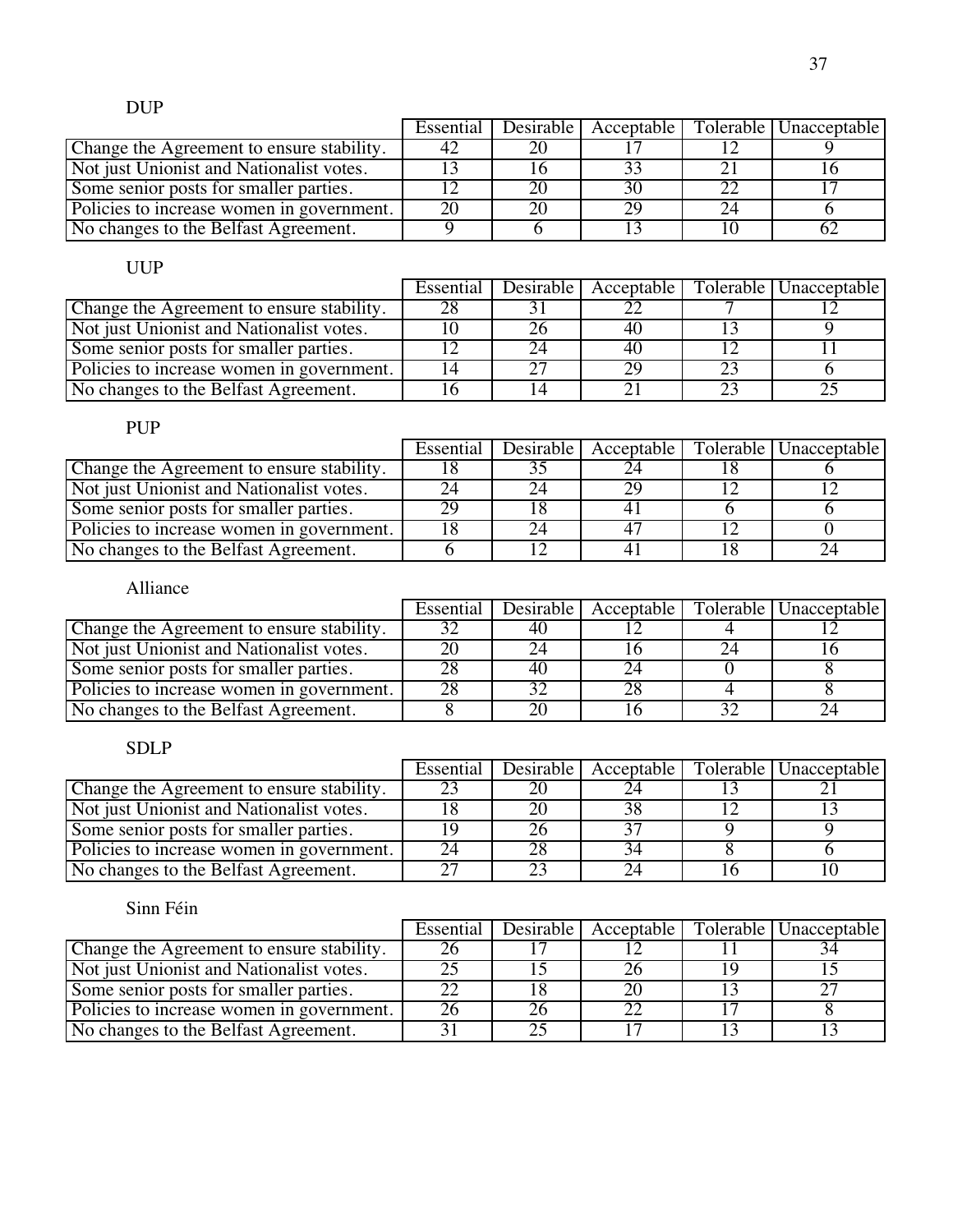DUP

| | Essential | Desirable | Acceptable | Tolerable | Unacceptable |
|---|---|---|---|---|---|
| Change the Agreement to ensure stability. | 42 | 20 | 17 | 12 | 9 |
| Not just Unionist and Nationalist votes. | 13 | 16 | 33 | 21 | 16 |
| Some senior posts for smaller parties. | 12 | 20 | 30 | 22 | 17 |
| Policies to increase women in government. | 20 | 20 | 29 | 24 | 6 |
| No changes to the Belfast Agreement. | 9 | 6 | 13 | 10 | 62 |

UUP

| | Essential | Desirable | Acceptable | Tolerable | Unacceptable |
|---|---|---|---|---|---|
| Change the Agreement to ensure stability. | 28 | 31 | 22 | 7 | 12 |
| Not just Unionist and Nationalist votes. | 10 | 26 | 40 | 13 | 9 |
| Some senior posts for smaller parties. | 12 | 24 | 40 | 12 | 11 |
| Policies to increase women in government. | 14 | 27 | 29 | 23 | 6 |
| No changes to the Belfast Agreement. | 16 | 14 | 21 | 23 | 25 |

PUP

| | Essential | Desirable | Acceptable | Tolerable | Unacceptable |
|---|---|---|---|---|---|
| Change the Agreement to ensure stability. | 18 | 35 | 24 | 18 | 6 |
| Not just Unionist and Nationalist votes. | 24 | 24 | 29 | 12 | 12 |
| Some senior posts for smaller parties. | 29 | 18 | 41 | 6 | 6 |
| Policies to increase women in government. | 18 | 24 | 47 | 12 | 0 |
| No changes to the Belfast Agreement. | 6 | 12 | 41 | 18 | 24 |

Alliance

| | Essential | Desirable | Acceptable | Tolerable | Unacceptable |
|---|---|---|---|---|---|
| Change the Agreement to ensure stability. | 32 | 40 | 12 | 4 | 12 |
| Not just Unionist and Nationalist votes. | 20 | 24 | 16 | 24 | 16 |
| Some senior posts for smaller parties. | 28 | 40 | 24 | 0 | 8 |
| Policies to increase women in government. | 28 | 32 | 28 | 4 | 8 |
| No changes to the Belfast Agreement. | 8 | 20 | 16 | 32 | 24 |

SDLP

| | Essential | Desirable | Acceptable | Tolerable | Unacceptable |
|---|---|---|---|---|---|
| Change the Agreement to ensure stability. | 23 | 20 | 24 | 13 | 21 |
| Not just Unionist and Nationalist votes. | 18 | 20 | 38 | 12 | 13 |
| Some senior posts for smaller parties. | 19 | 26 | 37 | 9 | 9 |
| Policies to increase women in government. | 24 | 28 | 34 | 8 | 6 |
| No changes to the Belfast Agreement. | 27 | 23 | 24 | 16 | 10 |

Sinn Féin

| | Essential | Desirable | Acceptable | Tolerable | Unacceptable |
|---|---|---|---|---|---|
| Change the Agreement to ensure stability. | 26 | 17 | 12 | 11 | 34 |
| Not just Unionist and Nationalist votes. | 25 | 15 | 26 | 19 | 15 |
| Some senior posts for smaller parties. | 22 | 18 | 20 | 13 | 27 |
| Policies to increase women in government. | 26 | 26 | 22 | 17 | 8 |
| No changes to the Belfast Agreement. | 31 | 25 | 17 | 13 | 13 |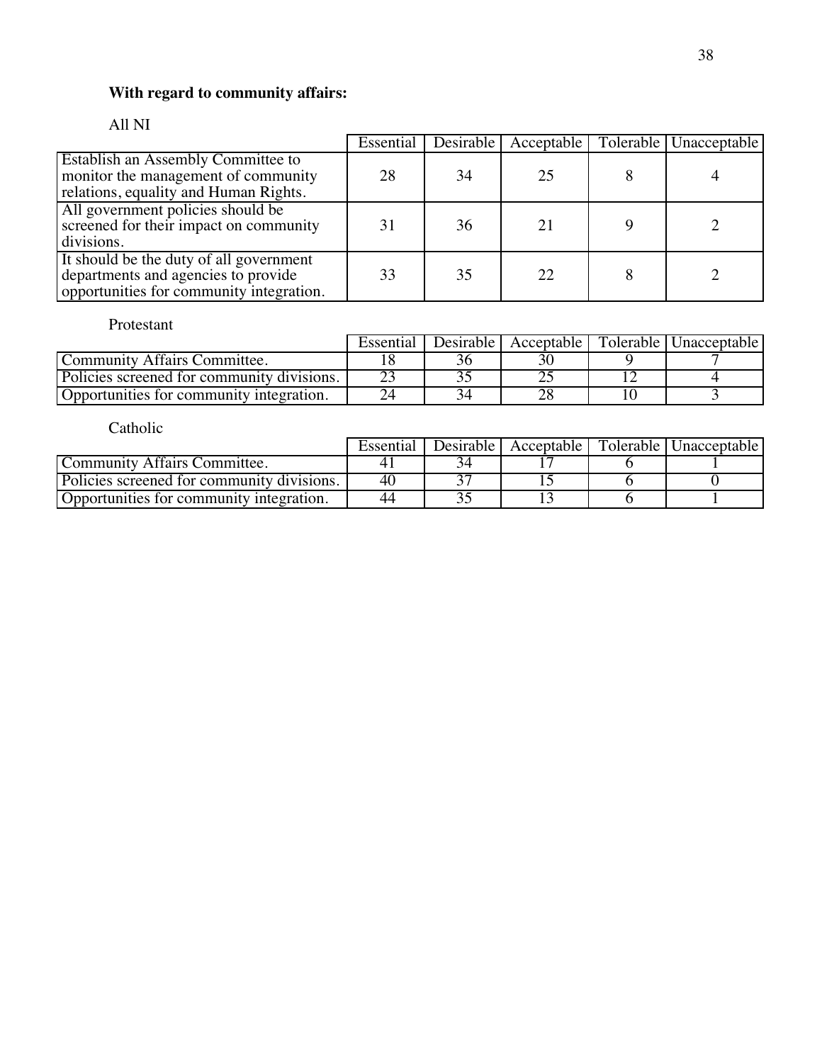**With regard to community affairs:**

All NI

| | Essential | Desirable | Acceptable | Tolerable | Unacceptable |
|---|---|---|---|---|---|
| Establish an Assembly Committee to monitor the management of community relations, equality and Human Rights. | 28 | 34 | 25 | 8 | 4 |
| All government policies should be screened for their impact on community divisions. | 31 | 36 | 21 | 9 | 2 |
| It should be the duty of all government departments and agencies to provide opportunities for community integration. | 33 | 35 | 22 | 8 | 2 |

Protestant

| | Essential | Desirable | Acceptable | Tolerable | Unacceptable |
|---|---|---|---|---|---|
| Community Affairs Committee. | 18 | 36 | 30 | 9 | 7 |
| Policies screened for community divisions. | 23 | 35 | 25 | 12 | 4 |
| Opportunities for community integration. | 24 | 34 | 28 | 10 | 3 |

Catholic

| | Essential | Desirable | Acceptable | Tolerable | Unacceptable |
|---|---|---|---|---|---|
| Community Affairs Committee. | 41 | 34 | 17 | 6 | 1 |
| Policies screened for community divisions. | 40 | 37 | 15 | 6 | 0 |
| Opportunities for community integration. | 44 | 35 | 13 | 6 | 1 |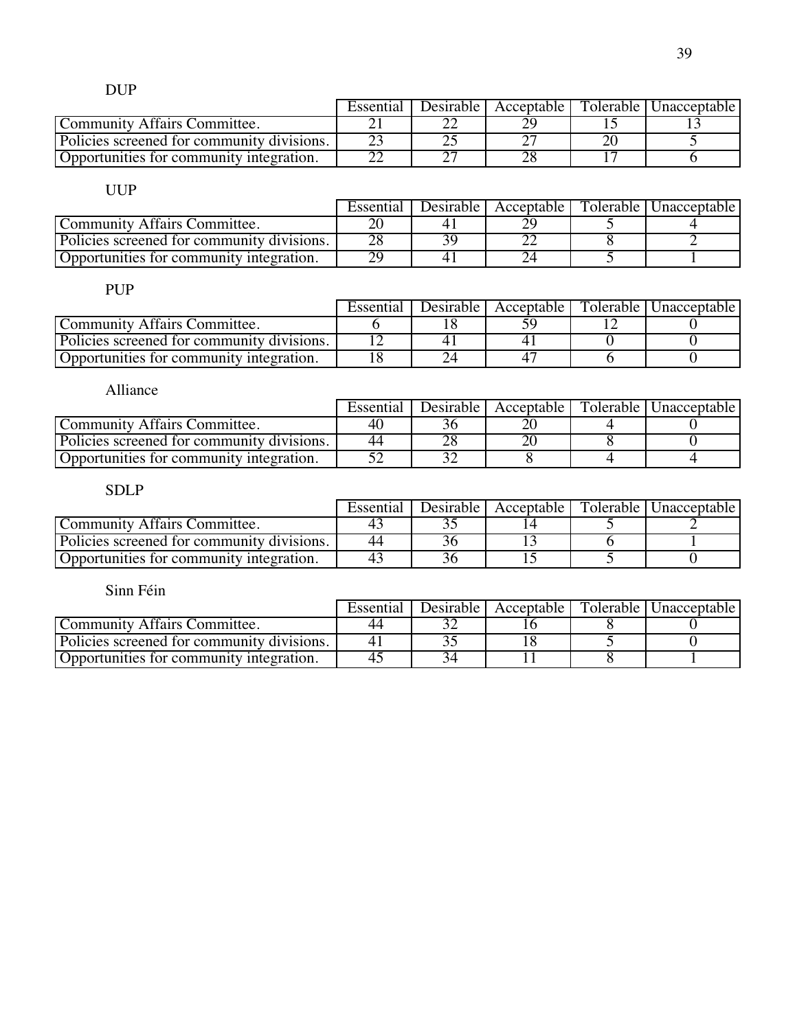DUP

| | Essential | Desirable | Acceptable | Tolerable | Unacceptable |
|---|---|---|---|---|---|
| Community Affairs Committee. | 21 | 22 | 29 | 15 | 13 |
| Policies screened for community divisions. | 23 | 25 | 27 | 20 | 5 |
| Opportunities for community integration. | 22 | 27 | 28 | 17 | 6 |

UUP

| | Essential | Desirable | Acceptable | Tolerable | Unacceptable |
|---|---|---|---|---|---|
| Community Affairs Committee. | 20 | 41 | 29 | 5 | 4 |
| Policies screened for community divisions. | 28 | 39 | 22 | 8 | 2 |
| Opportunities for community integration. | 29 | 41 | 24 | 5 | 1 |

PUP

| | Essential | Desirable | Acceptable | Tolerable | Unacceptable |
|---|---|---|---|---|---|
| Community Affairs Committee. | 6 | 18 | 59 | 12 | 0 |
| Policies screened for community divisions. | 12 | 41 | 41 | 0 | 0 |
| Opportunities for community integration. | 18 | 24 | 47 | 6 | 0 |

Alliance

| | Essential | Desirable | Acceptable | Tolerable | Unacceptable |
|---|---|---|---|---|---|
| Community Affairs Committee. | 40 | 36 | 20 | 4 | 0 |
| Policies screened for community divisions. | 44 | 28 | 20 | 8 | 0 |
| Opportunities for community integration. | 52 | 32 | 8 | 4 | 4 |

SDLP

| | Essential | Desirable | Acceptable | Tolerable | Unacceptable |
|---|---|---|---|---|---|
| Community Affairs Committee. | 43 | 35 | 14 | 5 | 2 |
| Policies screened for community divisions. | 44 | 36 | 13 | 6 | 1 |
| Opportunities for community integration. | 43 | 36 | 15 | 5 | 0 |

Sinn Féin

| | Essential | Desirable | Acceptable | Tolerable | Unacceptable |
|---|---|---|---|---|---|
| Community Affairs Committee. | 44 | 32 | 16 | 8 | 0 |
| Policies screened for community divisions. | 41 | 35 | 18 | 5 | 0 |
| Opportunities for community integration. | 45 | 34 | 11 | 8 | 1 |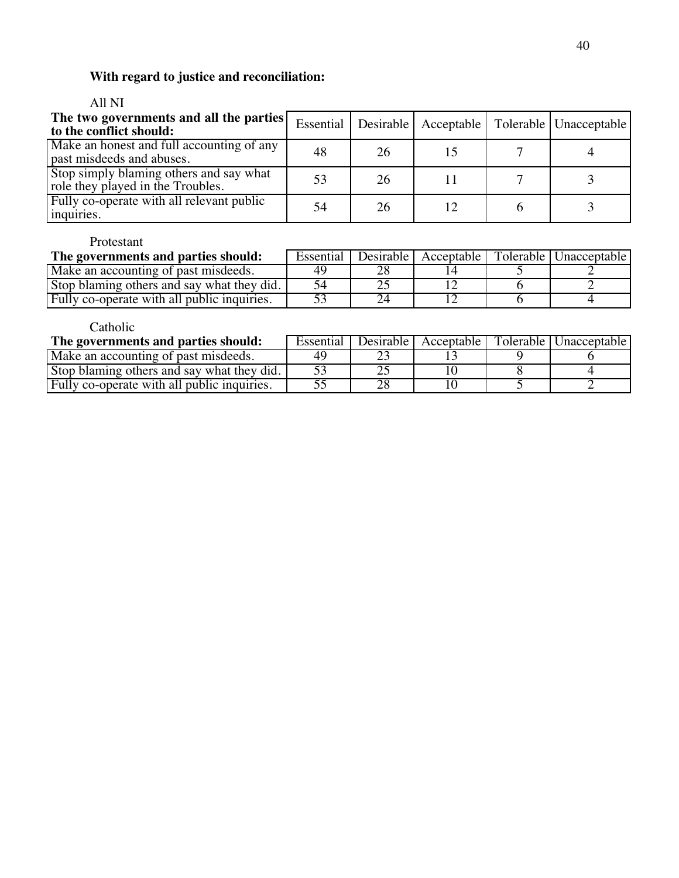**With regard to justice and reconciliation:**

All NI

| The two governments and all the parties to the conflict should: | Essential | Desirable | Acceptable | Tolerable | Unacceptable |
|---|---|---|---|---|---|
| Make an honest and full accounting of any past misdeeds and abuses. | 48 | 26 | 15 | 7 | 4 |
| Stop simply blaming others and say what role they played in the Troubles. | 53 | 26 | 11 | 7 | 3 |
| Fully co-operate with all relevant public inquiries. | 54 | 26 | 12 | 6 | 3 |

Protestant

| The governments and parties should: | Essential | Desirable | Acceptable | Tolerable | Unacceptable |
|---|---|---|---|---|---|
| Make an accounting of past misdeeds. | 49 | 28 | 14 | 5 | 2 |
| Stop blaming others and say what they did. | 54 | 25 | 12 | 6 | 2 |
| Fully co-operate with all public inquiries. | 53 | 24 | 12 | 6 | 4 |

Catholic

| The governments and parties should: | Essential | Desirable | Acceptable | Tolerable | Unacceptable |
|---|---|---|---|---|---|
| Make an accounting of past misdeeds. | 49 | 23 | 13 | 9 | 6 |
| Stop blaming others and say what they did. | 53 | 25 | 10 | 8 | 4 |
| Fully co-operate with all public inquiries. | 55 | 28 | 10 | 5 | 2 |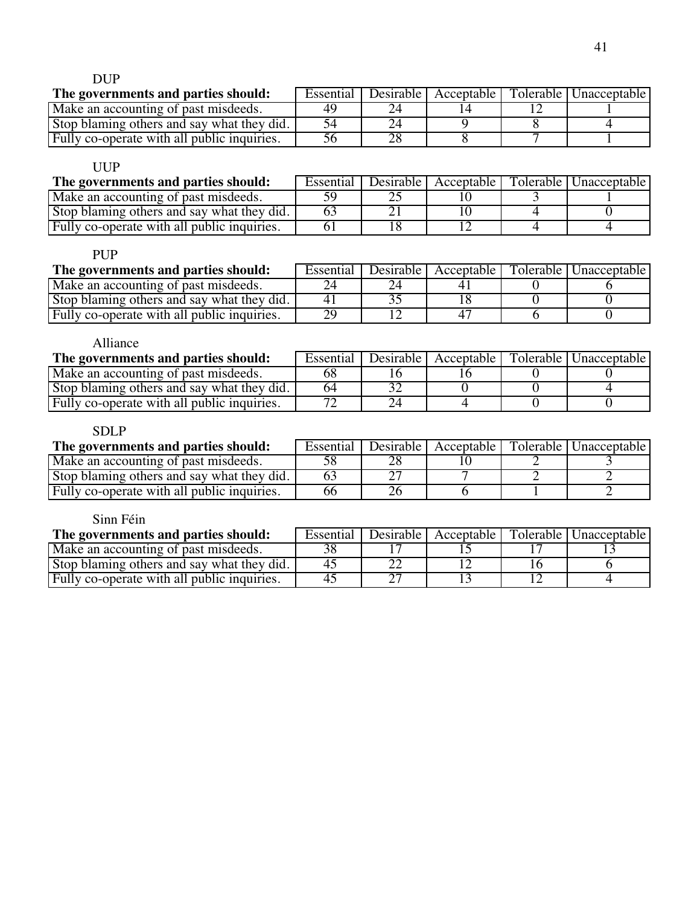DUP

| The governments and parties should: | Essential | Desirable | Acceptable | Tolerable | Unacceptable |
|---|---|---|---|---|---|
| Make an accounting of past misdeeds. | 49 | 24 | 14 | 12 | 1 |
| Stop blaming others and say what they did. | 54 | 24 | 9 | 8 | 4 |
| Fully co-operate with all public inquiries. | 56 | 28 | 8 | 7 | 1 |

UUP

| The governments and parties should: | Essential | Desirable | Acceptable | Tolerable | Unacceptable |
|---|---|---|---|---|---|
| Make an accounting of past misdeeds. | 59 | 25 | 10 | 3 | 1 |
| Stop blaming others and say what they did. | 63 | 21 | 10 | 4 | 0 |
| Fully co-operate with all public inquiries. | 61 | 18 | 12 | 4 | 4 |

PUP

| The governments and parties should: | Essential | Desirable | Acceptable | Tolerable | Unacceptable |
|---|---|---|---|---|---|
| Make an accounting of past misdeeds. | 24 | 24 | 41 | 0 | 6 |
| Stop blaming others and say what they did. | 41 | 35 | 18 | 0 | 0 |
| Fully co-operate with all public inquiries. | 29 | 12 | 47 | 6 | 0 |

Alliance

| The governments and parties should: | Essential | Desirable | Acceptable | Tolerable | Unacceptable |
|---|---|---|---|---|---|
| Make an accounting of past misdeeds. | 68 | 16 | 16 | 0 | 0 |
| Stop blaming others and say what they did. | 64 | 32 | 0 | 0 | 4 |
| Fully co-operate with all public inquiries. | 72 | 24 | 4 | 0 | 0 |

SDLP

| The governments and parties should: | Essential | Desirable | Acceptable | Tolerable | Unacceptable |
|---|---|---|---|---|---|
| Make an accounting of past misdeeds. | 58 | 28 | 10 | 2 | 3 |
| Stop blaming others and say what they did. | 63 | 27 | 7 | 2 | 2 |
| Fully co-operate with all public inquiries. | 66 | 26 | 6 | 1 | 2 |

Sinn Féin

| The governments and parties should: | Essential | Desirable | Acceptable | Tolerable | Unacceptable |
|---|---|---|---|---|---|
| Make an accounting of past misdeeds. | 38 | 17 | 15 | 17 | 13 |
| Stop blaming others and say what they did. | 45 | 22 | 12 | 16 | 6 |
| Fully co-operate with all public inquiries. | 45 | 27 | 13 | 12 | 4 |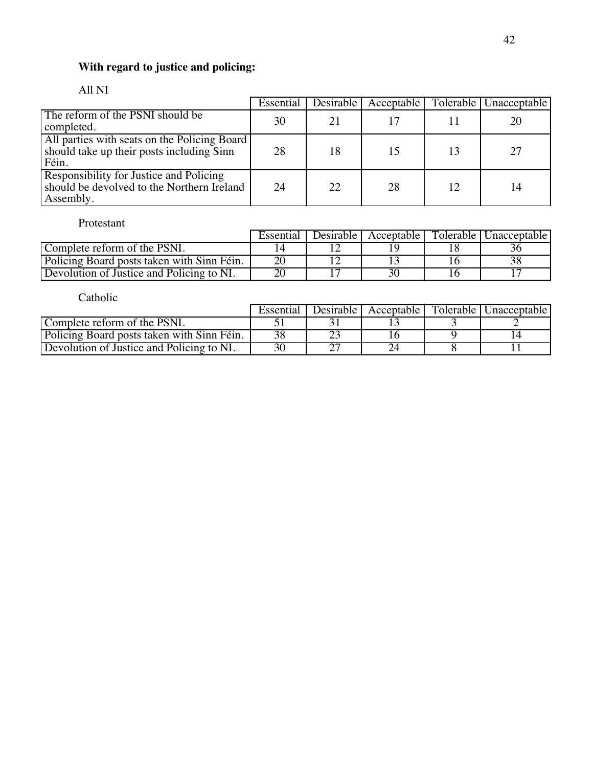**With regard to justice and policing:**

All NI

| | Essential | Desirable | Acceptable | Tolerable | Unacceptable |
|---|---|---|---|---|---|
| The reform of the PSNI should be completed. | 30 | 21 | 17 | 11 | 20 |
| All parties with seats on the Policing Board should take up their posts including Sinn Féin. | 28 | 18 | 15 | 13 | 27 |
| Responsibility for Justice and Policing should be devolved to the Northern Ireland Assembly. | 24 | 22 | 28 | 12 | 14 |

Protestant

| | Essential | Desirable | Acceptable | Tolerable | Unacceptable |
|---|---|---|---|---|---|
| Complete reform of the PSNI. | 14 | 12 | 19 | 18 | 36 |
| Policing Board posts taken with Sinn Féin. | 20 | 12 | 13 | 16 | 38 |
| Devolution of Justice and Policing to NI. | 20 | 17 | 30 | 16 | 17 |

Catholic

| | Essential | Desirable | Acceptable | Tolerable | Unacceptable |
|---|---|---|---|---|---|
| Complete reform of the PSNI. | 51 | 31 | 13 | 3 | 2 |
| Policing Board posts taken with Sinn Féin. | 38 | 23 | 16 | 9 | 14 |
| Devolution of Justice and Policing to NI. | 30 | 27 | 24 | 8 | 11 |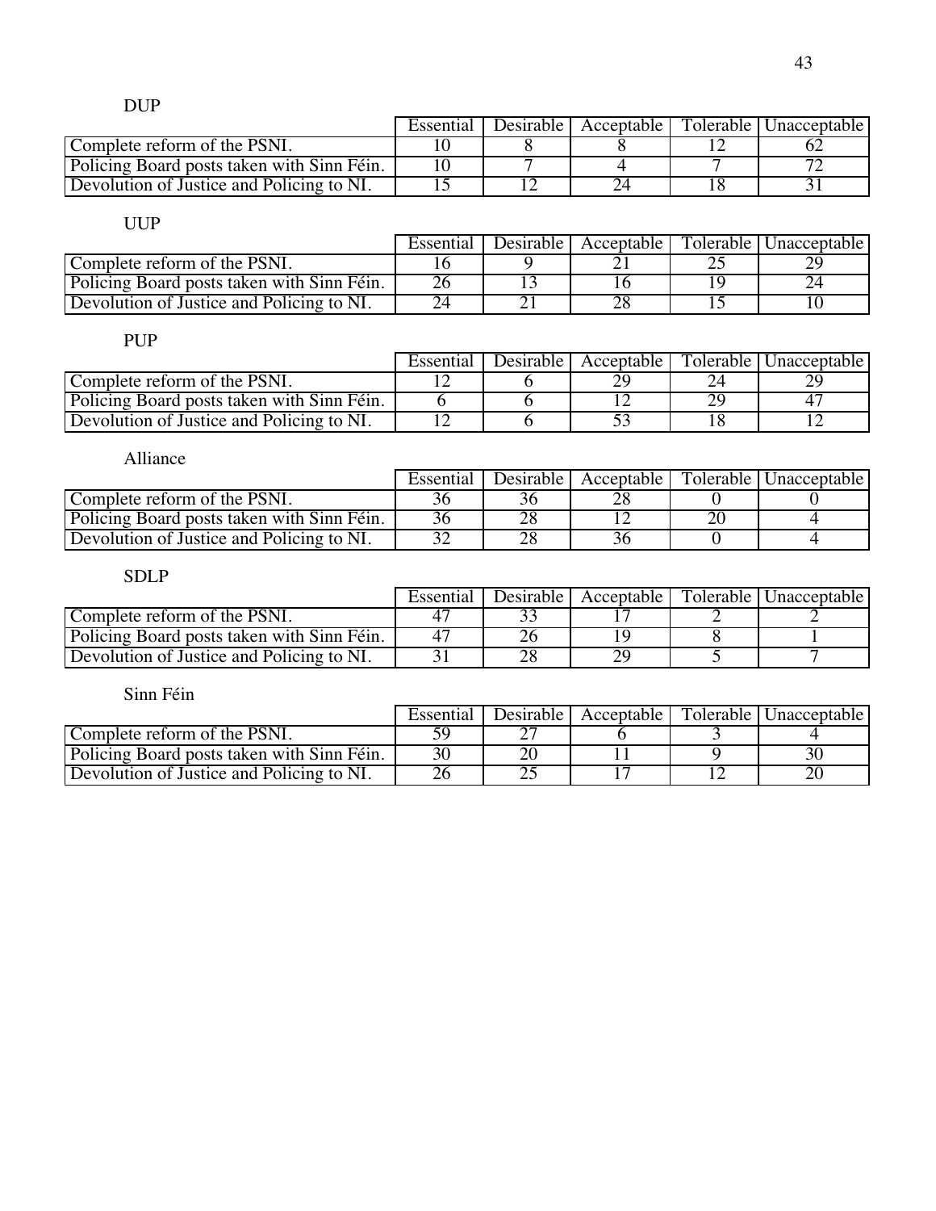DUP

| | Essential | Desirable | Acceptable | Tolerable | Unacceptable |
|---|---|---|---|---|---|
| Complete reform of the PSNI. | 10 | 8 | 8 | 12 | 62 |
| Policing Board posts taken with Sinn Féin. | 10 | 7 | 4 | 7 | 72 |
| Devolution of Justice and Policing to NI. | 15 | 12 | 24 | 18 | 31 |

UUP

| | Essential | Desirable | Acceptable | Tolerable | Unacceptable |
|---|---|---|---|---|---|
| Complete reform of the PSNI. | 16 | 9 | 21 | 25 | 29 |
| Policing Board posts taken with Sinn Féin. | 26 | 13 | 16 | 19 | 24 |
| Devolution of Justice and Policing to NI. | 24 | 21 | 28 | 15 | 10 |

PUP

| | Essential | Desirable | Acceptable | Tolerable | Unacceptable |
|---|---|---|---|---|---|
| Complete reform of the PSNI. | 12 | 6 | 29 | 24 | 29 |
| Policing Board posts taken with Sinn Féin. | 6 | 6 | 12 | 29 | 47 |
| Devolution of Justice and Policing to NI. | 12 | 6 | 53 | 18 | 12 |

Alliance

| | Essential | Desirable | Acceptable | Tolerable | Unacceptable |
|---|---|---|---|---|---|
| Complete reform of the PSNI. | 36 | 36 | 28 | 0 | 0 |
| Policing Board posts taken with Sinn Féin. | 36 | 28 | 12 | 20 | 4 |
| Devolution of Justice and Policing to NI. | 32 | 28 | 36 | 0 | 4 |

SDLP

| | Essential | Desirable | Acceptable | Tolerable | Unacceptable |
|---|---|---|---|---|---|
| Complete reform of the PSNI. | 47 | 33 | 17 | 2 | 2 |
| Policing Board posts taken with Sinn Féin. | 47 | 26 | 19 | 8 | 1 |
| Devolution of Justice and Policing to NI. | 31 | 28 | 29 | 5 | 7 |

Sinn Féin

| | Essential | Desirable | Acceptable | Tolerable | Unacceptable |
|---|---|---|---|---|---|
| Complete reform of the PSNI. | 59 | 27 | 6 | 3 | 4 |
| Policing Board posts taken with Sinn Féin. | 30 | 20 | 11 | 9 | 30 |
| Devolution of Justice and Policing to NI. | 26 | 25 | 17 | 12 | 20 |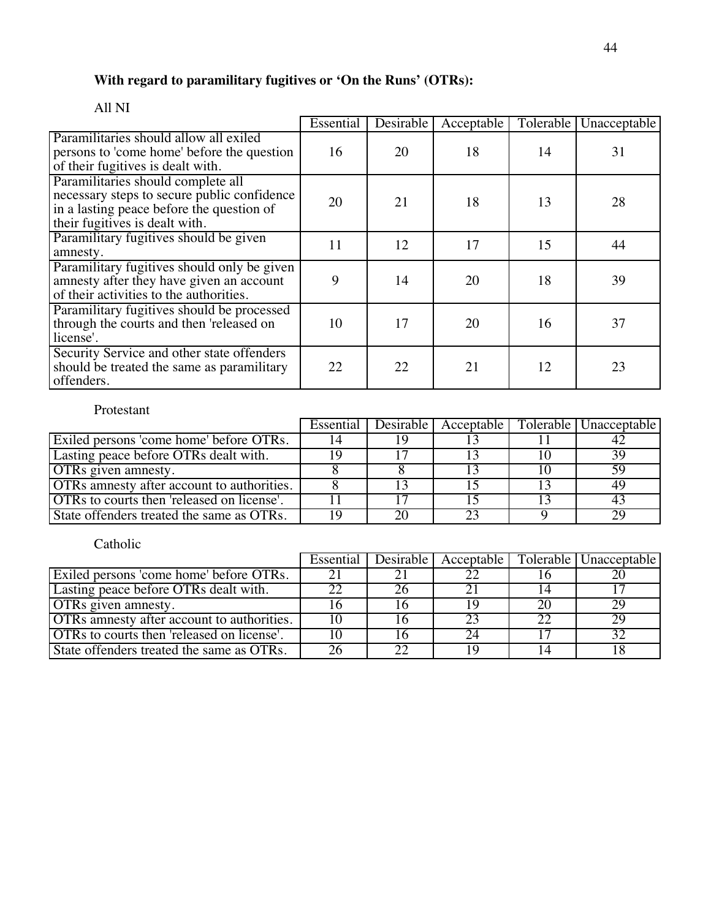**With regard to paramilitary fugitives or 'On the Runs' (OTRs):**

All NI

| | Essential | Desirable | Acceptable | Tolerable | Unacceptable |
|---|---|---|---|---|---|
| Paramilitaries should allow all exiled persons to 'come home' before the question of their fugitives is dealt with. | 16 | 20 | 18 | 14 | 31 |
| Paramilitaries should complete all necessary steps to secure public confidence in a lasting peace before the question of their fugitives is dealt with. | 20 | 21 | 18 | 13 | 28 |
| Paramilitary fugitives should be given amnesty. | 11 | 12 | 17 | 15 | 44 |
| Paramilitary fugitives should only be given amnesty after they have given an account of their activities to the authorities. | 9 | 14 | 20 | 18 | 39 |
| Paramilitary fugitives should be processed through the courts and then 'released on license'. | 10 | 17 | 20 | 16 | 37 |
| Security Service and other state offenders should be treated the same as paramilitary offenders. | 22 | 22 | 21 | 12 | 23 |

Protestant

| | Essential | Desirable | Acceptable | Tolerable | Unacceptable |
|---|---|---|---|---|---|
| Exiled persons 'come home' before OTRs. | 14 | 19 | 13 | 11 | 42 |
| Lasting peace before OTRs dealt with. | 19 | 17 | 13 | 10 | 39 |
| OTRs given amnesty. | 8 | 8 | 13 | 10 | 59 |
| OTRs amnesty after account to authorities. | 8 | 13 | 15 | 13 | 49 |
| OTRs to courts then 'released on license'. | 11 | 17 | 15 | 13 | 43 |
| State offenders treated the same as OTRs. | 19 | 20 | 23 | 9 | 29 |

Catholic

| | Essential | Desirable | Acceptable | Tolerable | Unacceptable |
|---|---|---|---|---|---|
| Exiled persons 'come home' before OTRs. | 21 | 21 | 22 | 16 | 20 |
| Lasting peace before OTRs dealt with. | 22 | 26 | 21 | 14 | 17 |
| OTRs given amnesty. | 16 | 16 | 19 | 20 | 29 |
| OTRs amnesty after account to authorities. | 10 | 16 | 23 | 22 | 29 |
| OTRs to courts then 'released on license'. | 10 | 16 | 24 | 17 | 32 |
| State offenders treated the same as OTRs. | 26 | 22 | 19 | 14 | 18 |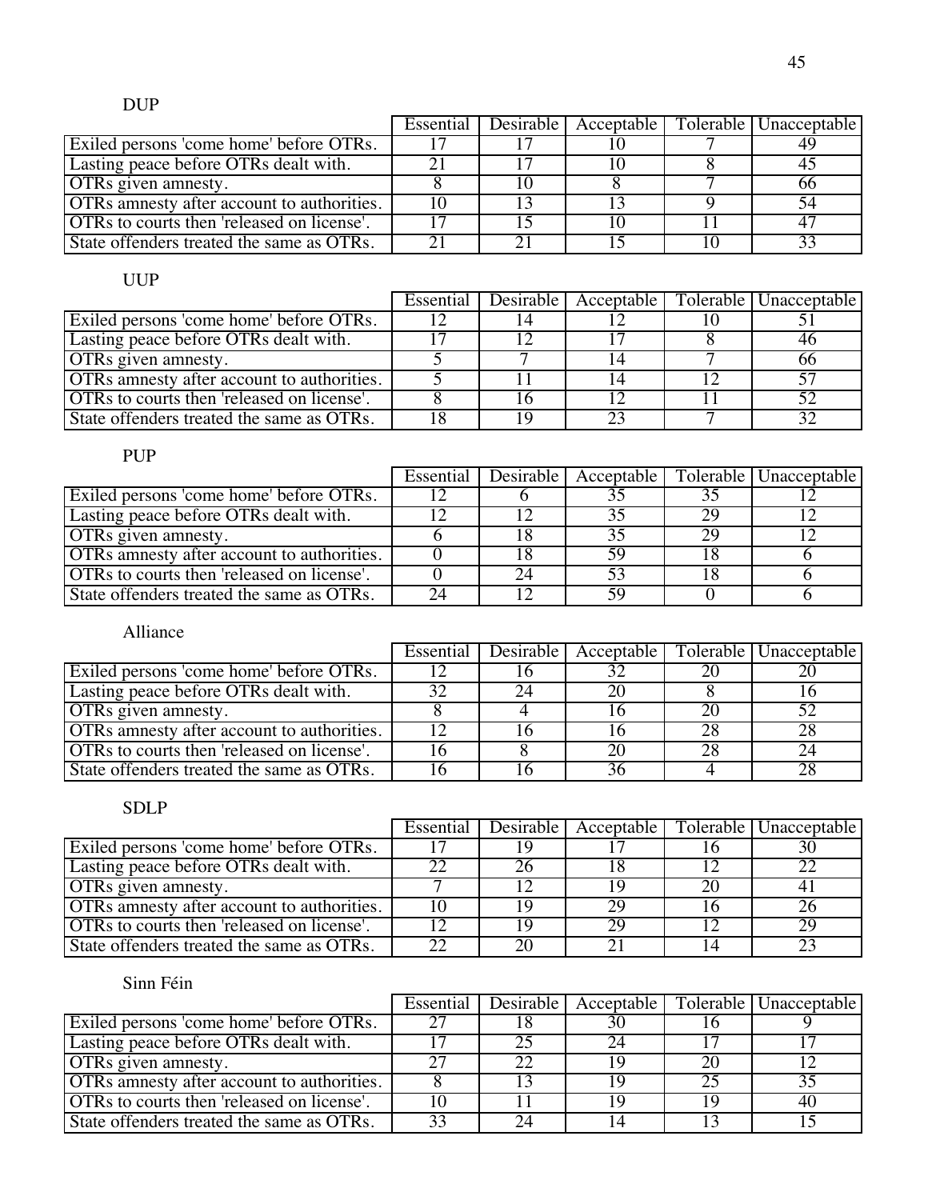DUP

| | Essential | Desirable | Acceptable | Tolerable | Unacceptable |
|---|---|---|---|---|---|
| Exiled persons 'come home' before OTRs. | 17 | 17 | 10 | 7 | 49 |
| Lasting peace before OTRs dealt with. | 21 | 17 | 10 | 8 | 45 |
| OTRs given amnesty. | 8 | 10 | 8 | 7 | 66 |
| OTRs amnesty after account to authorities. | 10 | 13 | 13 | 9 | 54 |
| OTRs to courts then 'released on license'. | 17 | 15 | 10 | 11 | 47 |
| State offenders treated the same as OTRs. | 21 | 21 | 15 | 10 | 33 |

UUP

| | Essential | Desirable | Acceptable | Tolerable | Unacceptable |
|---|---|---|---|---|---|
| Exiled persons 'come home' before OTRs. | 12 | 14 | 12 | 10 | 51 |
| Lasting peace before OTRs dealt with. | 17 | 12 | 17 | 8 | 46 |
| OTRs given amnesty. | 5 | 7 | 14 | 7 | 66 |
| OTRs amnesty after account to authorities. | 5 | 11 | 14 | 12 | 57 |
| OTRs to courts then 'released on license'. | 8 | 16 | 12 | 11 | 52 |
| State offenders treated the same as OTRs. | 18 | 19 | 23 | 7 | 32 |

PUP

| | Essential | Desirable | Acceptable | Tolerable | Unacceptable |
|---|---|---|---|---|---|
| Exiled persons 'come home' before OTRs. | 12 | 6 | 35 | 35 | 12 |
| Lasting peace before OTRs dealt with. | 12 | 12 | 35 | 29 | 12 |
| OTRs given amnesty. | 6 | 18 | 35 | 29 | 12 |
| OTRs amnesty after account to authorities. | 0 | 18 | 59 | 18 | 6 |
| OTRs to courts then 'released on license'. | 0 | 24 | 53 | 18 | 6 |
| State offenders treated the same as OTRs. | 24 | 12 | 59 | 0 | 6 |

Alliance

| | Essential | Desirable | Acceptable | Tolerable | Unacceptable |
|---|---|---|---|---|---|
| Exiled persons 'come home' before OTRs. | 12 | 16 | 32 | 20 | 20 |
| Lasting peace before OTRs dealt with. | 32 | 24 | 20 | 8 | 16 |
| OTRs given amnesty. | 8 | 4 | 16 | 20 | 52 |
| OTRs amnesty after account to authorities. | 12 | 16 | 16 | 28 | 28 |
| OTRs to courts then 'released on license'. | 16 | 8 | 20 | 28 | 24 |
| State offenders treated the same as OTRs. | 16 | 16 | 36 | 4 | 28 |

SDLP

| | Essential | Desirable | Acceptable | Tolerable | Unacceptable |
|---|---|---|---|---|---|
| Exiled persons 'come home' before OTRs. | 17 | 19 | 17 | 16 | 30 |
| Lasting peace before OTRs dealt with. | 22 | 26 | 18 | 12 | 22 |
| OTRs given amnesty. | 7 | 12 | 19 | 20 | 41 |
| OTRs amnesty after account to authorities. | 10 | 19 | 29 | 16 | 26 |
| OTRs to courts then 'released on license'. | 12 | 19 | 29 | 12 | 29 |
| State offenders treated the same as OTRs. | 22 | 20 | 21 | 14 | 23 |

Sinn Féin

| | Essential | Desirable | Acceptable | Tolerable | Unacceptable |
|---|---|---|---|---|---|
| Exiled persons 'come home' before OTRs. | 27 | 18 | 30 | 16 | 9 |
| Lasting peace before OTRs dealt with. | 17 | 25 | 24 | 17 | 17 |
| OTRs given amnesty. | 27 | 22 | 19 | 20 | 12 |
| OTRs amnesty after account to authorities. | 8 | 13 | 19 | 25 | 35 |
| OTRs to courts then 'released on license'. | 10 | 11 | 19 | 19 | 40 |
| State offenders treated the same as OTRs. | 33 | 24 | 14 | 13 | 15 |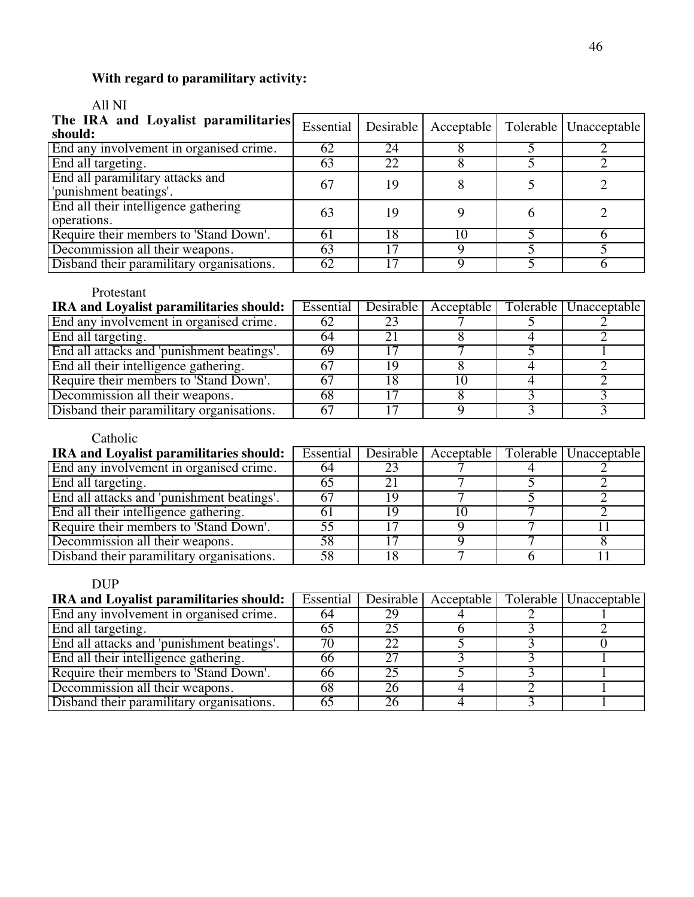**With regard to paramilitary activity:**

All NI

| The IRA and Loyalist paramilitaries should: | Essential | Desirable | Acceptable | Tolerable | Unacceptable |
|---|---|---|---|---|---|
| End any involvement in organised crime. | 62 | 24 | 8 | 5 | 2 |
| End all targeting. | 63 | 22 | 8 | 5 | 2 |
| End all paramilitary attacks and 'punishment beatings'. | 67 | 19 | 8 | 5 | 2 |
| End all their intelligence gathering operations. | 63 | 19 | 9 | 6 | 2 |
| Require their members to 'Stand Down'. | 61 | 18 | 10 | 5 | 6 |
| Decommission all their weapons. | 63 | 17 | 9 | 5 | 5 |
| Disband their paramilitary organisations. | 62 | 17 | 9 | 5 | 6 |

Protestant

| IRA and Loyalist paramilitaries should: | Essential | Desirable | Acceptable | Tolerable | Unacceptable |
|---|---|---|---|---|---|
| End any involvement in organised crime. | 62 | 23 | 7 | 5 | 2 |
| End all targeting. | 64 | 21 | 8 | 4 | 2 |
| End all attacks and 'punishment beatings'. | 69 | 17 | 7 | 5 | 1 |
| End all their intelligence gathering. | 67 | 19 | 8 | 4 | 2 |
| Require their members to 'Stand Down'. | 67 | 18 | 10 | 4 | 2 |
| Decommission all their weapons. | 68 | 17 | 8 | 3 | 3 |
| Disband their paramilitary organisations. | 67 | 17 | 9 | 3 | 3 |

Catholic

| IRA and Loyalist paramilitaries should: | Essential | Desirable | Acceptable | Tolerable | Unacceptable |
|---|---|---|---|---|---|
| End any involvement in organised crime. | 64 | 23 | 7 | 4 | 2 |
| End all targeting. | 65 | 21 | 7 | 5 | 2 |
| End all attacks and 'punishment beatings'. | 67 | 19 | 7 | 5 | 2 |
| End all their intelligence gathering. | 61 | 19 | 10 | 7 | 2 |
| Require their members to 'Stand Down'. | 55 | 17 | 9 | 7 | 11 |
| Decommission all their weapons. | 58 | 17 | 9 | 7 | 8 |
| Disband their paramilitary organisations. | 58 | 18 | 7 | 6 | 11 |

DUP

| IRA and Loyalist paramilitaries should: | Essential | Desirable | Acceptable | Tolerable | Unacceptable |
|---|---|---|---|---|---|
| End any involvement in organised crime. | 64 | 29 | 4 | 2 | 1 |
| End all targeting. | 65 | 25 | 6 | 3 | 2 |
| End all attacks and 'punishment beatings'. | 70 | 22 | 5 | 3 | 0 |
| End all their intelligence gathering. | 66 | 27 | 3 | 3 | 1 |
| Require their members to 'Stand Down'. | 66 | 25 | 5 | 3 | 1 |
| Decommission all their weapons. | 68 | 26 | 4 | 2 | 1 |
| Disband their paramilitary organisations. | 65 | 26 | 4 | 3 | 1 |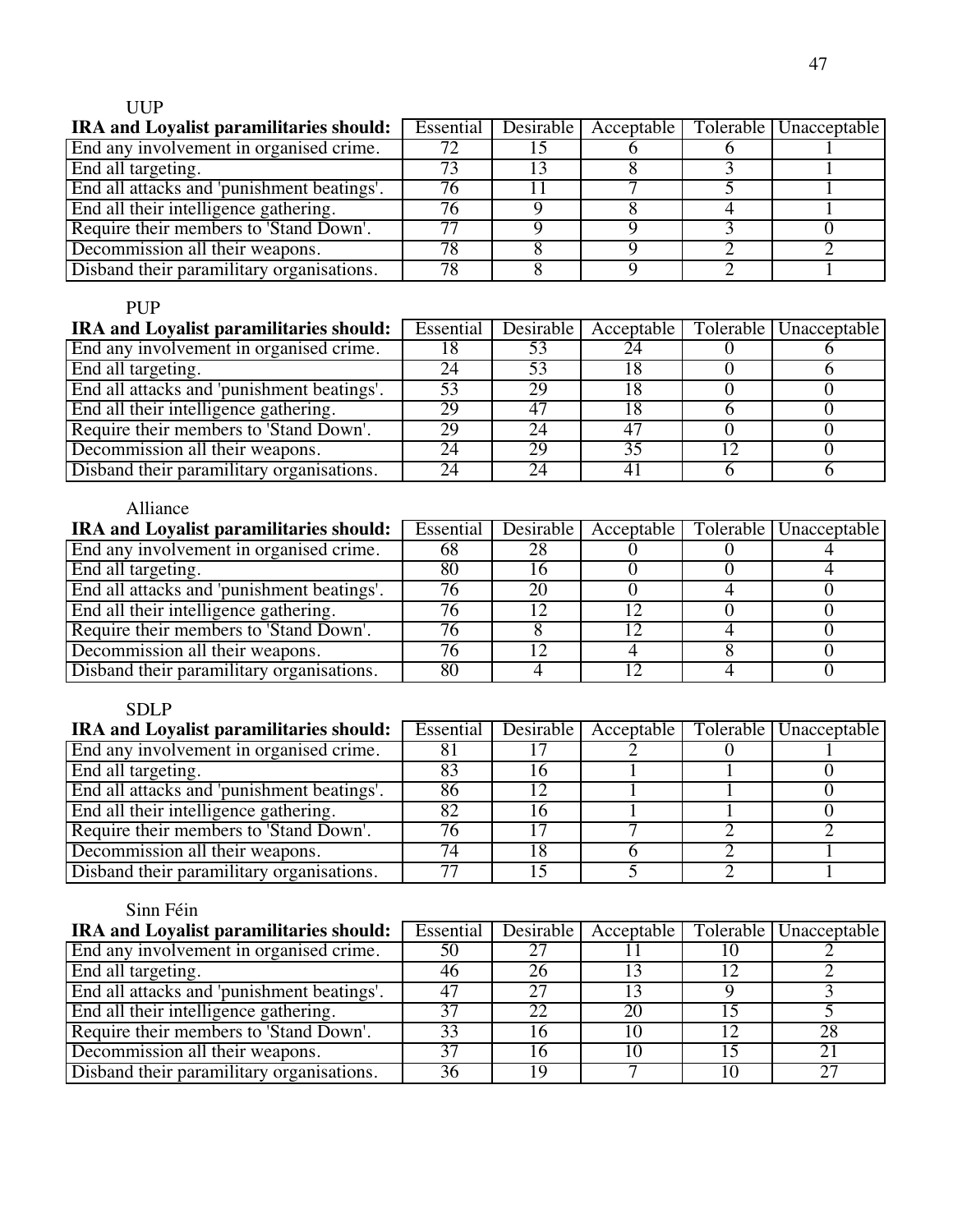UUP

| IRA and Loyalist paramilitaries should: | Essential | Desirable | Acceptable | Tolerable | Unacceptable |
|---|---|---|---|---|---|
| End any involvement in organised crime. | 72 | 15 | 6 | 6 | 1 |
| End all targeting. | 73 | 13 | 8 | 3 | 1 |
| End all attacks and 'punishment beatings'. | 76 | 11 | 7 | 5 | 1 |
| End all their intelligence gathering. | 76 | 9 | 8 | 4 | 1 |
| Require their members to 'Stand Down'. | 77 | 9 | 9 | 3 | 0 |
| Decommission all their weapons. | 78 | 8 | 9 | 2 | 2 |
| Disband their paramilitary organisations. | 78 | 8 | 9 | 2 | 1 |

PUP

| IRA and Loyalist paramilitaries should: | Essential | Desirable | Acceptable | Tolerable | Unacceptable |
|---|---|---|---|---|---|
| End any involvement in organised crime. | 18 | 53 | 24 | 0 | 6 |
| End all targeting. | 24 | 53 | 18 | 0 | 6 |
| End all attacks and 'punishment beatings'. | 53 | 29 | 18 | 0 | 0 |
| End all their intelligence gathering. | 29 | 47 | 18 | 6 | 0 |
| Require their members to 'Stand Down'. | 29 | 24 | 47 | 0 | 0 |
| Decommission all their weapons. | 24 | 29 | 35 | 12 | 0 |
| Disband their paramilitary organisations. | 24 | 24 | 41 | 6 | 6 |

Alliance

| IRA and Loyalist paramilitaries should: | Essential | Desirable | Acceptable | Tolerable | Unacceptable |
|---|---|---|---|---|---|
| End any involvement in organised crime. | 68 | 28 | 0 | 0 | 4 |
| End all targeting. | 80 | 16 | 0 | 0 | 4 |
| End all attacks and 'punishment beatings'. | 76 | 20 | 0 | 4 | 0 |
| End all their intelligence gathering. | 76 | 12 | 12 | 0 | 0 |
| Require their members to 'Stand Down'. | 76 | 8 | 12 | 4 | 0 |
| Decommission all their weapons. | 76 | 12 | 4 | 8 | 0 |
| Disband their paramilitary organisations. | 80 | 4 | 12 | 4 | 0 |

SDLP

| IRA and Loyalist paramilitaries should: | Essential | Desirable | Acceptable | Tolerable | Unacceptable |
|---|---|---|---|---|---|
| End any involvement in organised crime. | 81 | 17 | 2 | 0 | 1 |
| End all targeting. | 83 | 16 | 1 | 1 | 0 |
| End all attacks and 'punishment beatings'. | 86 | 12 | 1 | 1 | 0 |
| End all their intelligence gathering. | 82 | 16 | 1 | 1 | 0 |
| Require their members to 'Stand Down'. | 76 | 17 | 7 | 2 | 2 |
| Decommission all their weapons. | 74 | 18 | 6 | 2 | 1 |
| Disband their paramilitary organisations. | 77 | 15 | 5 | 2 | 1 |

Sinn Féin

| IRA and Loyalist paramilitaries should: | Essential | Desirable | Acceptable | Tolerable | Unacceptable |
|---|---|---|---|---|---|
| End any involvement in organised crime. | 50 | 27 | 11 | 10 | 2 |
| End all targeting. | 46 | 26 | 13 | 12 | 2 |
| End all attacks and 'punishment beatings'. | 47 | 27 | 13 | 9 | 3 |
| End all their intelligence gathering. | 37 | 22 | 20 | 15 | 5 |
| Require their members to 'Stand Down'. | 33 | 16 | 10 | 12 | 28 |
| Decommission all their weapons. | 37 | 16 | 10 | 15 | 21 |
| Disband their paramilitary organisations. | 36 | 19 | 7 | 10 | 27 |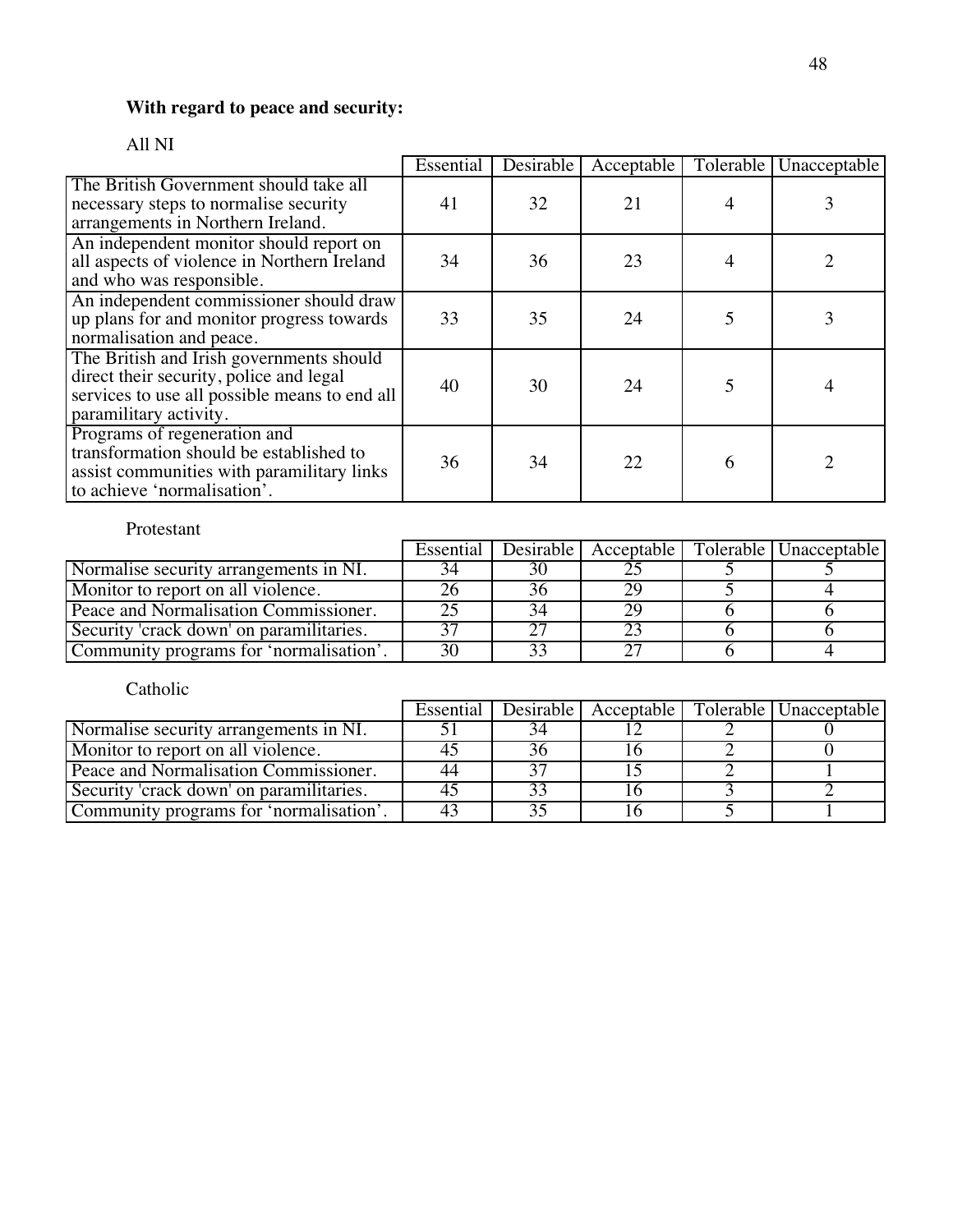**With regard to peace and security:**

All NI

| | Essential | Desirable | Acceptable | Tolerable | Unacceptable |
|---|---|---|---|---|---|
| The British Government should take all necessary steps to normalise security arrangements in Northern Ireland. | 41 | 32 | 21 | 4 | 3 |
| An independent monitor should report on all aspects of violence in Northern Ireland and who was responsible. | 34 | 36 | 23 | 4 | 2 |
| An independent commissioner should draw up plans for and monitor progress towards normalisation and peace. | 33 | 35 | 24 | 5 | 3 |
| The British and Irish governments should direct their security, police and legal services to use all possible means to end all paramilitary activity. | 40 | 30 | 24 | 5 | 4 |
| Programs of regeneration and transformation should be established to assist communities with paramilitary links to achieve 'normalisation'. | 36 | 34 | 22 | 6 | 2 |

Protestant

| | Essential | Desirable | Acceptable | Tolerable | Unacceptable |
|---|---|---|---|---|---|
| Normalise security arrangements in NI. | 34 | 30 | 25 | 5 | 5 |
| Monitor to report on all violence. | 26 | 36 | 29 | 5 | 4 |
| Peace and Normalisation Commissioner. | 25 | 34 | 29 | 6 | 6 |
| Security 'crack down' on paramilitaries. | 37 | 27 | 23 | 6 | 6 |
| Community programs for 'normalisation'. | 30 | 33 | 27 | 6 | 4 |

Catholic

| | Essential | Desirable | Acceptable | Tolerable | Unacceptable |
|---|---|---|---|---|---|
| Normalise security arrangements in NI. | 51 | 34 | 12 | 2 | 0 |
| Monitor to report on all violence. | 45 | 36 | 16 | 2 | 0 |
| Peace and Normalisation Commissioner. | 44 | 37 | 15 | 2 | 1 |
| Security 'crack down' on paramilitaries. | 45 | 33 | 16 | 3 | 2 |
| Community programs for 'normalisation'. | 43 | 35 | 16 | 5 | 1 |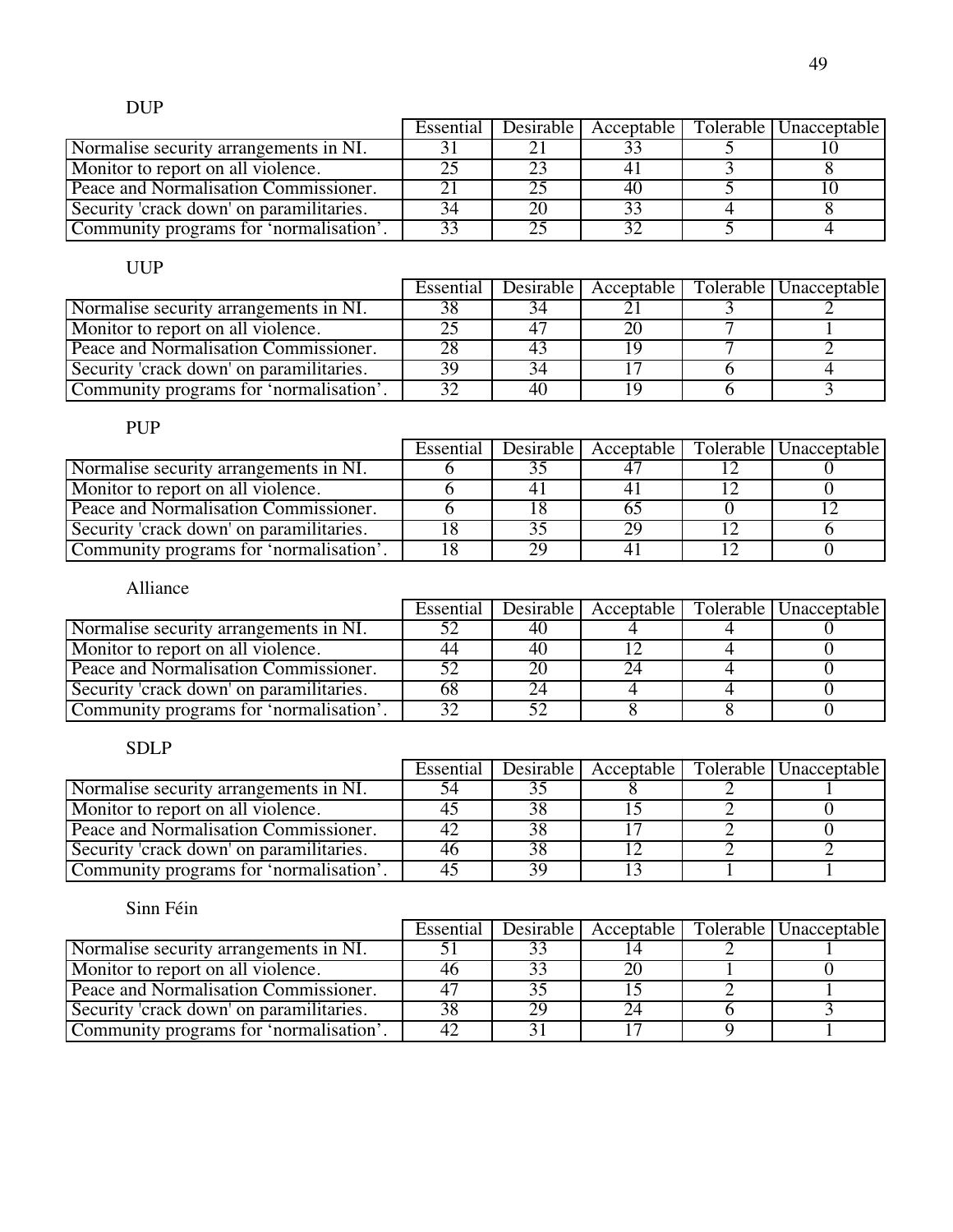DUP

| | Essential | Desirable | Acceptable | Tolerable | Unacceptable |
|---|---|---|---|---|---|
| Normalise security arrangements in NI. | 31 | 21 | 33 | 5 | 10 |
| Monitor to report on all violence. | 25 | 23 | 41 | 3 | 8 |
| Peace and Normalisation Commissioner. | 21 | 25 | 40 | 5 | 10 |
| Security 'crack down' on paramilitaries. | 34 | 20 | 33 | 4 | 8 |
| Community programs for 'normalisation'. | 33 | 25 | 32 | 5 | 4 |

UUP

| | Essential | Desirable | Acceptable | Tolerable | Unacceptable |
|---|---|---|---|---|---|
| Normalise security arrangements in NI. | 38 | 34 | 21 | 3 | 2 |
| Monitor to report on all violence. | 25 | 47 | 20 | 7 | 1 |
| Peace and Normalisation Commissioner. | 28 | 43 | 19 | 7 | 2 |
| Security 'crack down' on paramilitaries. | 39 | 34 | 17 | 6 | 4 |
| Community programs for 'normalisation'. | 32 | 40 | 19 | 6 | 3 |

PUP

| | Essential | Desirable | Acceptable | Tolerable | Unacceptable |
|---|---|---|---|---|---|
| Normalise security arrangements in NI. | 6 | 35 | 47 | 12 | 0 |
| Monitor to report on all violence. | 6 | 41 | 41 | 12 | 0 |
| Peace and Normalisation Commissioner. | 6 | 18 | 65 | 0 | 12 |
| Security 'crack down' on paramilitaries. | 18 | 35 | 29 | 12 | 6 |
| Community programs for 'normalisation'. | 18 | 29 | 41 | 12 | 0 |

Alliance

| | Essential | Desirable | Acceptable | Tolerable | Unacceptable |
|---|---|---|---|---|---|
| Normalise security arrangements in NI. | 52 | 40 | 4 | 4 | 0 |
| Monitor to report on all violence. | 44 | 40 | 12 | 4 | 0 |
| Peace and Normalisation Commissioner. | 52 | 20 | 24 | 4 | 0 |
| Security 'crack down' on paramilitaries. | 68 | 24 | 4 | 4 | 0 |
| Community programs for 'normalisation'. | 32 | 52 | 8 | 8 | 0 |

SDLP

| | Essential | Desirable | Acceptable | Tolerable | Unacceptable |
|---|---|---|---|---|---|
| Normalise security arrangements in NI. | 54 | 35 | 8 | 2 | 1 |
| Monitor to report on all violence. | 45 | 38 | 15 | 2 | 0 |
| Peace and Normalisation Commissioner. | 42 | 38 | 17 | 2 | 0 |
| Security 'crack down' on paramilitaries. | 46 | 38 | 12 | 2 | 2 |
| Community programs for 'normalisation'. | 45 | 39 | 13 | 1 | 1 |

Sinn Féin

| | Essential | Desirable | Acceptable | Tolerable | Unacceptable |
|---|---|---|---|---|---|
| Normalise security arrangements in NI. | 51 | 33 | 14 | 2 | 1 |
| Monitor to report on all violence. | 46 | 33 | 20 | 1 | 0 |
| Peace and Normalisation Commissioner. | 47 | 35 | 15 | 2 | 1 |
| Security 'crack down' on paramilitaries. | 38 | 29 | 24 | 6 | 3 |
| Community programs for 'normalisation'. | 42 | 31 | 17 | 9 | 1 |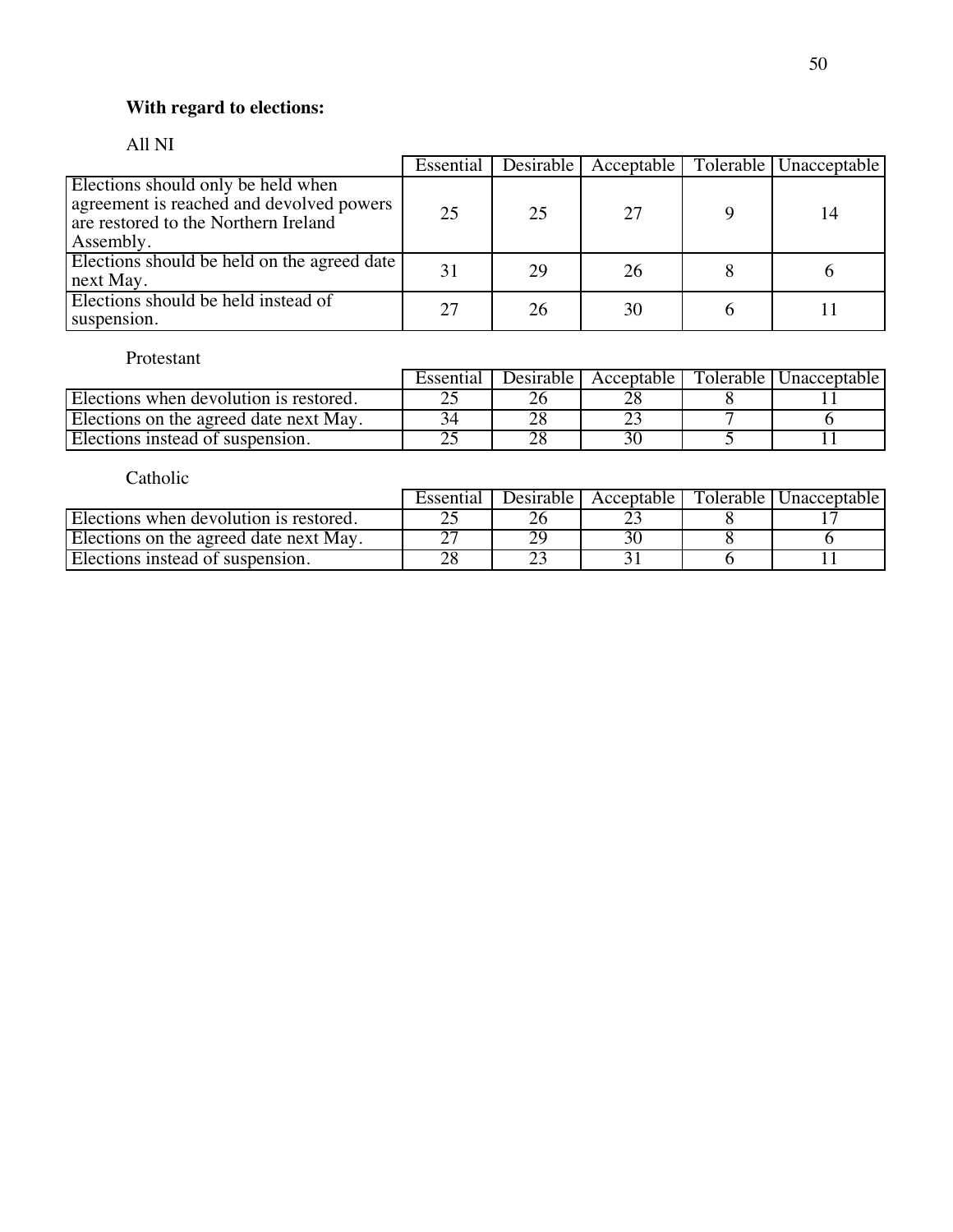**With regard to elections:**

All NI

| | Essential | Desirable | Acceptable | Tolerable | Unacceptable |
|---|---|---|---|---|---|
| Elections should only be held when agreement is reached and devolved powers are restored to the Northern Ireland Assembly. | 25 | 25 | 27 | 9 | 14 |
| Elections should be held on the agreed date next May. | 31 | 29 | 26 | 8 | 6 |
| Elections should be held instead of suspension. | 27 | 26 | 30 | 6 | 11 |

Protestant

| | Essential | Desirable | Acceptable | Tolerable | Unacceptable |
|---|---|---|---|---|---|
| Elections when devolution is restored. | 25 | 26 | 28 | 8 | 11 |
| Elections on the agreed date next May. | 34 | 28 | 23 | 7 | 6 |
| Elections instead of suspension. | 25 | 28 | 30 | 5 | 11 |

Catholic

| | Essential | Desirable | Acceptable | Tolerable | Unacceptable |
|---|---|---|---|---|---|
| Elections when devolution is restored. | 25 | 26 | 23 | 8 | 17 |
| Elections on the agreed date next May. | 27 | 29 | 30 | 8 | 6 |
| Elections instead of suspension. | 28 | 23 | 31 | 6 | 11 |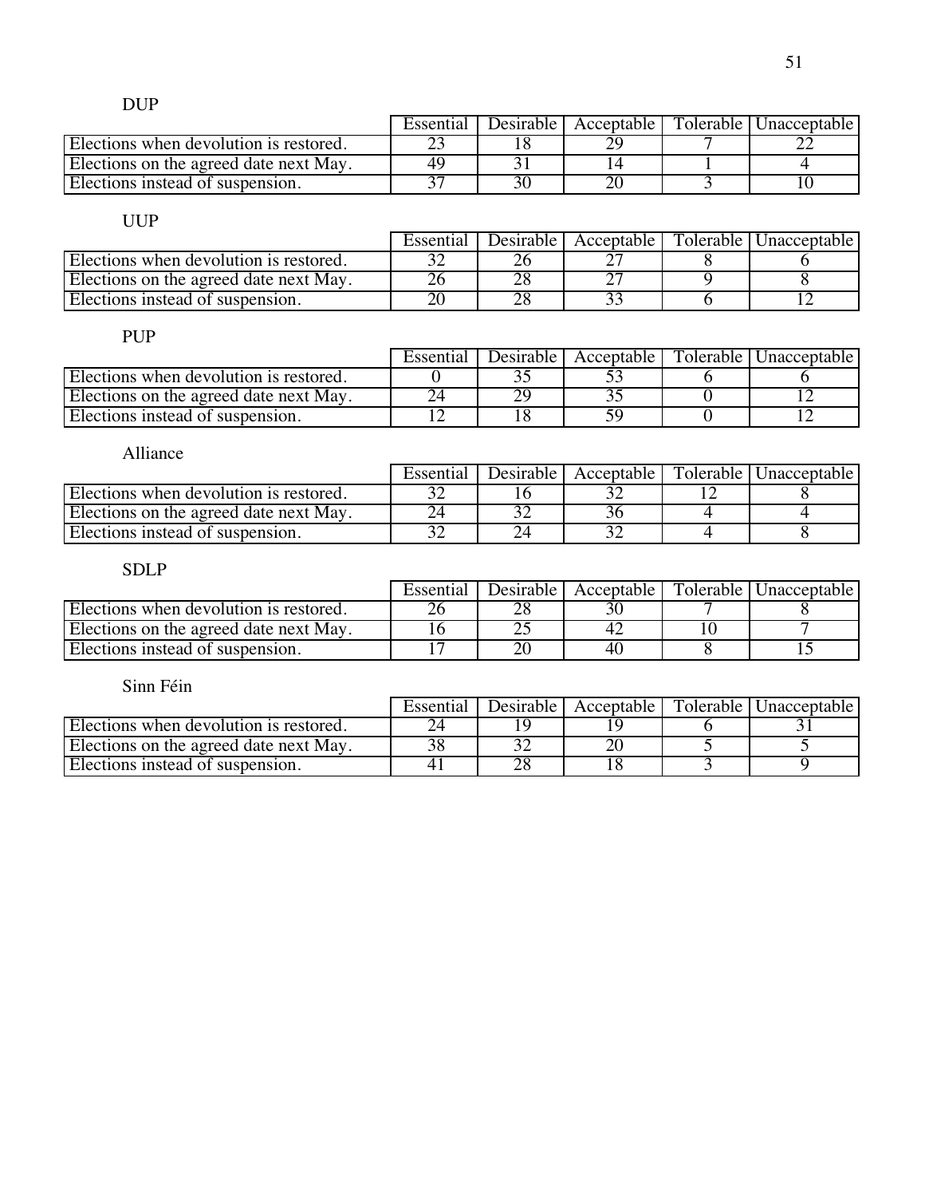DUP

| | Essential | Desirable | Acceptable | Tolerable | Unacceptable |
|---|---|---|---|---|---|
| Elections when devolution is restored. | 23 | 18 | 29 | 7 | 22 |
| Elections on the agreed date next May. | 49 | 31 | 14 | 1 | 4 |
| Elections instead of suspension. | 37 | 30 | 20 | 3 | 10 |

UUP

| | Essential | Desirable | Acceptable | Tolerable | Unacceptable |
|---|---|---|---|---|---|
| Elections when devolution is restored. | 32 | 26 | 27 | 8 | 6 |
| Elections on the agreed date next May. | 26 | 28 | 27 | 9 | 8 |
| Elections instead of suspension. | 20 | 28 | 33 | 6 | 12 |

PUP

| | Essential | Desirable | Acceptable | Tolerable | Unacceptable |
|---|---|---|---|---|---|
| Elections when devolution is restored. | 0 | 35 | 53 | 6 | 6 |
| Elections on the agreed date next May. | 24 | 29 | 35 | 0 | 12 |
| Elections instead of suspension. | 12 | 18 | 59 | 0 | 12 |

Alliance

| | Essential | Desirable | Acceptable | Tolerable | Unacceptable |
|---|---|---|---|---|---|
| Elections when devolution is restored. | 32 | 16 | 32 | 12 | 8 |
| Elections on the agreed date next May. | 24 | 32 | 36 | 4 | 4 |
| Elections instead of suspension. | 32 | 24 | 32 | 4 | 8 |

SDLP

| | Essential | Desirable | Acceptable | Tolerable | Unacceptable |
|---|---|---|---|---|---|
| Elections when devolution is restored. | 26 | 28 | 30 | 7 | 8 |
| Elections on the agreed date next May. | 16 | 25 | 42 | 10 | 7 |
| Elections instead of suspension. | 17 | 20 | 40 | 8 | 15 |

Sinn Féin

| | Essential | Desirable | Acceptable | Tolerable | Unacceptable |
|---|---|---|---|---|---|
| Elections when devolution is restored. | 24 | 19 | 19 | 6 | 31 |
| Elections on the agreed date next May. | 38 | 32 | 20 | 5 | 5 |
| Elections instead of suspension. | 41 | 28 | 18 | 3 | 9 |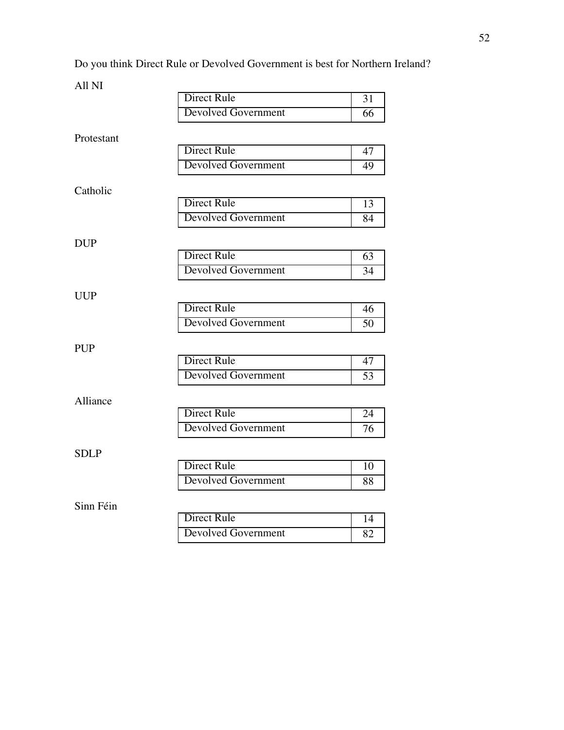Do you think Direct Rule or Devolved Government is best for Northern Ireland?

All NI

| | |
|---|---|
| Direct Rule | 31 |
| Devolved Government | 66 |

Protestant

| | |
|---|---|
| Direct Rule | 47 |
| Devolved Government | 49 |

Catholic

| | |
|---|---|
| Direct Rule | 13 |
| Devolved Government | 84 |

DUP

| | |
|---|---|
| Direct Rule | 63 |
| Devolved Government | 34 |

UUP

| | |
|---|---|
| Direct Rule | 46 |
| Devolved Government | 50 |

PUP

| | |
|---|---|
| Direct Rule | 47 |
| Devolved Government | 53 |

Alliance

| | |
|---|---|
| Direct Rule | 24 |
| Devolved Government | 76 |

SDLP

| | |
|---|---|
| Direct Rule | 10 |
| Devolved Government | 88 |

Sinn Féin

| | |
|---|---|
| Direct Rule | 14 |
| Devolved Government | 82 |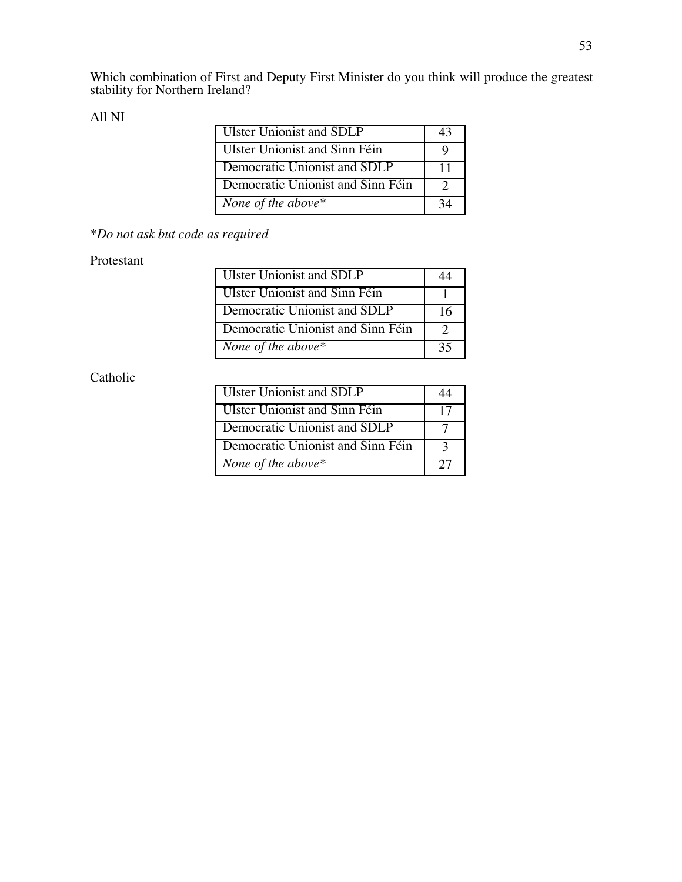Which combination of First and Deputy First Minister do you think will produce the greatest stability for Northern Ireland?

All NI

| | |
|---|---|
| Ulster Unionist and SDLP | 43 |
| Ulster Unionist and Sinn Féin | 9 |
| Democratic Unionist and SDLP | 11 |
| Democratic Unionist and Sinn Féin | 2 |
| *None of the above** | 34 |

**Do not ask but code as required*

Protestant

| | |
|---|---|
| Ulster Unionist and SDLP | 44 |
| Ulster Unionist and Sinn Féin | 1 |
| Democratic Unionist and SDLP | 16 |
| Democratic Unionist and Sinn Féin | 2 |
| *None of the above** | 35 |

Catholic

| | |
|---|---|
| Ulster Unionist and SDLP | 44 |
| Ulster Unionist and Sinn Féin | 17 |
| Democratic Unionist and SDLP | 7 |
| Democratic Unionist and Sinn Féin | 3 |
| *None of the above** | 27 |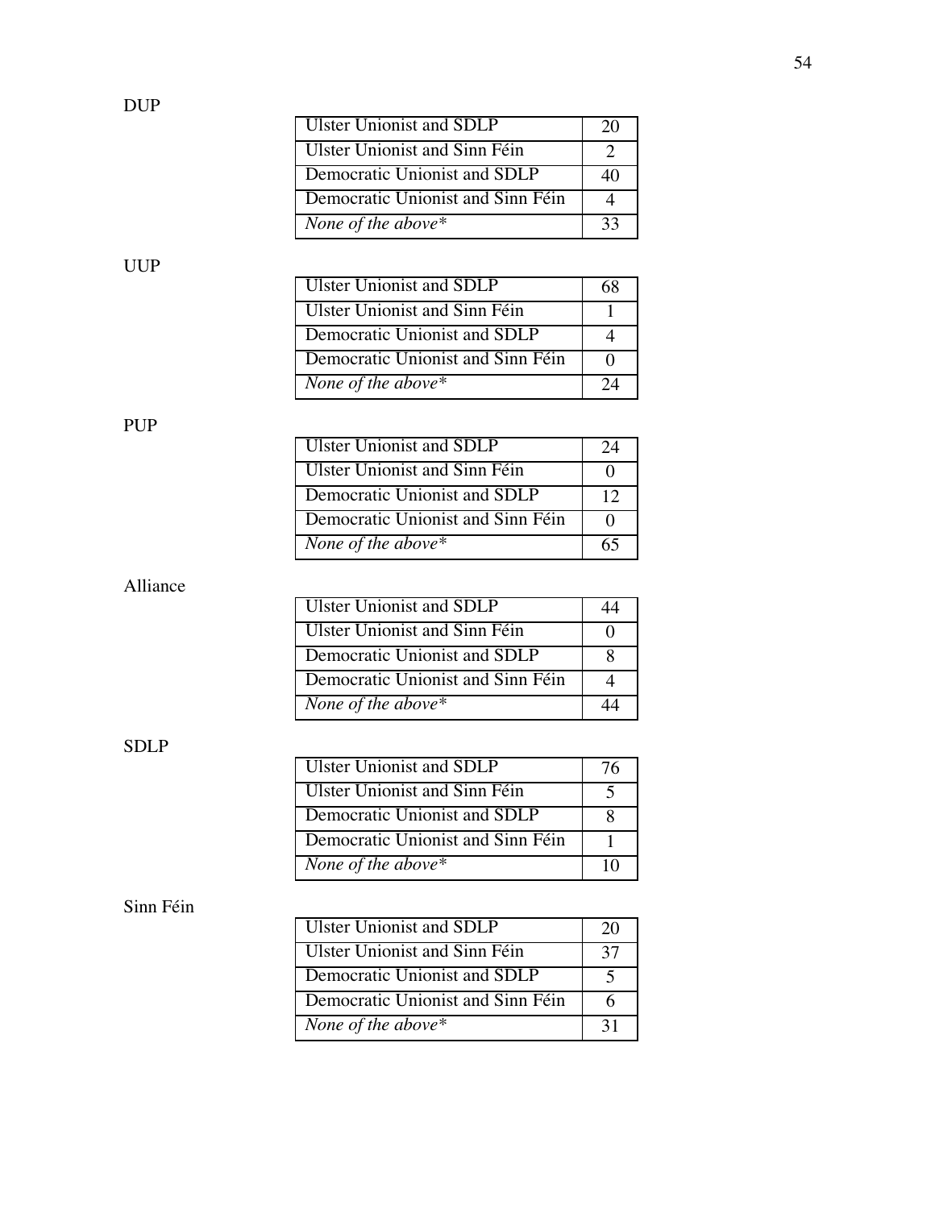DUP

| Ulster Unionist and SDLP | 20 |
|---|---|
| Ulster Unionist and Sinn Féin | 2 |
| Democratic Unionist and SDLP | 40 |
| Democratic Unionist and Sinn Féin | 4 |
| *None of the above** | 33 |

UUP

| Ulster Unionist and SDLP | 68 |
|---|---|
| Ulster Unionist and Sinn Féin | 1 |
| Democratic Unionist and SDLP | 4 |
| Democratic Unionist and Sinn Féin | 0 |
| *None of the above** | 24 |

PUP

| Ulster Unionist and SDLP | 24 |
|---|---|
| Ulster Unionist and Sinn Féin | 0 |
| Democratic Unionist and SDLP | 12 |
| Democratic Unionist and Sinn Féin | 0 |
| *None of the above** | 65 |

Alliance

| Ulster Unionist and SDLP | 44 |
|---|---|
| Ulster Unionist and Sinn Féin | 0 |
| Democratic Unionist and SDLP | 8 |
| Democratic Unionist and Sinn Féin | 4 |
| *None of the above** | 44 |

SDLP

| Ulster Unionist and SDLP | 76 |
|---|---|
| Ulster Unionist and Sinn Féin | 5 |
| Democratic Unionist and SDLP | 8 |
| Democratic Unionist and Sinn Féin | 1 |
| *None of the above** | 10 |

Sinn Féin

| Ulster Unionist and SDLP | 20 |
|---|---|
| Ulster Unionist and Sinn Féin | 37 |
| Democratic Unionist and SDLP | 5 |
| Democratic Unionist and Sinn Féin | 6 |
| *None of the above** | 31 |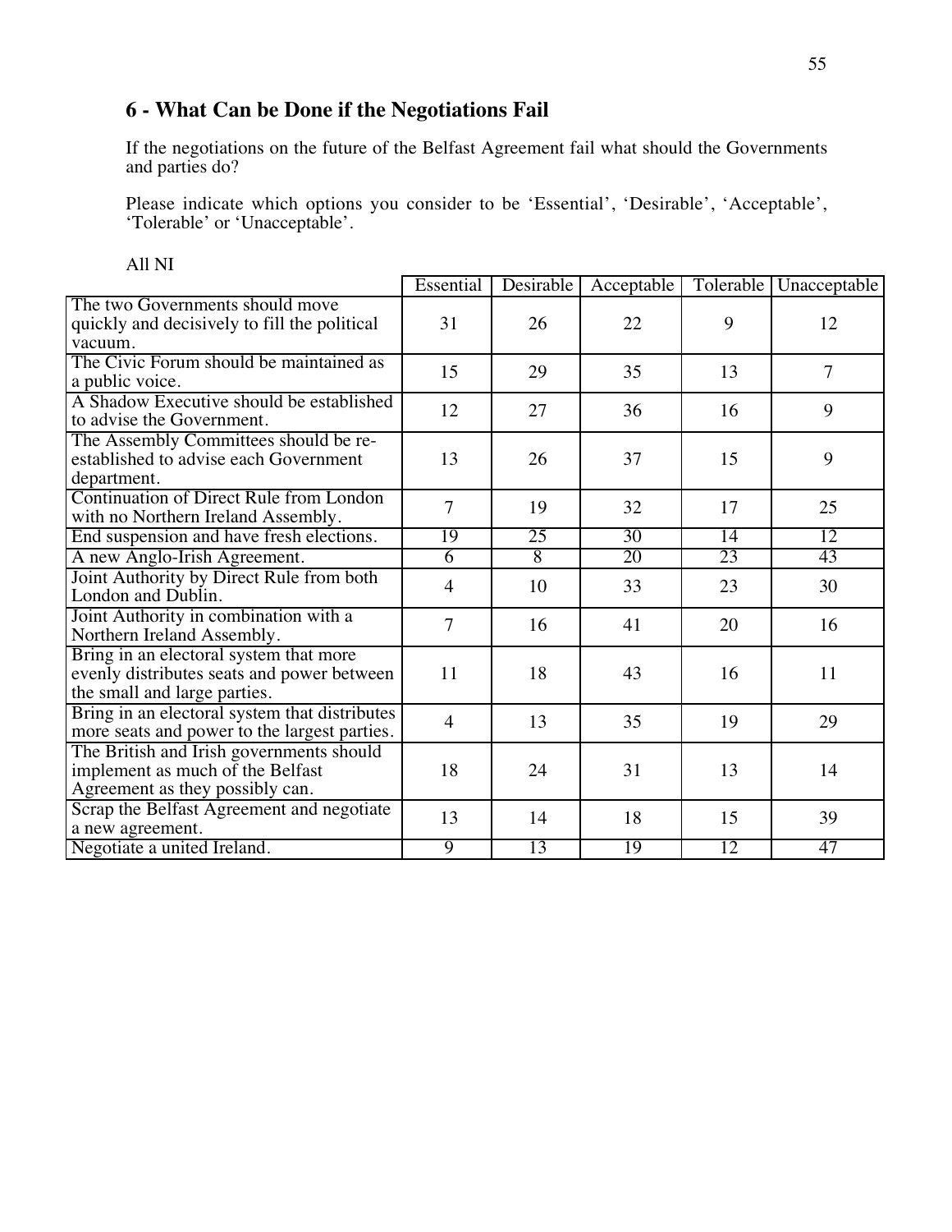## 6 - What Can be Done if the Negotiations Fail

If the negotiations on the future of the Belfast Agreement fail what should the Governments and parties do?

Please indicate which options you consider to be 'Essential', 'Desirable', 'Acceptable', 'Tolerable' or 'Unacceptable'.

All NI

| | Essential | Desirable | Acceptable | Tolerable | Unacceptable |
|---|---|---|---|---|---|
| The two Governments should move quickly and decisively to fill the political vacuum. | 31 | 26 | 22 | 9 | 12 |
| The Civic Forum should be maintained as a public voice. | 15 | 29 | 35 | 13 | 7 |
| A Shadow Executive should be established to advise the Government. | 12 | 27 | 36 | 16 | 9 |
| The Assembly Committees should be re-established to advise each Government department. | 13 | 26 | 37 | 15 | 9 |
| Continuation of Direct Rule from London with no Northern Ireland Assembly. | 7 | 19 | 32 | 17 | 25 |
| End suspension and have fresh elections. | 19 | 25 | 30 | 14 | 12 |
| A new Anglo-Irish Agreement. | 6 | 8 | 20 | 23 | 43 |
| Joint Authority by Direct Rule from both London and Dublin. | 4 | 10 | 33 | 23 | 30 |
| Joint Authority in combination with a Northern Ireland Assembly. | 7 | 16 | 41 | 20 | 16 |
| Bring in an electoral system that more evenly distributes seats and power between the small and large parties. | 11 | 18 | 43 | 16 | 11 |
| Bring in an electoral system that distributes more seats and power to the largest parties. | 4 | 13 | 35 | 19 | 29 |
| The British and Irish governments should implement as much of the Belfast Agreement as they possibly can. | 18 | 24 | 31 | 13 | 14 |
| Scrap the Belfast Agreement and negotiate a new agreement. | 13 | 14 | 18 | 15 | 39 |
| Negotiate a united Ireland. | 9 | 13 | 19 | 12 | 47 |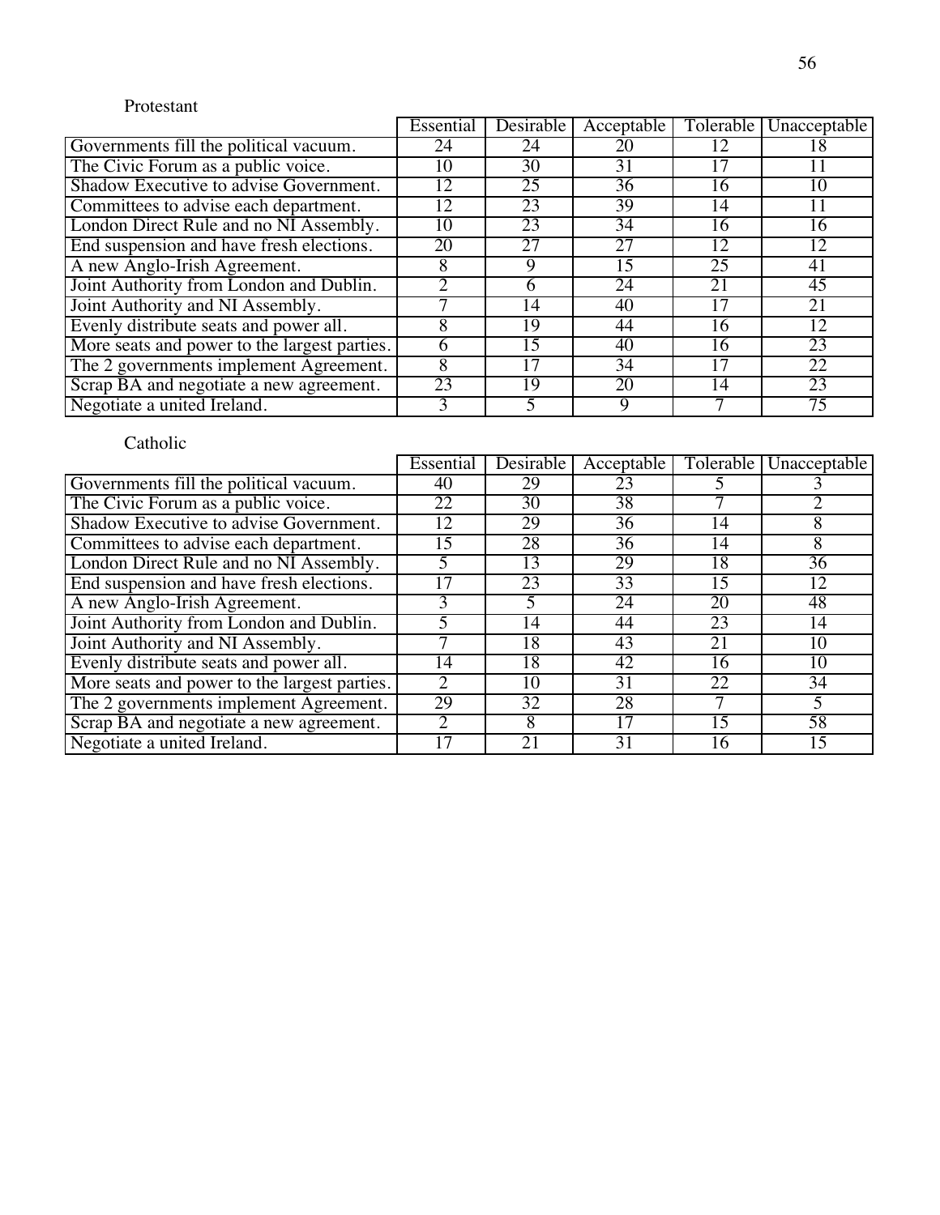Protestant

| | Essential | Desirable | Acceptable | Tolerable | Unacceptable |
|---|---|---|---|---|---|
| Governments fill the political vacuum. | 24 | 24 | 20 | 12 | 18 |
| The Civic Forum as a public voice. | 10 | 30 | 31 | 17 | 11 |
| Shadow Executive to advise Government. | 12 | 25 | 36 | 16 | 10 |
| Committees to advise each department. | 12 | 23 | 39 | 14 | 11 |
| London Direct Rule and no NI Assembly. | 10 | 23 | 34 | 16 | 16 |
| End suspension and have fresh elections. | 20 | 27 | 27 | 12 | 12 |
| A new Anglo-Irish Agreement. | 8 | 9 | 15 | 25 | 41 |
| Joint Authority from London and Dublin. | 2 | 6 | 24 | 21 | 45 |
| Joint Authority and NI Assembly. | 7 | 14 | 40 | 17 | 21 |
| Evenly distribute seats and power all. | 8 | 19 | 44 | 16 | 12 |
| More seats and power to the largest parties. | 6 | 15 | 40 | 16 | 23 |
| The 2 governments implement Agreement. | 8 | 17 | 34 | 17 | 22 |
| Scrap BA and negotiate a new agreement. | 23 | 19 | 20 | 14 | 23 |
| Negotiate a united Ireland. | 3 | 5 | 9 | 7 | 75 |

Catholic

| | Essential | Desirable | Acceptable | Tolerable | Unacceptable |
|---|---|---|---|---|---|
| Governments fill the political vacuum. | 40 | 29 | 23 | 5 | 3 |
| The Civic Forum as a public voice. | 22 | 30 | 38 | 7 | 2 |
| Shadow Executive to advise Government. | 12 | 29 | 36 | 14 | 8 |
| Committees to advise each department. | 15 | 28 | 36 | 14 | 8 |
| London Direct Rule and no NI Assembly. | 5 | 13 | 29 | 18 | 36 |
| End suspension and have fresh elections. | 17 | 23 | 33 | 15 | 12 |
| A new Anglo-Irish Agreement. | 3 | 5 | 24 | 20 | 48 |
| Joint Authority from London and Dublin. | 5 | 14 | 44 | 23 | 14 |
| Joint Authority and NI Assembly. | 7 | 18 | 43 | 21 | 10 |
| Evenly distribute seats and power all. | 14 | 18 | 42 | 16 | 10 |
| More seats and power to the largest parties. | 2 | 10 | 31 | 22 | 34 |
| The 2 governments implement Agreement. | 29 | 32 | 28 | 7 | 5 |
| Scrap BA and negotiate a new agreement. | 2 | 8 | 17 | 15 | 58 |
| Negotiate a united Ireland. | 17 | 21 | 31 | 16 | 15 |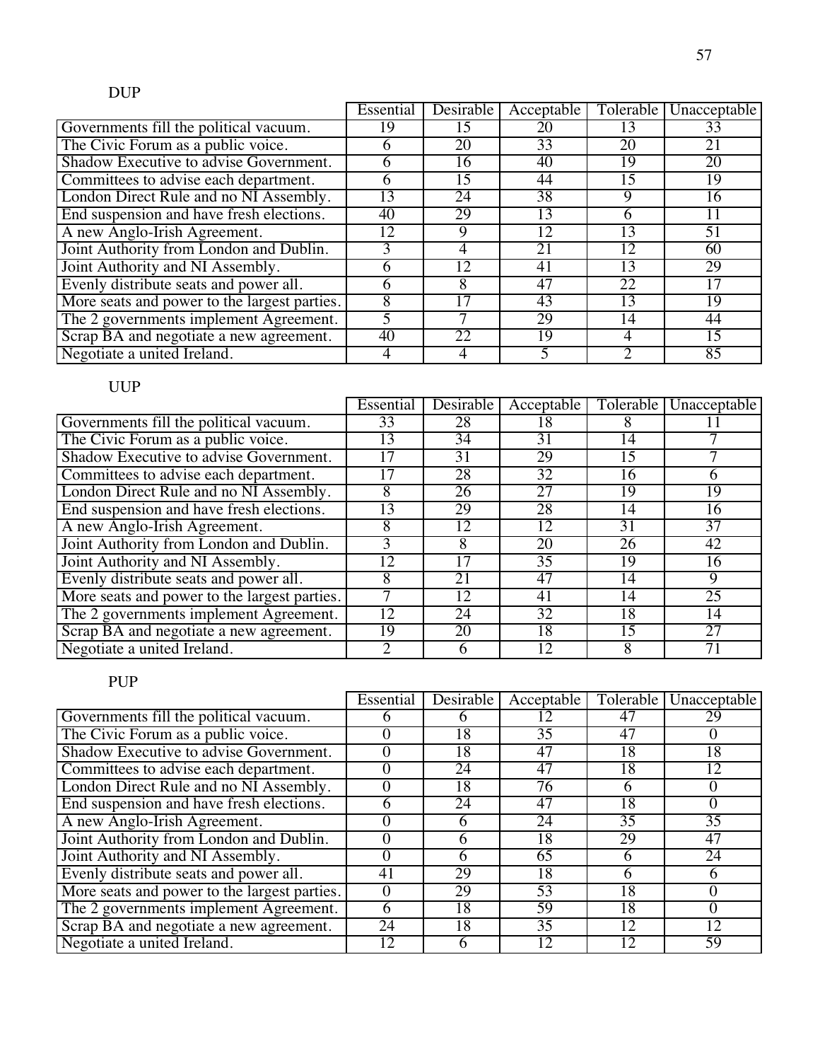DUP

| | Essential | Desirable | Acceptable | Tolerable | Unacceptable |
|---|---|---|---|---|---|
| Governments fill the political vacuum. | 19 | 15 | 20 | 13 | 33 |
| The Civic Forum as a public voice. | 6 | 20 | 33 | 20 | 21 |
| Shadow Executive to advise Government. | 6 | 16 | 40 | 19 | 20 |
| Committees to advise each department. | 6 | 15 | 44 | 15 | 19 |
| London Direct Rule and no NI Assembly. | 13 | 24 | 38 | 9 | 16 |
| End suspension and have fresh elections. | 40 | 29 | 13 | 6 | 11 |
| A new Anglo-Irish Agreement. | 12 | 9 | 12 | 13 | 51 |
| Joint Authority from London and Dublin. | 3 | 4 | 21 | 12 | 60 |
| Joint Authority and NI Assembly. | 6 | 12 | 41 | 13 | 29 |
| Evenly distribute seats and power all. | 6 | 8 | 47 | 22 | 17 |
| More seats and power to the largest parties. | 8 | 17 | 43 | 13 | 19 |
| The 2 governments implement Agreement. | 5 | 7 | 29 | 14 | 44 |
| Scrap BA and negotiate a new agreement. | 40 | 22 | 19 | 4 | 15 |
| Negotiate a united Ireland. | 4 | 4 | 5 | 2 | 85 |

UUP

| | Essential | Desirable | Acceptable | Tolerable | Unacceptable |
|---|---|---|---|---|---|
| Governments fill the political vacuum. | 33 | 28 | 18 | 8 | 11 |
| The Civic Forum as a public voice. | 13 | 34 | 31 | 14 | 7 |
| Shadow Executive to advise Government. | 17 | 31 | 29 | 15 | 7 |
| Committees to advise each department. | 17 | 28 | 32 | 16 | 6 |
| London Direct Rule and no NI Assembly. | 8 | 26 | 27 | 19 | 19 |
| End suspension and have fresh elections. | 13 | 29 | 28 | 14 | 16 |
| A new Anglo-Irish Agreement. | 8 | 12 | 12 | 31 | 37 |
| Joint Authority from London and Dublin. | 3 | 8 | 20 | 26 | 42 |
| Joint Authority and NI Assembly. | 12 | 17 | 35 | 19 | 16 |
| Evenly distribute seats and power all. | 8 | 21 | 47 | 14 | 9 |
| More seats and power to the largest parties. | 7 | 12 | 41 | 14 | 25 |
| The 2 governments implement Agreement. | 12 | 24 | 32 | 18 | 14 |
| Scrap BA and negotiate a new agreement. | 19 | 20 | 18 | 15 | 27 |
| Negotiate a united Ireland. | 2 | 6 | 12 | 8 | 71 |

PUP

| | Essential | Desirable | Acceptable | Tolerable | Unacceptable |
|---|---|---|---|---|---|
| Governments fill the political vacuum. | 6 | 6 | 12 | 47 | 29 |
| The Civic Forum as a public voice. | 0 | 18 | 35 | 47 | 0 |
| Shadow Executive to advise Government. | 0 | 18 | 47 | 18 | 18 |
| Committees to advise each department. | 0 | 24 | 47 | 18 | 12 |
| London Direct Rule and no NI Assembly. | 0 | 18 | 76 | 6 | 0 |
| End suspension and have fresh elections. | 6 | 24 | 47 | 18 | 0 |
| A new Anglo-Irish Agreement. | 0 | 6 | 24 | 35 | 35 |
| Joint Authority from London and Dublin. | 0 | 6 | 18 | 29 | 47 |
| Joint Authority and NI Assembly. | 0 | 6 | 65 | 6 | 24 |
| Evenly distribute seats and power all. | 41 | 29 | 18 | 6 | 6 |
| More seats and power to the largest parties. | 0 | 29 | 53 | 18 | 0 |
| The 2 governments implement Agreement. | 6 | 18 | 59 | 18 | 0 |
| Scrap BA and negotiate a new agreement. | 24 | 18 | 35 | 12 | 12 |
| Negotiate a united Ireland. | 12 | 6 | 12 | 12 | 59 |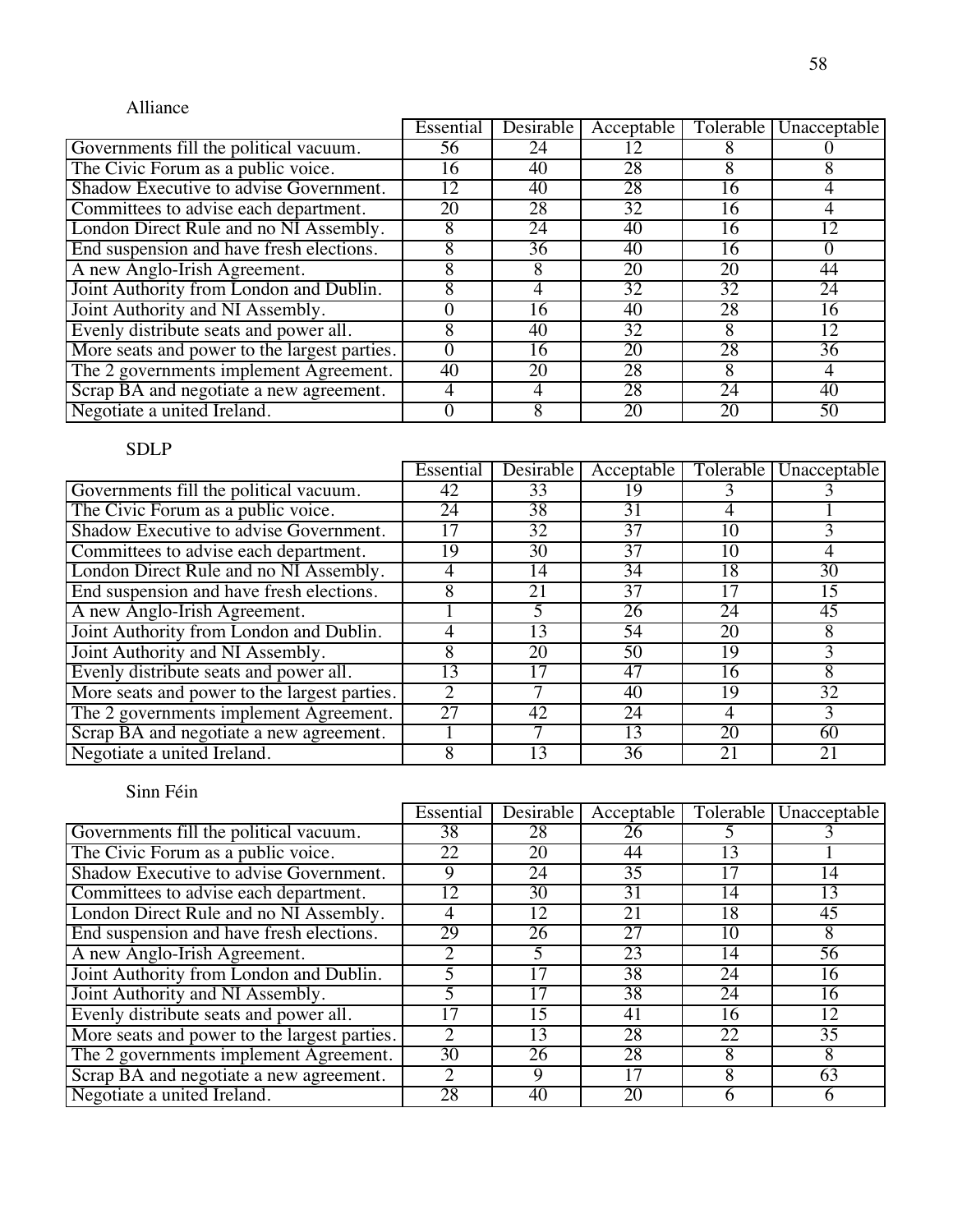Alliance

| | Essential | Desirable | Acceptable | Tolerable | Unacceptable |
|---|---|---|---|---|---|
| Governments fill the political vacuum. | 56 | 24 | 12 | 8 | 0 |
| The Civic Forum as a public voice. | 16 | 40 | 28 | 8 | 8 |
| Shadow Executive to advise Government. | 12 | 40 | 28 | 16 | 4 |
| Committees to advise each department. | 20 | 28 | 32 | 16 | 4 |
| London Direct Rule and no NI Assembly. | 8 | 24 | 40 | 16 | 12 |
| End suspension and have fresh elections. | 8 | 36 | 40 | 16 | 0 |
| A new Anglo-Irish Agreement. | 8 | 8 | 20 | 20 | 44 |
| Joint Authority from London and Dublin. | 8 | 4 | 32 | 32 | 24 |
| Joint Authority and NI Assembly. | 0 | 16 | 40 | 28 | 16 |
| Evenly distribute seats and power all. | 8 | 40 | 32 | 8 | 12 |
| More seats and power to the largest parties. | 0 | 16 | 20 | 28 | 36 |
| The 2 governments implement Agreement. | 40 | 20 | 28 | 8 | 4 |
| Scrap BA and negotiate a new agreement. | 4 | 4 | 28 | 24 | 40 |
| Negotiate a united Ireland. | 0 | 8 | 20 | 20 | 50 |

SDLP

| | Essential | Desirable | Acceptable | Tolerable | Unacceptable |
|---|---|---|---|---|---|
| Governments fill the political vacuum. | 42 | 33 | 19 | 3 | 3 |
| The Civic Forum as a public voice. | 24 | 38 | 31 | 4 | 1 |
| Shadow Executive to advise Government. | 17 | 32 | 37 | 10 | 3 |
| Committees to advise each department. | 19 | 30 | 37 | 10 | 4 |
| London Direct Rule and no NI Assembly. | 4 | 14 | 34 | 18 | 30 |
| End suspension and have fresh elections. | 8 | 21 | 37 | 17 | 15 |
| A new Anglo-Irish Agreement. | 1 | 5 | 26 | 24 | 45 |
| Joint Authority from London and Dublin. | 4 | 13 | 54 | 20 | 8 |
| Joint Authority and NI Assembly. | 8 | 20 | 50 | 19 | 3 |
| Evenly distribute seats and power all. | 13 | 17 | 47 | 16 | 8 |
| More seats and power to the largest parties. | 2 | 7 | 40 | 19 | 32 |
| The 2 governments implement Agreement. | 27 | 42 | 24 | 4 | 3 |
| Scrap BA and negotiate a new agreement. | 1 | 7 | 13 | 20 | 60 |
| Negotiate a united Ireland. | 8 | 13 | 36 | 21 | 21 |

Sinn Féin

| | Essential | Desirable | Acceptable | Tolerable | Unacceptable |
|---|---|---|---|---|---|
| Governments fill the political vacuum. | 38 | 28 | 26 | 5 | 3 |
| The Civic Forum as a public voice. | 22 | 20 | 44 | 13 | 1 |
| Shadow Executive to advise Government. | 9 | 24 | 35 | 17 | 14 |
| Committees to advise each department. | 12 | 30 | 31 | 14 | 13 |
| London Direct Rule and no NI Assembly. | 4 | 12 | 21 | 18 | 45 |
| End suspension and have fresh elections. | 29 | 26 | 27 | 10 | 8 |
| A new Anglo-Irish Agreement. | 2 | 5 | 23 | 14 | 56 |
| Joint Authority from London and Dublin. | 5 | 17 | 38 | 24 | 16 |
| Joint Authority and NI Assembly. | 5 | 17 | 38 | 24 | 16 |
| Evenly distribute seats and power all. | 17 | 15 | 41 | 16 | 12 |
| More seats and power to the largest parties. | 2 | 13 | 28 | 22 | 35 |
| The 2 governments implement Agreement. | 30 | 26 | 28 | 8 | 8 |
| Scrap BA and negotiate a new agreement. | 2 | 9 | 17 | 8 | 63 |
| Negotiate a united Ireland. | 28 | 40 | 20 | 6 | 6 |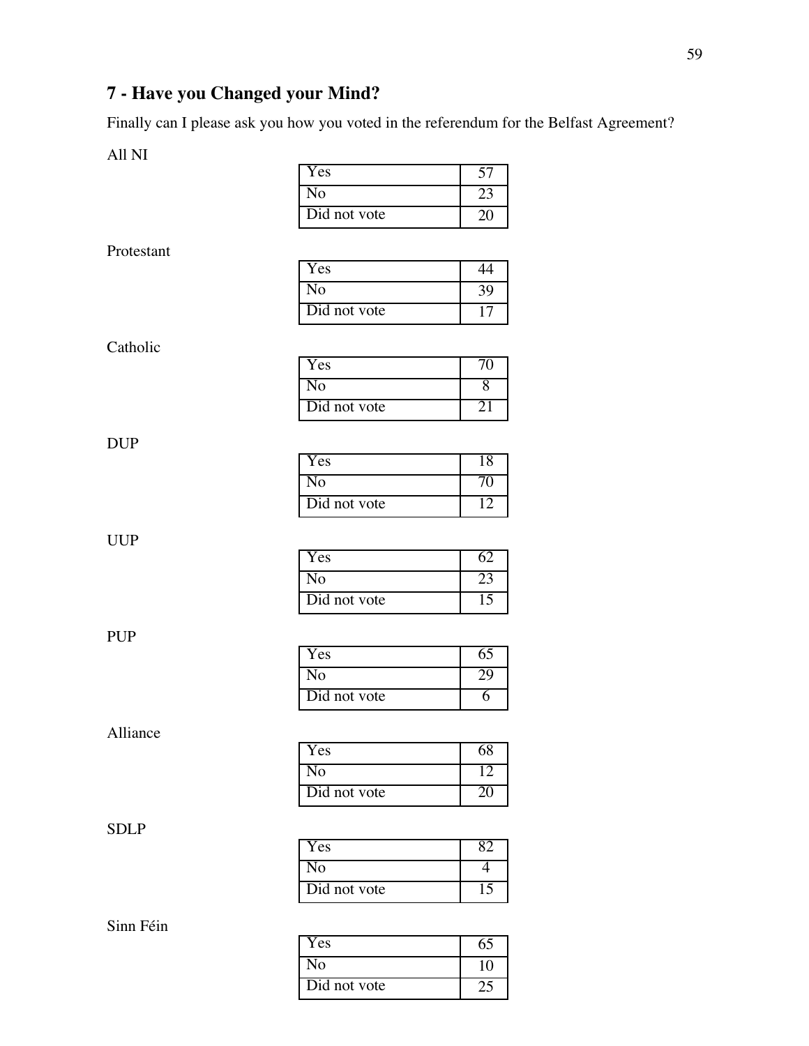## 7 - Have you Changed your Mind?

Finally can I please ask you how you voted in the referendum for the Belfast Agreement?

All NI

| | |
|---|---|
| Yes | 57 |
| No | 23 |
| Did not vote | 20 |

Protestant

| | |
|---|---|
| Yes | 44 |
| No | 39 |
| Did not vote | 17 |

Catholic

| | |
|---|---|
| Yes | 70 |
| No | 8 |
| Did not vote | 21 |

DUP

| | |
|---|---|
| Yes | 18 |
| No | 70 |
| Did not vote | 12 |

UUP

| | |
|---|---|
| Yes | 62 |
| No | 23 |
| Did not vote | 15 |

PUP

| | |
|---|---|
| Yes | 65 |
| No | 29 |
| Did not vote | 6 |

Alliance

| | |
|---|---|
| Yes | 68 |
| No | 12 |
| Did not vote | 20 |

SDLP

| | |
|---|---|
| Yes | 82 |
| No | 4 |
| Did not vote | 15 |

Sinn Féin

| | |
|---|---|
| Yes | 65 |
| No | 10 |
| Did not vote | 25 |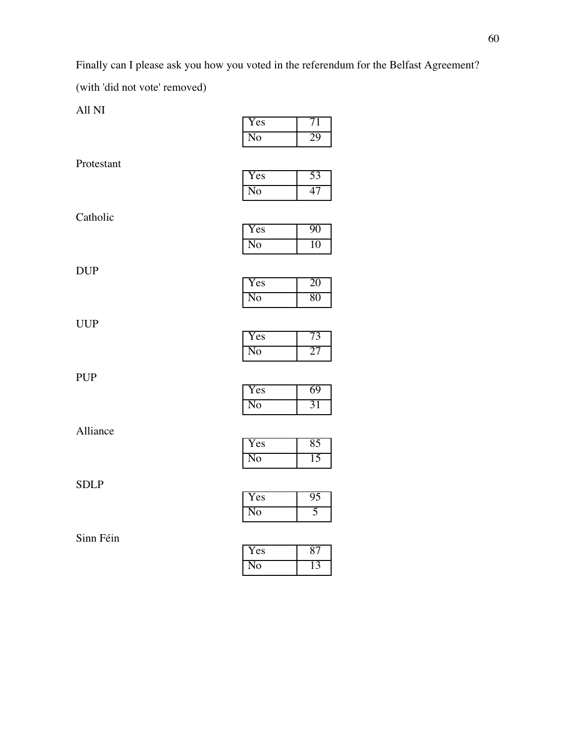Finally can I please ask you how you voted in the referendum for the Belfast Agreement?

(with 'did not vote' removed)

All NI

| | |
|---|---|
| Yes | 71 |
| No | 29 |

Protestant

| | |
|---|---|
| Yes | 53 |
| No | 47 |

Catholic

| | |
|---|---|
| Yes | 90 |
| No | 10 |

DUP

| | |
|---|---|
| Yes | 20 |
| No | 80 |

UUP

| | |
|---|---|
| Yes | 73 |
| No | 27 |

PUP

| | |
|---|---|
| Yes | 69 |
| No | 31 |

Alliance

| | |
|---|---|
| Yes | 85 |
| No | 15 |

SDLP

| | |
|---|---|
| Yes | 95 |
| No | 5 |

Sinn Féin

| | |
|---|---|
| Yes | 87 |
| No | 13 |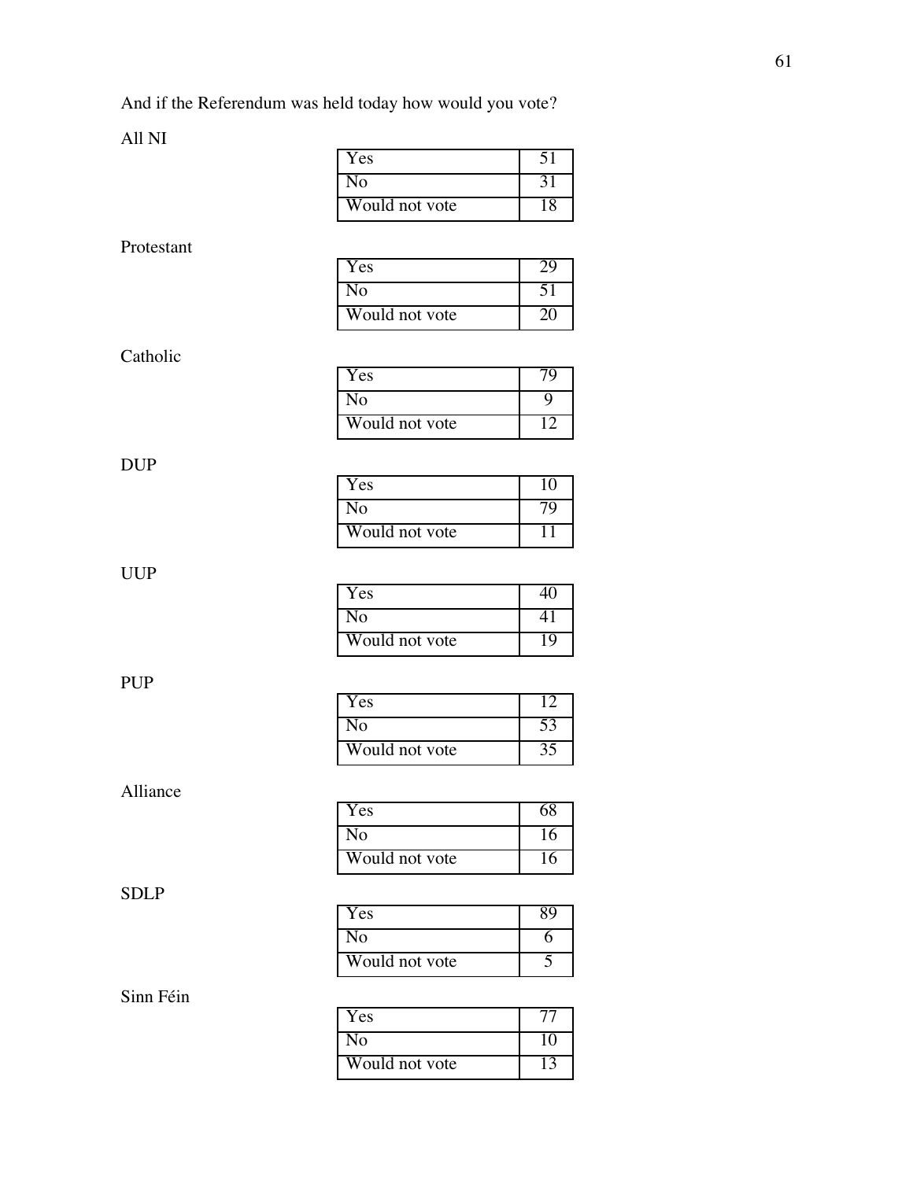And if the Referendum was held today how would you vote?

All NI

| | |
|---|---|
| Yes | 51 |
| No | 31 |
| Would not vote | 18 |

Protestant

| | |
|---|---|
| Yes | 29 |
| No | 51 |
| Would not vote | 20 |

Catholic

| | |
|---|---|
| Yes | 79 |
| No | 9 |
| Would not vote | 12 |

DUP

| | |
|---|---|
| Yes | 10 |
| No | 79 |
| Would not vote | 11 |

UUP

| | |
|---|---|
| Yes | 40 |
| No | 41 |
| Would not vote | 19 |

PUP

| | |
|---|---|
| Yes | 12 |
| No | 53 |
| Would not vote | 35 |

Alliance

| | |
|---|---|
| Yes | 68 |
| No | 16 |
| Would not vote | 16 |

SDLP

| | |
|---|---|
| Yes | 89 |
| No | 6 |
| Would not vote | 5 |

Sinn Féin

| | |
|---|---|
| Yes | 77 |
| No | 10 |
| Would not vote | 13 |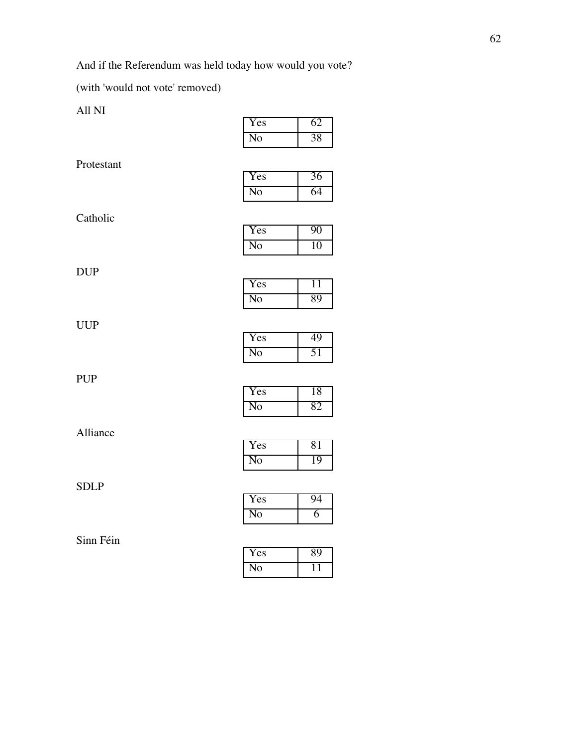And if the Referendum was held today how would you vote?

(with 'would not vote' removed)

All NI

| | |
|---|---|
| Yes | 62 |
| No | 38 |

Protestant

| | |
|---|---|
| Yes | 36 |
| No | 64 |

Catholic

| | |
|---|---|
| Yes | 90 |
| No | 10 |

DUP

| | |
|---|---|
| Yes | 11 |
| No | 89 |

UUP

| | |
|---|---|
| Yes | 49 |
| No | 51 |

PUP

| | |
|---|---|
| Yes | 18 |
| No | 82 |

Alliance

| | |
|---|---|
| Yes | 81 |
| No | 19 |

SDLP

| | |
|---|---|
| Yes | 94 |
| No | 6 |

Sinn Féin

| | |
|---|---|
| Yes | 89 |
| No | 11 |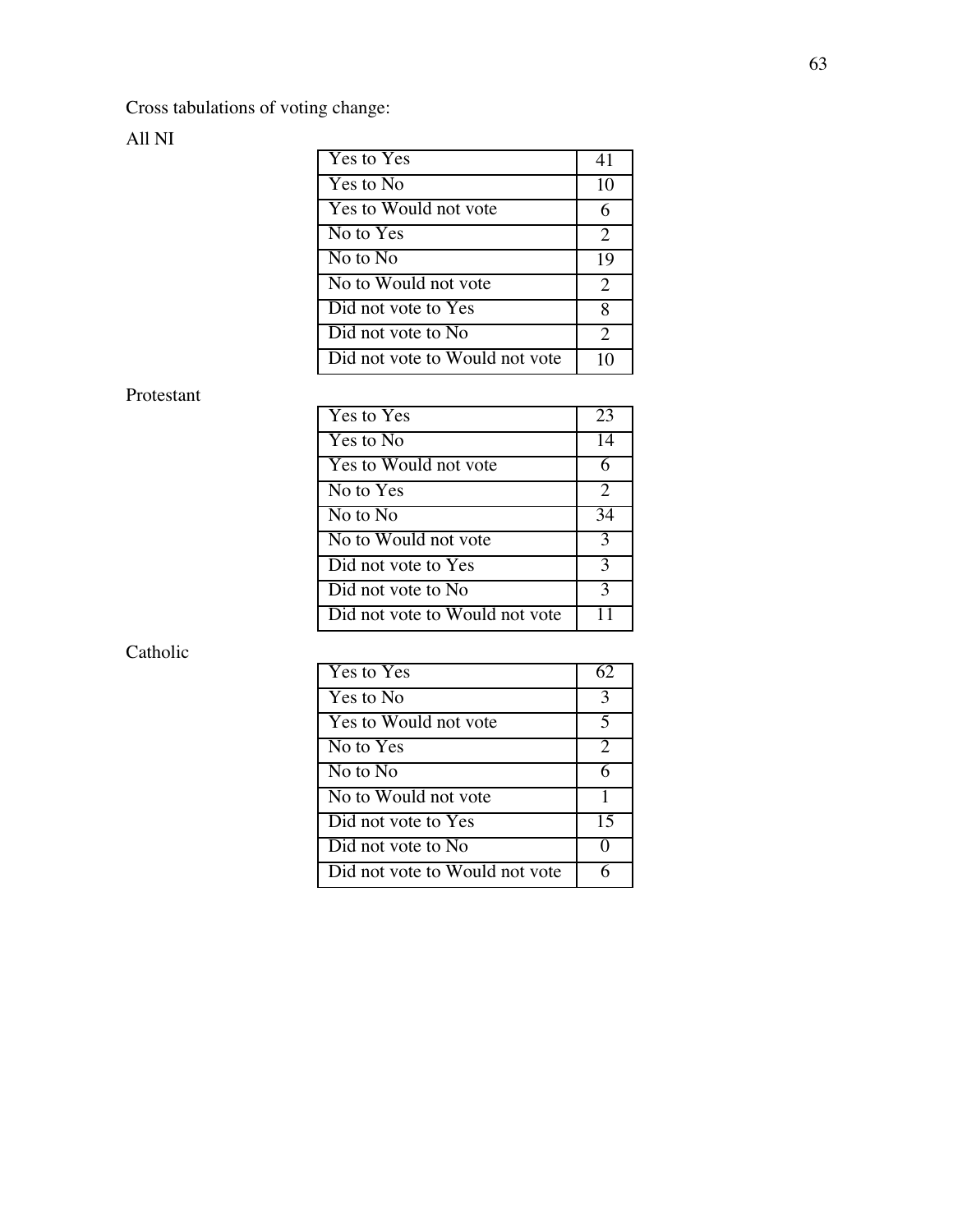Cross tabulations of voting change:

All NI

| | |
|---|---|
| Yes to Yes | 41 |
| Yes to No | 10 |
| Yes to Would not vote | 6 |
| No to Yes | 2 |
| No to No | 19 |
| No to Would not vote | 2 |
| Did not vote to Yes | 8 |
| Did not vote to No | 2 |
| Did not vote to Would not vote | 10 |

Protestant

| | |
|---|---|
| Yes to Yes | 23 |
| Yes to No | 14 |
| Yes to Would not vote | 6 |
| No to Yes | 2 |
| No to No | 34 |
| No to Would not vote | 3 |
| Did not vote to Yes | 3 |
| Did not vote to No | 3 |
| Did not vote to Would not vote | 11 |

Catholic

| | |
|---|---|
| Yes to Yes | 62 |
| Yes to No | 3 |
| Yes to Would not vote | 5 |
| No to Yes | 2 |
| No to No | 6 |
| No to Would not vote | 1 |
| Did not vote to Yes | 15 |
| Did not vote to No | 0 |
| Did not vote to Would not vote | 6 |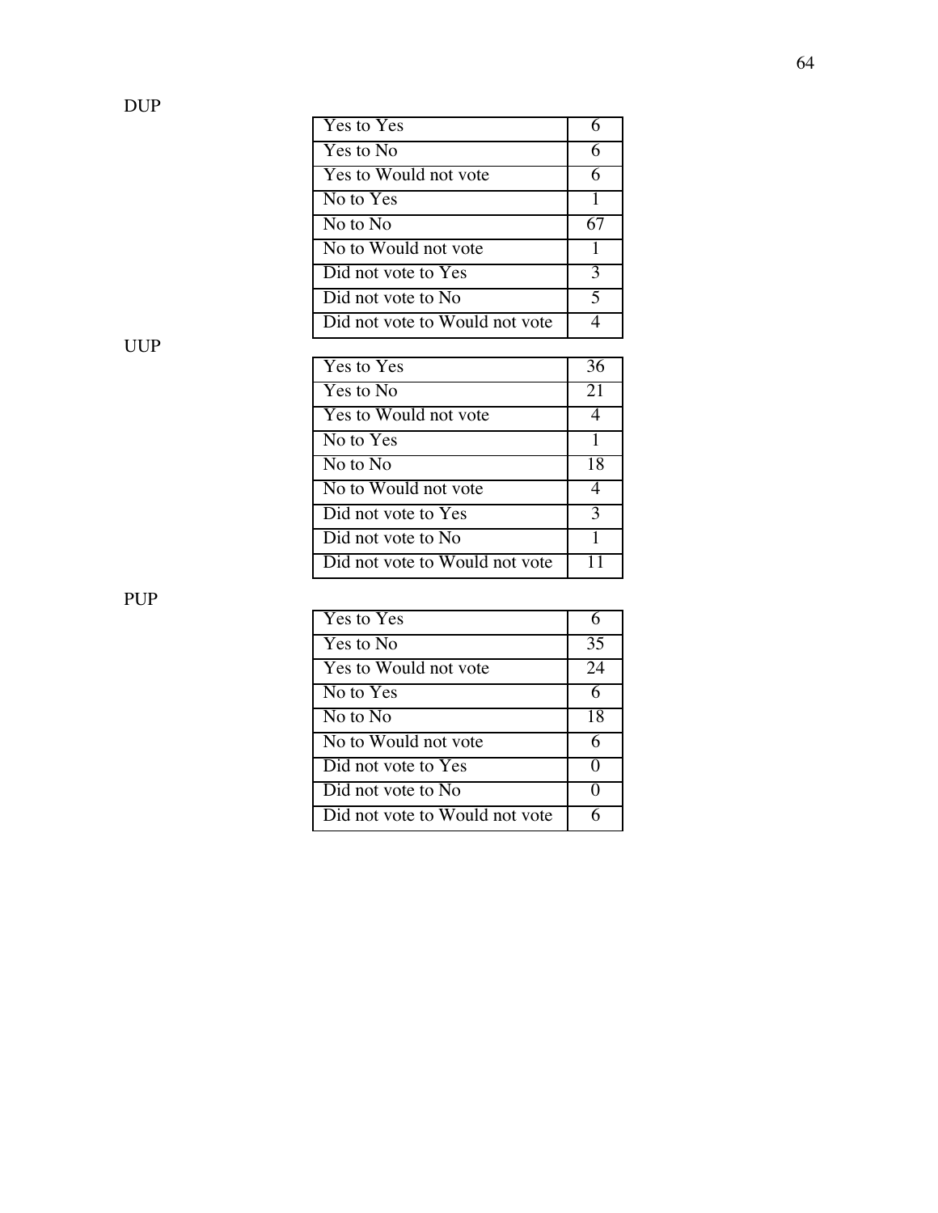DUP

| | |
|---|---|
| Yes to Yes | 6 |
| Yes to No | 6 |
| Yes to Would not vote | 6 |
| No to Yes | 1 |
| No to No | 67 |
| No to Would not vote | 1 |
| Did not vote to Yes | 3 |
| Did not vote to No | 5 |
| Did not vote to Would not vote | 4 |

UUP

| | |
|---|---|
| Yes to Yes | 36 |
| Yes to No | 21 |
| Yes to Would not vote | 4 |
| No to Yes | 1 |
| No to No | 18 |
| No to Would not vote | 4 |
| Did not vote to Yes | 3 |
| Did not vote to No | 1 |
| Did not vote to Would not vote | 11 |

PUP

| | |
|---|---|
| Yes to Yes | 6 |
| Yes to No | 35 |
| Yes to Would not vote | 24 |
| No to Yes | 6 |
| No to No | 18 |
| No to Would not vote | 6 |
| Did not vote to Yes | 0 |
| Did not vote to No | 0 |
| Did not vote to Would not vote | 6 |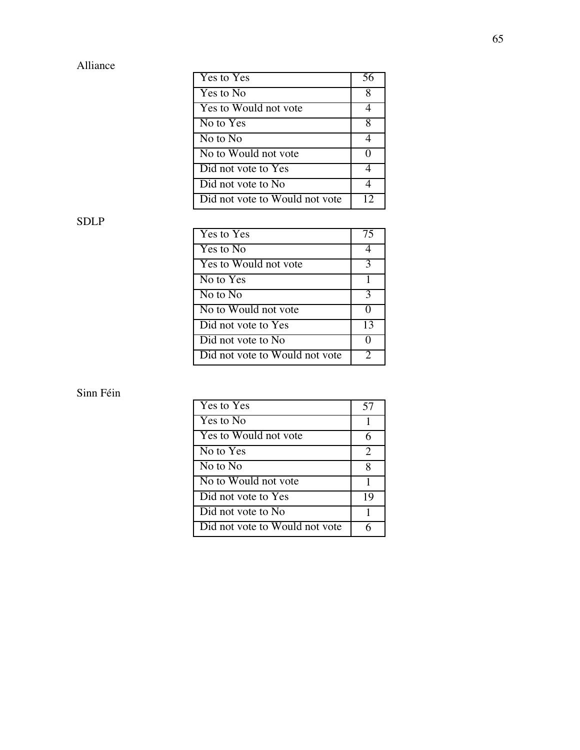Alliance

| | |
|---|---|
| Yes to Yes | 56 |
| Yes to No | 8 |
| Yes to Would not vote | 4 |
| No to Yes | 8 |
| No to No | 4 |
| No to Would not vote | 0 |
| Did not vote to Yes | 4 |
| Did not vote to No | 4 |
| Did not vote to Would not vote | 12 |

SDLP

| | |
|---|---|
| Yes to Yes | 75 |
| Yes to No | 4 |
| Yes to Would not vote | 3 |
| No to Yes | 1 |
| No to No | 3 |
| No to Would not vote | 0 |
| Did not vote to Yes | 13 |
| Did not vote to No | 0 |
| Did not vote to Would not vote | 2 |

Sinn Féin

| | |
|---|---|
| Yes to Yes | 57 |
| Yes to No | 1 |
| Yes to Would not vote | 6 |
| No to Yes | 2 |
| No to No | 8 |
| No to Would not vote | 1 |
| Did not vote to Yes | 19 |
| Did not vote to No | 1 |
| Did not vote to Would not vote | 6 |